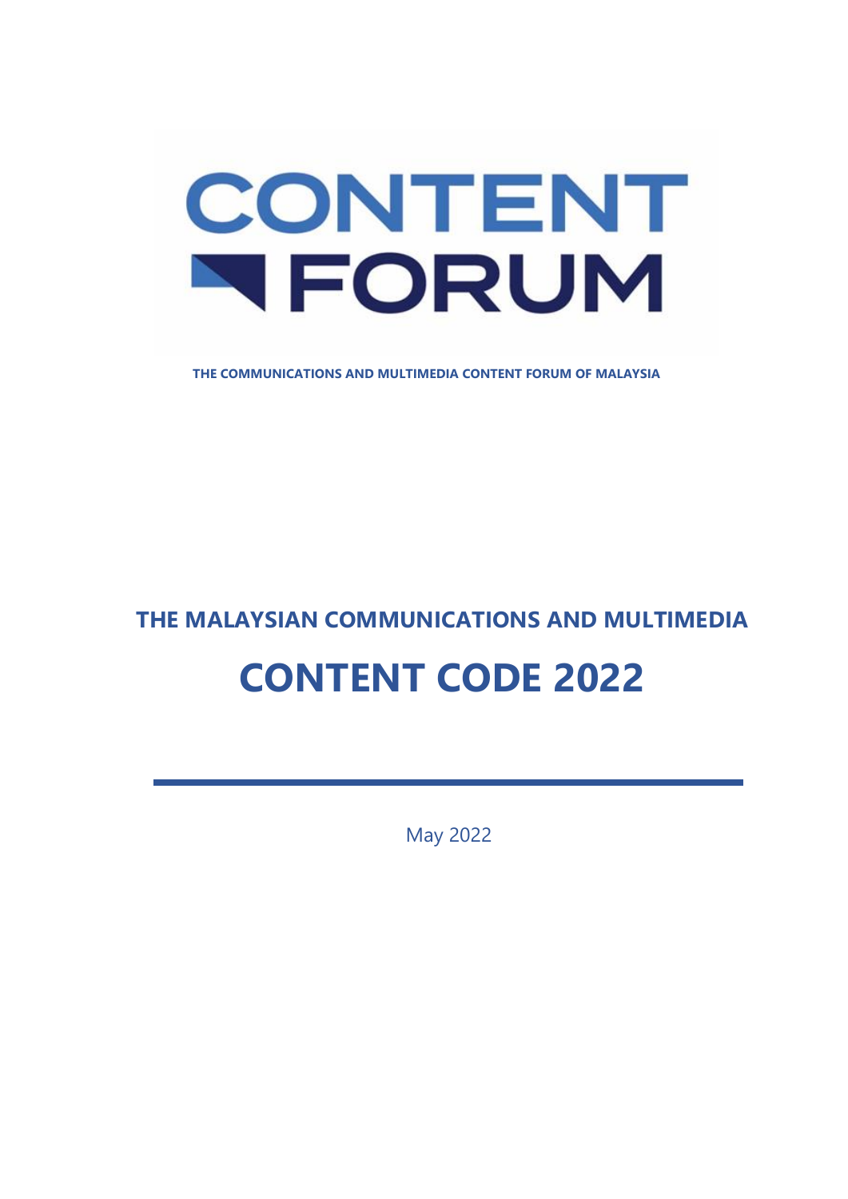CONTENT FORUM

**THE COMMUNICATIONS AND MULTIMEDIA CONTENT FORUM OF MALAYSIA**

## THE MALAYSIAN COMMUNICATIONS AND MULTIMEDIA

# CONTENT CODE 2022

May 2022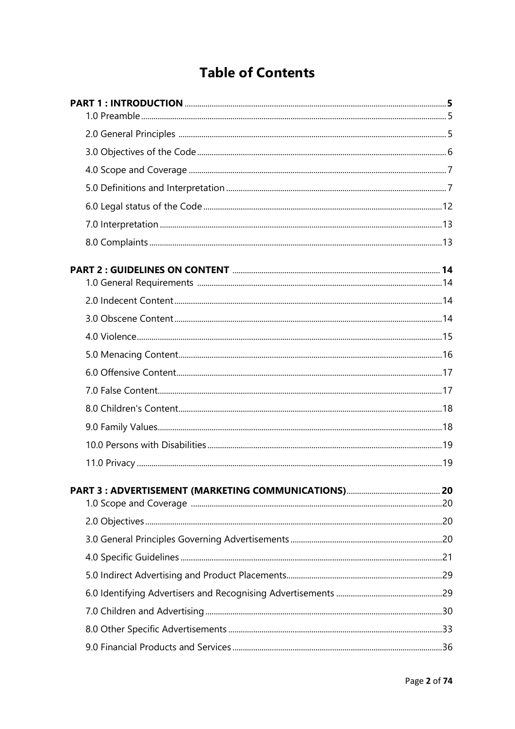# Table of Contents

**PART 1 : INTRODUCTION** .......... **5**

- 1.0 Preamble .......... 5
- 2.0 General Principles .......... 5
- 3.0 Objectives of the Code .......... 6
- 4.0 Scope and Coverage .......... 7
- 5.0 Definitions and Interpretation .......... 7
- 6.0 Legal status of the Code .......... 12
- 7.0 Interpretation .......... 13
- 8.0 Complaints .......... 13

**PART 2 : GUIDELINES ON CONTENT** .......... **14**

- 1.0 General Requirements .......... 14
- 2.0 Indecent Content .......... 14
- 3.0 Obscene Content .......... 14
- 4.0 Violence .......... 15
- 5.0 Menacing Content .......... 16
- 6.0 Offensive Content .......... 17
- 7.0 False Content .......... 17
- 8.0 Children's Content .......... 18
- 9.0 Family Values .......... 18
- 10.0 Persons with Disabilities .......... 19
- 11.0 Privacy .......... 19

**PART 3 : ADVERTISEMENT (MARKETING COMMUNICATIONS)** .......... **20**

- 1.0 Scope and Coverage .......... 20
- 2.0 Objectives .......... 20
- 3.0 General Principles Governing Advertisements .......... 20
- 4.0 Specific Guidelines .......... 21
- 5.0 Indirect Advertising and Product Placements .......... 29
- 6.0 Identifying Advertisers and Recognising Advertisements .......... 29
- 7.0 Children and Advertising .......... 30
- 8.0 Other Specific Advertisements .......... 33
- 9.0 Financial Products and Services .......... 36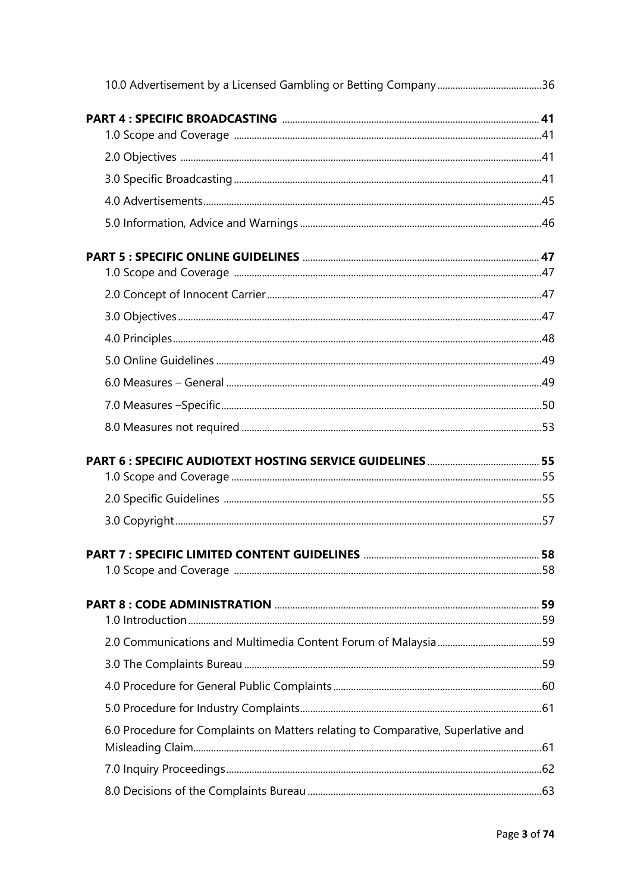10.0 Advertisement by a Licensed Gambling or Betting Company ........................................ 36

**PART 4 : SPECIFIC BROADCASTING** .................................................................................... **41**

1.0 Scope and Coverage ........................................................................................................ 41

2.0 Objectives ........................................................................................................................ 41

3.0 Specific Broadcasting ....................................................................................................... 41

4.0 Advertisements ................................................................................................................. 45

5.0 Information, Advice and Warnings ................................................................................... 46

**PART 5 : SPECIFIC ONLINE GUIDELINES** ........................................................................... **47**

1.0 Scope and Coverage ........................................................................................................ 47

2.0 Concept of Innocent Carrier ............................................................................................. 47

3.0 Objectives ........................................................................................................................ 47

4.0 Principles ......................................................................................................................... 48

5.0 Online Guidelines ............................................................................................................. 49

6.0 Measures – General ......................................................................................................... 49

7.0 Measures –Specific ........................................................................................................... 50

8.0 Measures not required ..................................................................................................... 53

**PART 6 : SPECIFIC AUDIOTEXT HOSTING SERVICE GUIDELINES** ........................................ **55**

1.0 Scope and Coverage ........................................................................................................ 55

2.0 Specific Guidelines ........................................................................................................... 55

3.0 Copyright .......................................................................................................................... 57

**PART 7 : SPECIFIC LIMITED CONTENT GUIDELINES** ............................................................. **58**

1.0 Scope and Coverage ........................................................................................................ 58

**PART 8 : CODE ADMINISTRATION** ...................................................................................... **59**

1.0 Introduction ...................................................................................................................... 59

2.0 Communications and Multimedia Content Forum of Malaysia ........................................ 59

3.0 The Complaints Bureau .................................................................................................... 59

4.0 Procedure for General Public Complaints ........................................................................ 60

5.0 Procedure for Industry Complaints ................................................................................... 61

6.0 Procedure for Complaints on Matters relating to Comparative, Superlative and Misleading Claim ............................................................................................................................ 61

7.0 Inquiry Proceedings .......................................................................................................... 62

8.0 Decisions of the Complaints Bureau ................................................................................. 63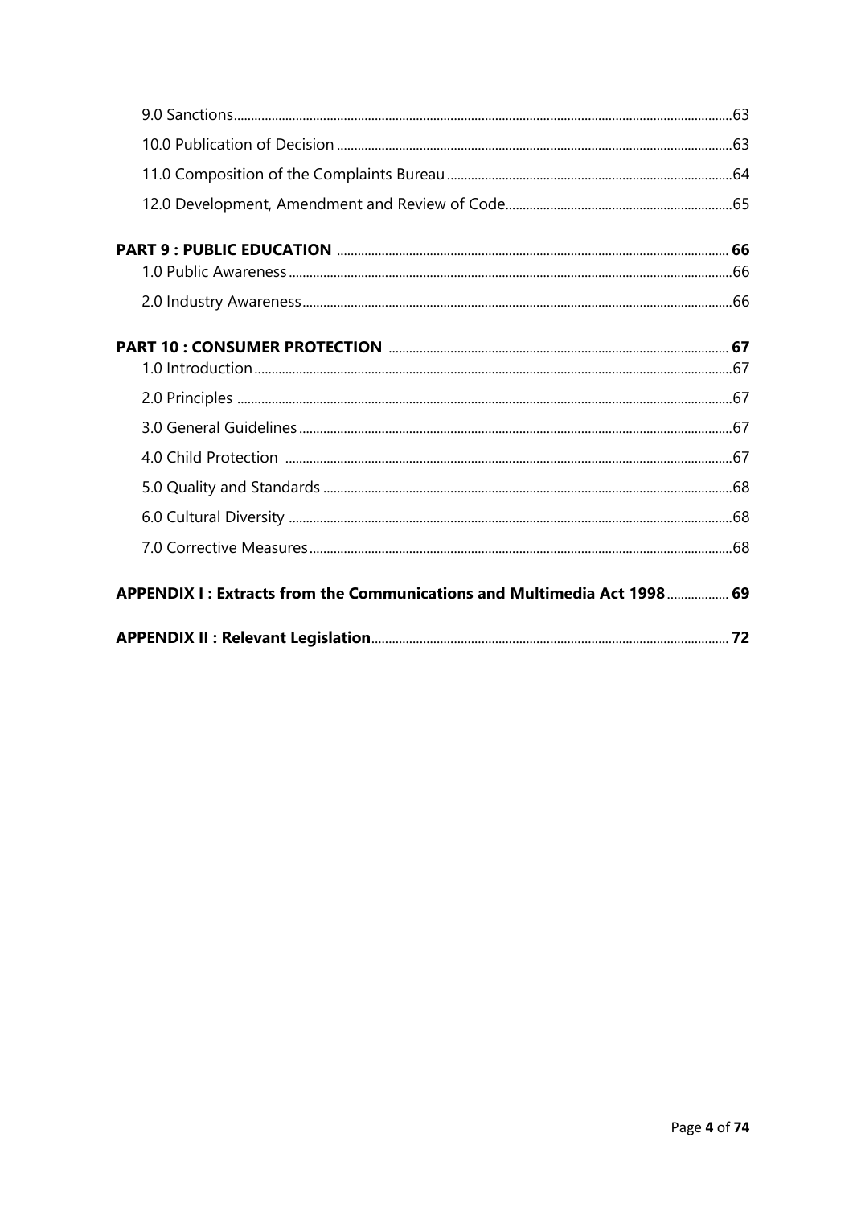9.0 Sanctions ... 63

10.0 Publication of Decision ... 63

11.0 Composition of the Complaints Bureau ... 64

12.0 Development, Amendment and Review of Code ... 65

**PART 9 : PUBLIC EDUCATION ... 66**

1.0 Public Awareness ... 66

2.0 Industry Awareness ... 66

**PART 10 : CONSUMER PROTECTION ... 67**

1.0 Introduction ... 67

2.0 Principles ... 67

3.0 General Guidelines ... 67

4.0 Child Protection ... 67

5.0 Quality and Standards ... 68

6.0 Cultural Diversity ... 68

7.0 Corrective Measures ... 68

**APPENDIX I : Extracts from the Communications and Multimedia Act 1998 ... 69**

**APPENDIX II : Relevant Legislation ... 72**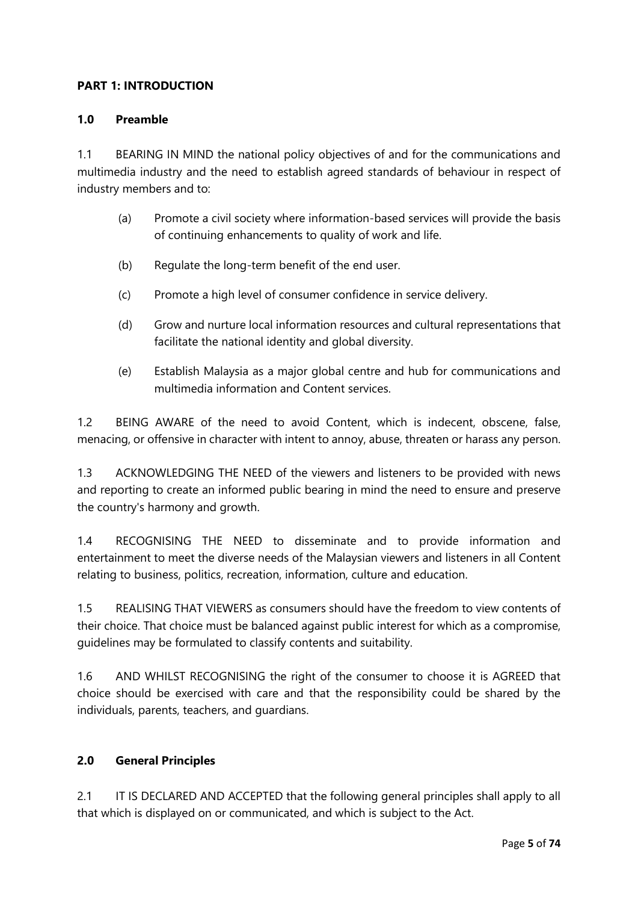## PART 1: INTRODUCTION

### 1.0 Preamble

1.1 BEARING IN MIND the national policy objectives of and for the communications and multimedia industry and the need to establish agreed standards of behaviour in respect of industry members and to:

(a) Promote a civil society where information-based services will provide the basis of continuing enhancements to quality of work and life.

(b) Regulate the long-term benefit of the end user.

(c) Promote a high level of consumer confidence in service delivery.

(d) Grow and nurture local information resources and cultural representations that facilitate the national identity and global diversity.

(e) Establish Malaysia as a major global centre and hub for communications and multimedia information and Content services.

1.2 BEING AWARE of the need to avoid Content, which is indecent, obscene, false, menacing, or offensive in character with intent to annoy, abuse, threaten or harass any person.

1.3 ACKNOWLEDGING THE NEED of the viewers and listeners to be provided with news and reporting to create an informed public bearing in mind the need to ensure and preserve the country's harmony and growth.

1.4 RECOGNISING THE NEED to disseminate and to provide information and entertainment to meet the diverse needs of the Malaysian viewers and listeners in all Content relating to business, politics, recreation, information, culture and education.

1.5 REALISING THAT VIEWERS as consumers should have the freedom to view contents of their choice. That choice must be balanced against public interest for which as a compromise, guidelines may be formulated to classify contents and suitability.

1.6 AND WHILST RECOGNISING the right of the consumer to choose it is AGREED that choice should be exercised with care and that the responsibility could be shared by the individuals, parents, teachers, and guardians.

### 2.0 General Principles

2.1 IT IS DECLARED AND ACCEPTED that the following general principles shall apply to all that which is displayed on or communicated, and which is subject to the Act.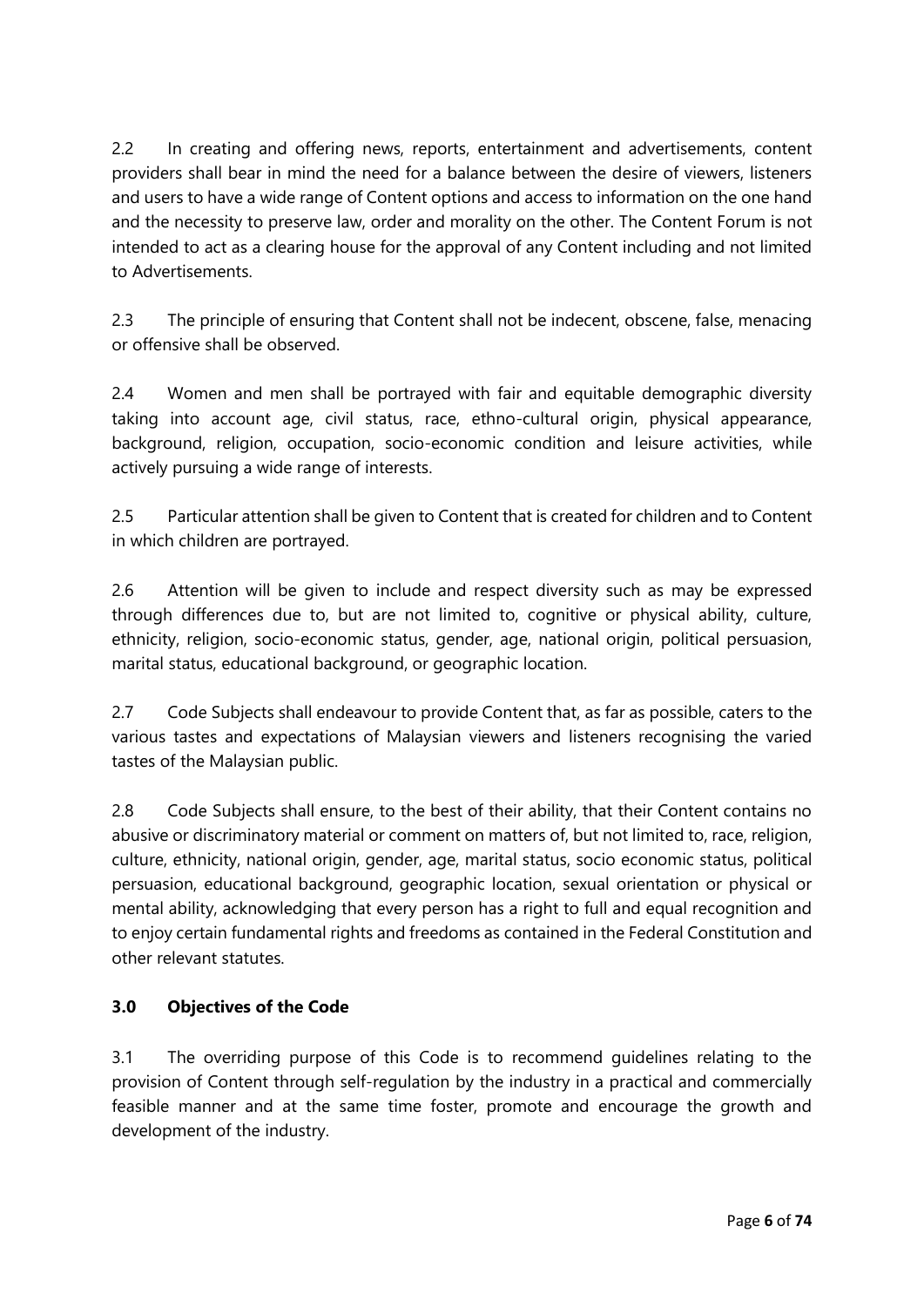2.2 In creating and offering news, reports, entertainment and advertisements, content providers shall bear in mind the need for a balance between the desire of viewers, listeners and users to have a wide range of Content options and access to information on the one hand and the necessity to preserve law, order and morality on the other. The Content Forum is not intended to act as a clearing house for the approval of any Content including and not limited to Advertisements.

2.3 The principle of ensuring that Content shall not be indecent, obscene, false, menacing or offensive shall be observed.

2.4 Women and men shall be portrayed with fair and equitable demographic diversity taking into account age, civil status, race, ethno-cultural origin, physical appearance, background, religion, occupation, socio-economic condition and leisure activities, while actively pursuing a wide range of interests.

2.5 Particular attention shall be given to Content that is created for children and to Content in which children are portrayed.

2.6 Attention will be given to include and respect diversity such as may be expressed through differences due to, but are not limited to, cognitive or physical ability, culture, ethnicity, religion, socio-economic status, gender, age, national origin, political persuasion, marital status, educational background, or geographic location.

2.7 Code Subjects shall endeavour to provide Content that, as far as possible, caters to the various tastes and expectations of Malaysian viewers and listeners recognising the varied tastes of the Malaysian public.

2.8 Code Subjects shall ensure, to the best of their ability, that their Content contains no abusive or discriminatory material or comment on matters of, but not limited to, race, religion, culture, ethnicity, national origin, gender, age, marital status, socio economic status, political persuasion, educational background, geographic location, sexual orientation or physical or mental ability, acknowledging that every person has a right to full and equal recognition and to enjoy certain fundamental rights and freedoms as contained in the Federal Constitution and other relevant statutes.

### 3.0 Objectives of the Code

3.1 The overriding purpose of this Code is to recommend guidelines relating to the provision of Content through self-regulation by the industry in a practical and commercially feasible manner and at the same time foster, promote and encourage the growth and development of the industry.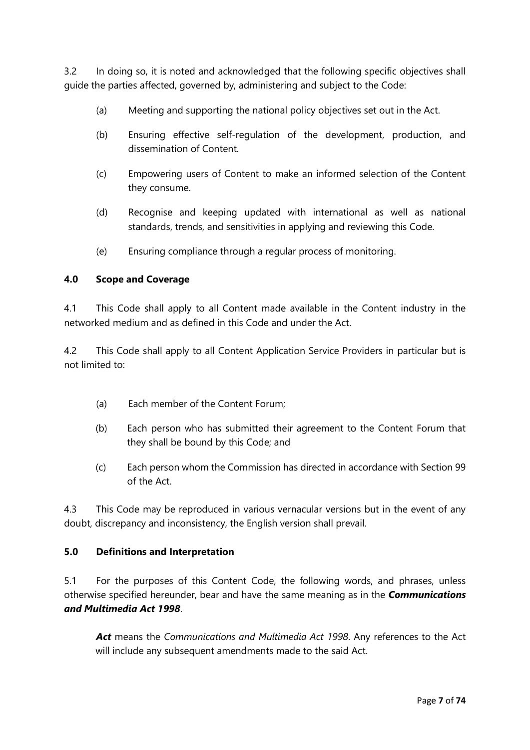3.2 In doing so, it is noted and acknowledged that the following specific objectives shall guide the parties affected, governed by, administering and subject to the Code:

(a) Meeting and supporting the national policy objectives set out in the Act.

(b) Ensuring effective self-regulation of the development, production, and dissemination of Content.

(c) Empowering users of Content to make an informed selection of the Content they consume.

(d) Recognise and keeping updated with international as well as national standards, trends, and sensitivities in applying and reviewing this Code.

(e) Ensuring compliance through a regular process of monitoring.

## 4.0 Scope and Coverage

4.1 This Code shall apply to all Content made available in the Content industry in the networked medium and as defined in this Code and under the Act.

4.2 This Code shall apply to all Content Application Service Providers in particular but is not limited to:

(a) Each member of the Content Forum;

(b) Each person who has submitted their agreement to the Content Forum that they shall be bound by this Code; and

(c) Each person whom the Commission has directed in accordance with Section 99 of the Act.

4.3 This Code may be reproduced in various vernacular versions but in the event of any doubt, discrepancy and inconsistency, the English version shall prevail.

## 5.0 Definitions and Interpretation

5.1 For the purposes of this Content Code, the following words, and phrases, unless otherwise specified hereunder, bear and have the same meaning as in the ***Communications and Multimedia Act 1998***.

***Act*** means the *Communications and Multimedia Act 1998*. Any references to the Act will include any subsequent amendments made to the said Act.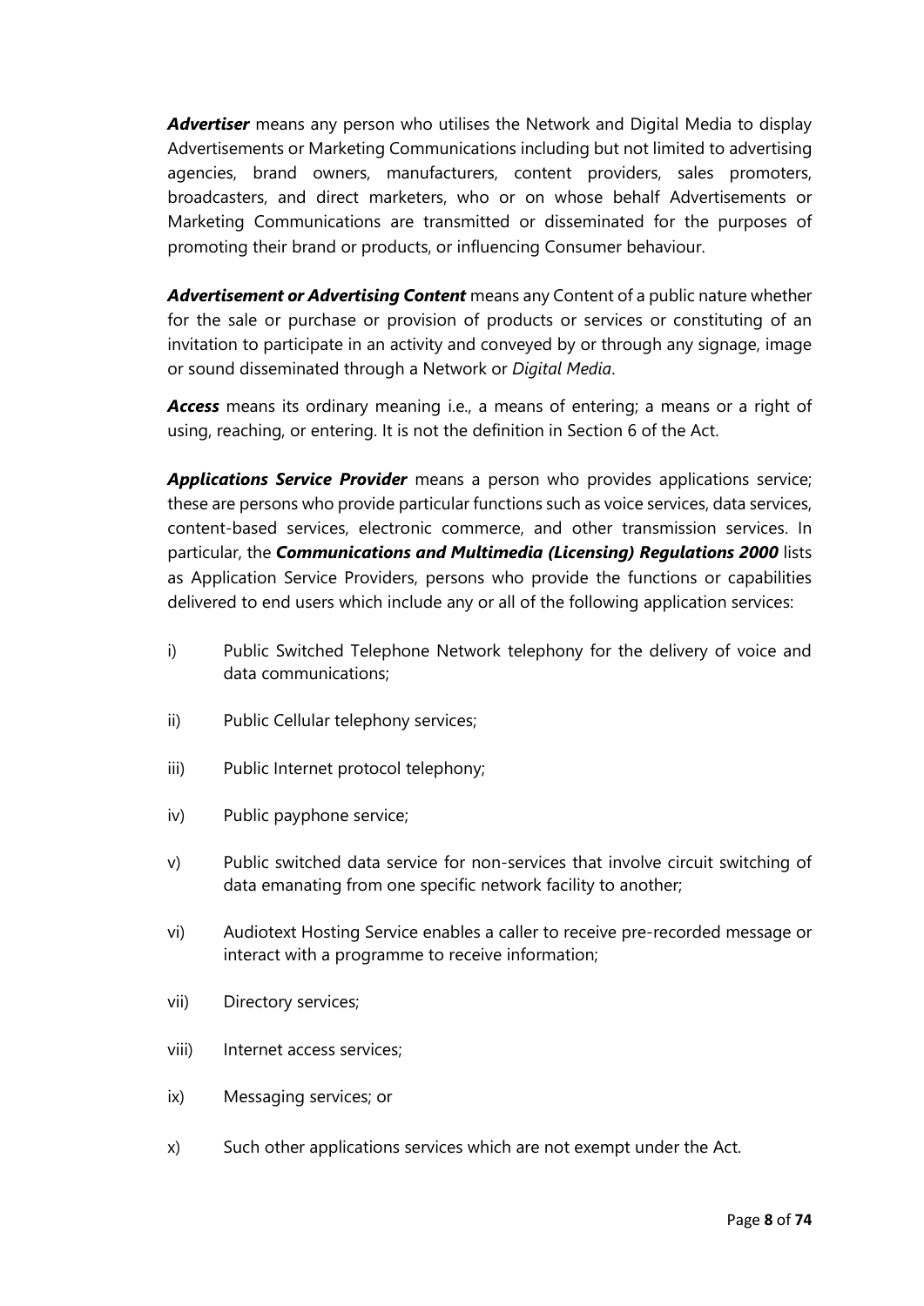***Advertiser*** means any person who utilises the Network and Digital Media to display Advertisements or Marketing Communications including but not limited to advertising agencies, brand owners, manufacturers, content providers, sales promoters, broadcasters, and direct marketers, who or on whose behalf Advertisements or Marketing Communications are transmitted or disseminated for the purposes of promoting their brand or products, or influencing Consumer behaviour.

***Advertisement or Advertising Content*** means any Content of a public nature whether for the sale or purchase or provision of products or services or constituting of an invitation to participate in an activity and conveyed by or through any signage, image or sound disseminated through a Network or *Digital Media*.

***Access*** means its ordinary meaning i.e., a means of entering; a means or a right of using, reaching, or entering. It is not the definition in Section 6 of the Act.

***Applications Service Provider*** means a person who provides applications service; these are persons who provide particular functions such as voice services, data services, content-based services, electronic commerce, and other transmission services. In particular, the ***Communications and Multimedia (Licensing) Regulations 2000*** lists as Application Service Providers, persons who provide the functions or capabilities delivered to end users which include any or all of the following application services:

i) Public Switched Telephone Network telephony for the delivery of voice and data communications;

ii) Public Cellular telephony services;

iii) Public Internet protocol telephony;

iv) Public payphone service;

v) Public switched data service for non-services that involve circuit switching of data emanating from one specific network facility to another;

vi) Audiotext Hosting Service enables a caller to receive pre-recorded message or interact with a programme to receive information;

vii) Directory services;

viii) Internet access services;

ix) Messaging services; or

x) Such other applications services which are not exempt under the Act.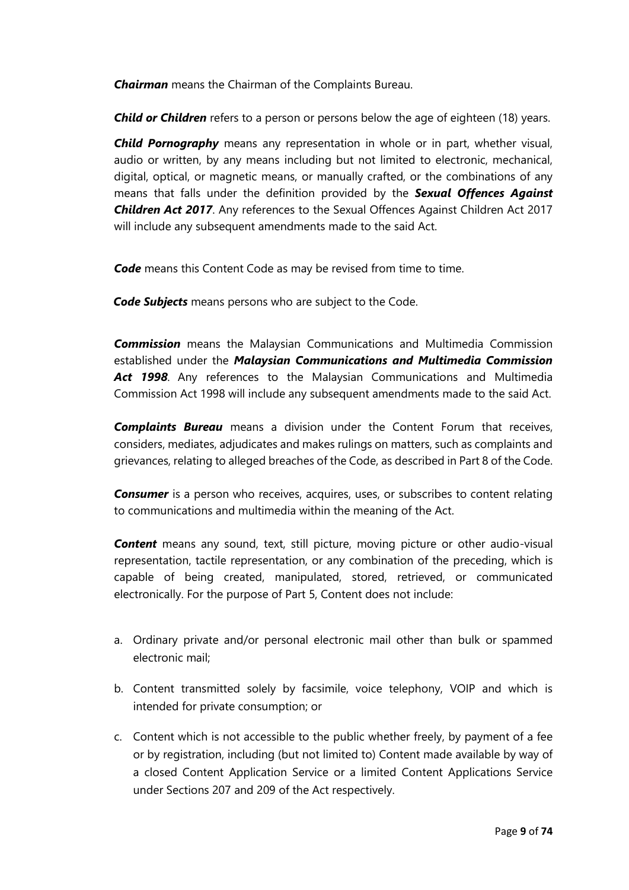***Chairman*** means the Chairman of the Complaints Bureau.

***Child or Children*** refers to a person or persons below the age of eighteen (18) years.

***Child Pornography*** means any representation in whole or in part, whether visual, audio or written, by any means including but not limited to electronic, mechanical, digital, optical, or magnetic means, or manually crafted, or the combinations of any means that falls under the definition provided by the ***Sexual Offences Against Children Act 2017***. Any references to the Sexual Offences Against Children Act 2017 will include any subsequent amendments made to the said Act.

***Code*** means this Content Code as may be revised from time to time.

***Code Subjects*** means persons who are subject to the Code.

***Commission*** means the Malaysian Communications and Multimedia Commission established under the ***Malaysian Communications and Multimedia Commission Act 1998***. Any references to the Malaysian Communications and Multimedia Commission Act 1998 will include any subsequent amendments made to the said Act.

***Complaints Bureau*** means a division under the Content Forum that receives, considers, mediates, adjudicates and makes rulings on matters, such as complaints and grievances, relating to alleged breaches of the Code, as described in Part 8 of the Code.

***Consumer*** is a person who receives, acquires, uses, or subscribes to content relating to communications and multimedia within the meaning of the Act.

***Content*** means any sound, text, still picture, moving picture or other audio-visual representation, tactile representation, or any combination of the preceding, which is capable of being created, manipulated, stored, retrieved, or communicated electronically. For the purpose of Part 5, Content does not include:

a. Ordinary private and/or personal electronic mail other than bulk or spammed electronic mail;

b. Content transmitted solely by facsimile, voice telephony, VOIP and which is intended for private consumption; or

c. Content which is not accessible to the public whether freely, by payment of a fee or by registration, including (but not limited to) Content made available by way of a closed Content Application Service or a limited Content Applications Service under Sections 207 and 209 of the Act respectively.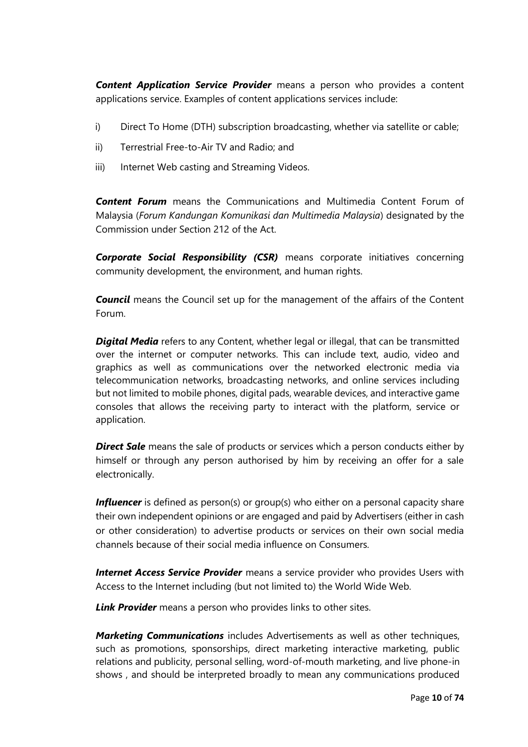***Content Application Service Provider*** means a person who provides a content applications service. Examples of content applications services include:

i) Direct To Home (DTH) subscription broadcasting, whether via satellite or cable;

ii) Terrestrial Free-to-Air TV and Radio; and

iii) Internet Web casting and Streaming Videos.

***Content Forum*** means the Communications and Multimedia Content Forum of Malaysia (*Forum Kandungan Komunikasi dan Multimedia Malaysia*) designated by the Commission under Section 212 of the Act.

***Corporate Social Responsibility (CSR)*** means corporate initiatives concerning community development, the environment, and human rights.

***Council*** means the Council set up for the management of the affairs of the Content Forum.

***Digital Media*** refers to any Content, whether legal or illegal, that can be transmitted over the internet or computer networks. This can include text, audio, video and graphics as well as communications over the networked electronic media via telecommunication networks, broadcasting networks, and online services including but not limited to mobile phones, digital pads, wearable devices, and interactive game consoles that allows the receiving party to interact with the platform, service or application.

***Direct Sale*** means the sale of products or services which a person conducts either by himself or through any person authorised by him by receiving an offer for a sale electronically.

***Influencer*** is defined as person(s) or group(s) who either on a personal capacity share their own independent opinions or are engaged and paid by Advertisers (either in cash or other consideration) to advertise products or services on their own social media channels because of their social media influence on Consumers.

***Internet Access Service Provider*** means a service provider who provides Users with Access to the Internet including (but not limited to) the World Wide Web.

***Link Provider*** means a person who provides links to other sites.

***Marketing Communications*** includes Advertisements as well as other techniques, such as promotions, sponsorships, direct marketing interactive marketing, public relations and publicity, personal selling, word-of-mouth marketing, and live phone-in shows , and should be interpreted broadly to mean any communications produced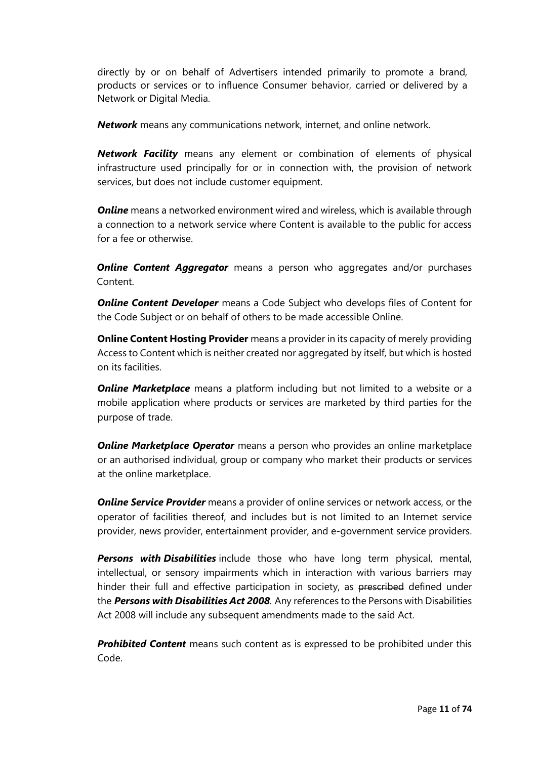directly by or on behalf of Advertisers intended primarily to promote a brand, products or services or to influence Consumer behavior, carried or delivered by a Network or Digital Media.

***Network*** means any communications network, internet, and online network.

***Network Facility*** means any element or combination of elements of physical infrastructure used principally for or in connection with, the provision of network services, but does not include customer equipment.

***Online*** means a networked environment wired and wireless, which is available through a connection to a network service where Content is available to the public for access for a fee or otherwise.

***Online Content Aggregator*** means a person who aggregates and/or purchases Content.

***Online Content Developer*** means a Code Subject who develops files of Content for the Code Subject or on behalf of others to be made accessible Online.

**Online Content Hosting Provider** means a provider in its capacity of merely providing Access to Content which is neither created nor aggregated by itself, but which is hosted on its facilities.

***Online Marketplace*** means a platform including but not limited to a website or a mobile application where products or services are marketed by third parties for the purpose of trade.

***Online Marketplace Operator*** means a person who provides an online marketplace or an authorised individual, group or company who market their products or services at the online marketplace.

***Online Service Provider*** means a provider of online services or network access, or the operator of facilities thereof, and includes but is not limited to an Internet service provider, news provider, entertainment provider, and e-government service providers.

***Persons with Disabilities*** include those who have long term physical, mental, intellectual, or sensory impairments which in interaction with various barriers may hinder their full and effective participation in society, as ~~prescribed~~ defined under the ***Persons with Disabilities Act 2008***. Any references to the Persons with Disabilities Act 2008 will include any subsequent amendments made to the said Act.

***Prohibited Content*** means such content as is expressed to be prohibited under this Code.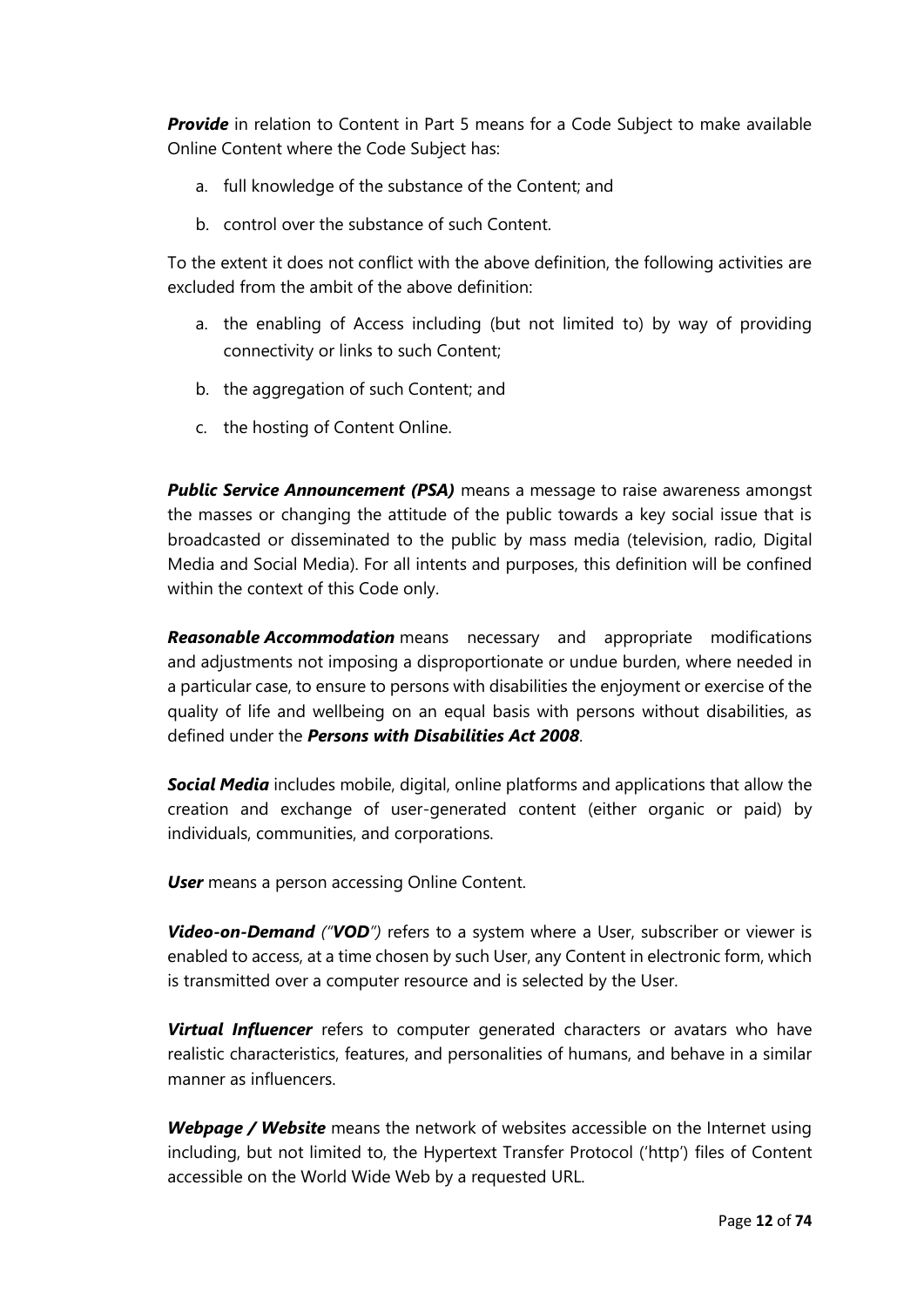***Provide*** in relation to Content in Part 5 means for a Code Subject to make available Online Content where the Code Subject has:

a. full knowledge of the substance of the Content; and

b. control over the substance of such Content.

To the extent it does not conflict with the above definition, the following activities are excluded from the ambit of the above definition:

a. the enabling of Access including (but not limited to) by way of providing connectivity or links to such Content;

b. the aggregation of such Content; and

c. the hosting of Content Online.

***Public Service Announcement (PSA)*** means a message to raise awareness amongst the masses or changing the attitude of the public towards a key social issue that is broadcasted or disseminated to the public by mass media (television, radio, Digital Media and Social Media). For all intents and purposes, this definition will be confined within the context of this Code only.

***Reasonable Accommodation*** means necessary and appropriate modifications and adjustments not imposing a disproportionate or undue burden, where needed in a particular case, to ensure to persons with disabilities the enjoyment or exercise of the quality of life and wellbeing on an equal basis with persons without disabilities, as defined under the ***Persons with Disabilities Act 2008***.

***Social Media*** includes mobile, digital, online platforms and applications that allow the creation and exchange of user-generated content (either organic or paid) by individuals, communities, and corporations.

***User*** means a person accessing Online Content.

***Video-on-Demand*** *("**VOD**")* refers to a system where a User, subscriber or viewer is enabled to access, at a time chosen by such User, any Content in electronic form, which is transmitted over a computer resource and is selected by the User.

***Virtual Influencer*** refers to computer generated characters or avatars who have realistic characteristics, features, and personalities of humans, and behave in a similar manner as influencers.

***Webpage / Website*** means the network of websites accessible on the Internet using including, but not limited to, the Hypertext Transfer Protocol ('http') files of Content accessible on the World Wide Web by a requested URL.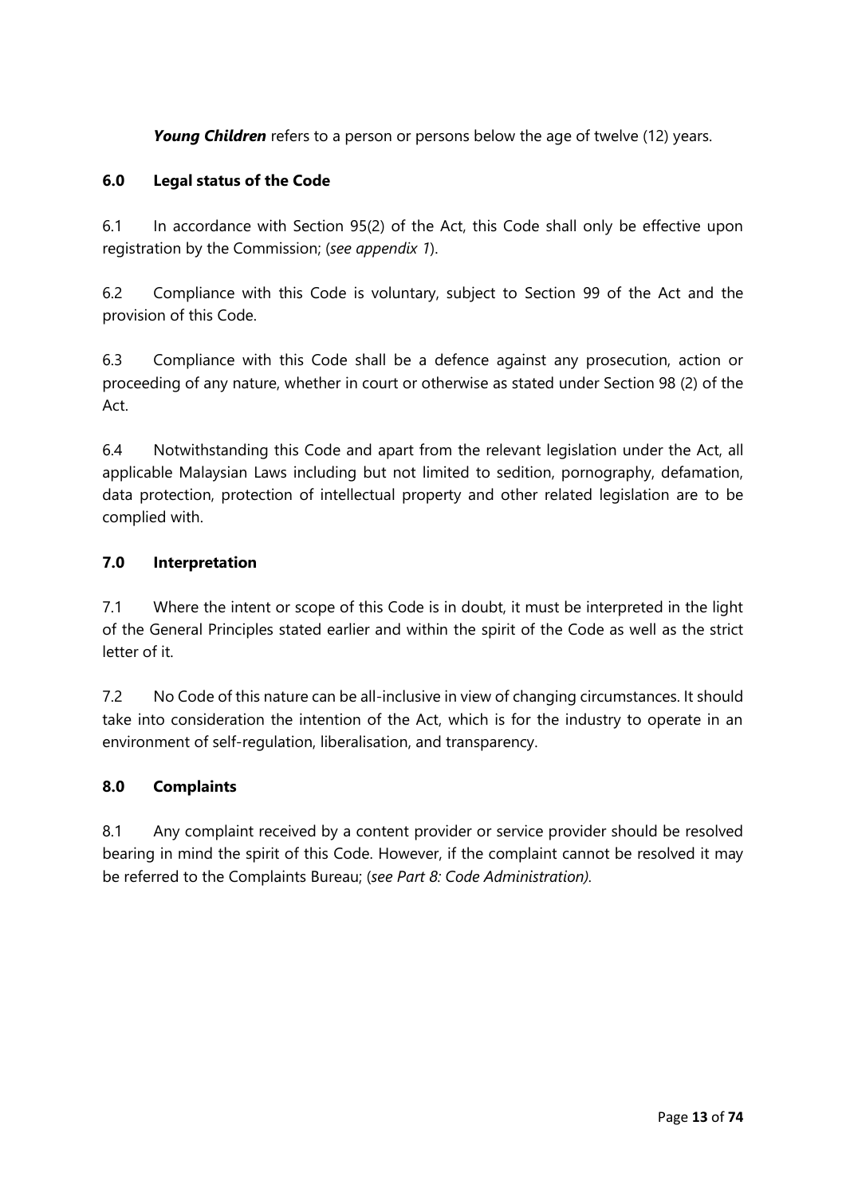***Young Children*** refers to a person or persons below the age of twelve (12) years.

## 6.0 Legal status of the Code

6.1 In accordance with Section 95(2) of the Act, this Code shall only be effective upon registration by the Commission; (*see appendix 1*).

6.2 Compliance with this Code is voluntary, subject to Section 99 of the Act and the provision of this Code.

6.3 Compliance with this Code shall be a defence against any prosecution, action or proceeding of any nature, whether in court or otherwise as stated under Section 98 (2) of the Act.

6.4 Notwithstanding this Code and apart from the relevant legislation under the Act, all applicable Malaysian Laws including but not limited to sedition, pornography, defamation, data protection, protection of intellectual property and other related legislation are to be complied with.

## 7.0 Interpretation

7.1 Where the intent or scope of this Code is in doubt, it must be interpreted in the light of the General Principles stated earlier and within the spirit of the Code as well as the strict letter of it.

7.2 No Code of this nature can be all-inclusive in view of changing circumstances. It should take into consideration the intention of the Act, which is for the industry to operate in an environment of self-regulation, liberalisation, and transparency.

## 8.0 Complaints

8.1 Any complaint received by a content provider or service provider should be resolved bearing in mind the spirit of this Code. However, if the complaint cannot be resolved it may be referred to the Complaints Bureau; (*see Part 8: Code Administration).*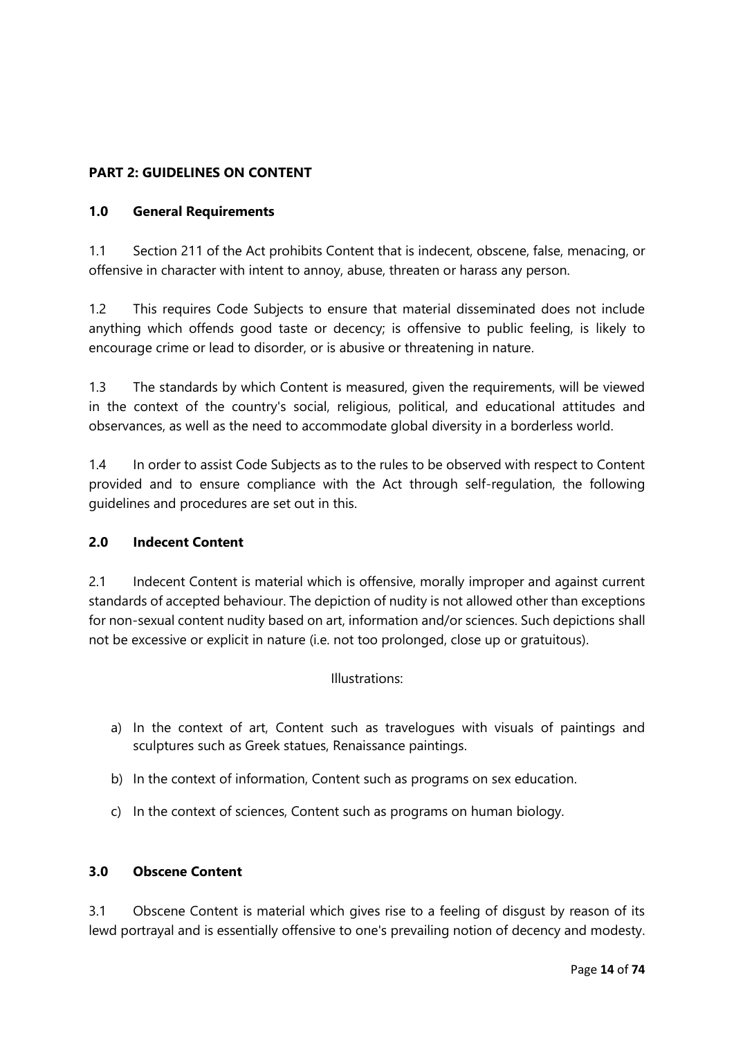## PART 2: GUIDELINES ON CONTENT

### 1.0 General Requirements

1.1 Section 211 of the Act prohibits Content that is indecent, obscene, false, menacing, or offensive in character with intent to annoy, abuse, threaten or harass any person.

1.2 This requires Code Subjects to ensure that material disseminated does not include anything which offends good taste or decency; is offensive to public feeling, is likely to encourage crime or lead to disorder, or is abusive or threatening in nature.

1.3 The standards by which Content is measured, given the requirements, will be viewed in the context of the country's social, religious, political, and educational attitudes and observances, as well as the need to accommodate global diversity in a borderless world.

1.4 In order to assist Code Subjects as to the rules to be observed with respect to Content provided and to ensure compliance with the Act through self-regulation, the following guidelines and procedures are set out in this.

### 2.0 Indecent Content

2.1 Indecent Content is material which is offensive, morally improper and against current standards of accepted behaviour. The depiction of nudity is not allowed other than exceptions for non-sexual content nudity based on art, information and/or sciences. Such depictions shall not be excessive or explicit in nature (i.e. not too prolonged, close up or gratuitous).

Illustrations:

a) In the context of art, Content such as travelogues with visuals of paintings and sculptures such as Greek statues, Renaissance paintings.

b) In the context of information, Content such as programs on sex education.

c) In the context of sciences, Content such as programs on human biology.

### 3.0 Obscene Content

3.1 Obscene Content is material which gives rise to a feeling of disgust by reason of its lewd portrayal and is essentially offensive to one's prevailing notion of decency and modesty.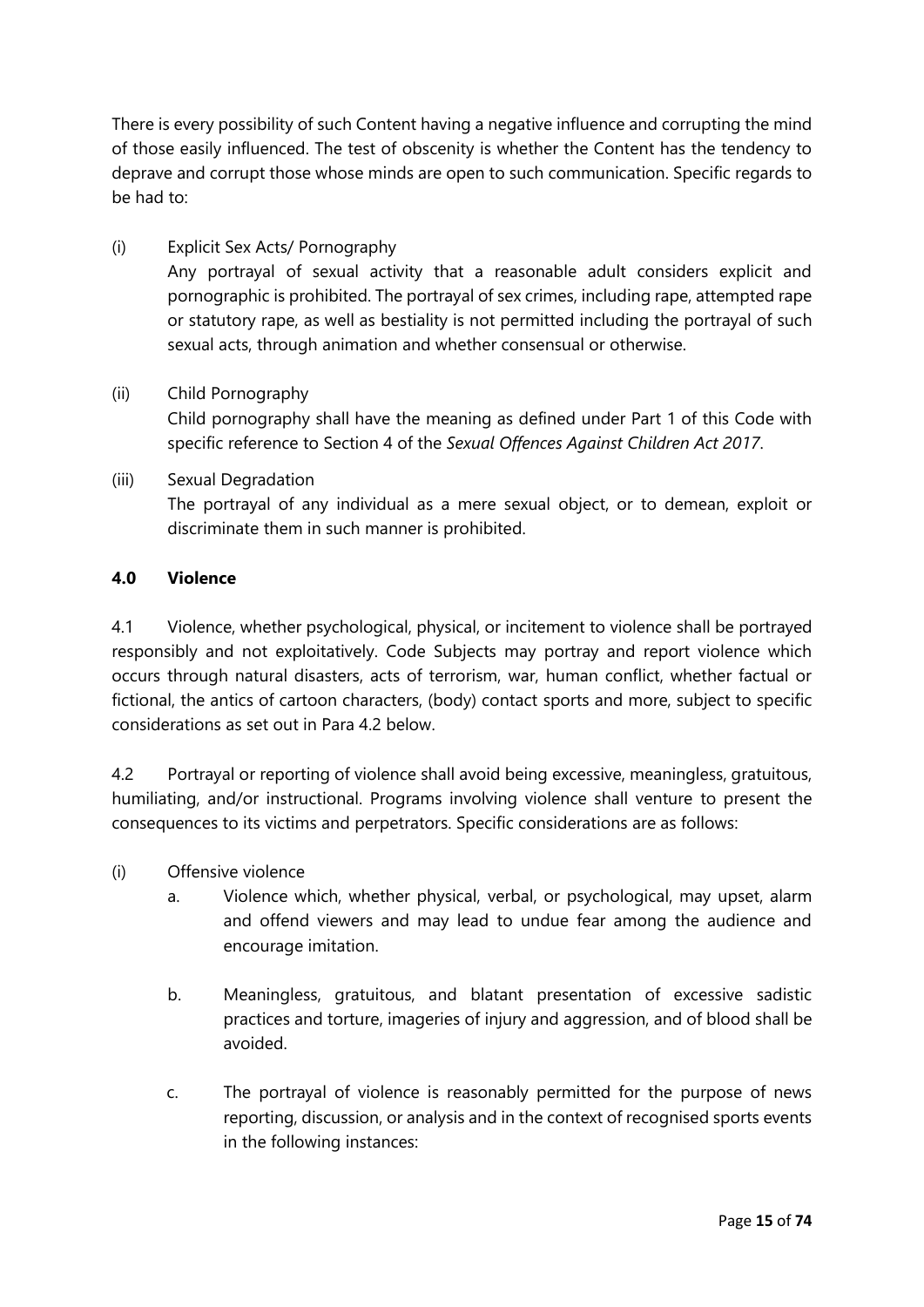There is every possibility of such Content having a negative influence and corrupting the mind of those easily influenced. The test of obscenity is whether the Content has the tendency to deprave and corrupt those whose minds are open to such communication. Specific regards to be had to:

(i) Explicit Sex Acts/ Pornography

Any portrayal of sexual activity that a reasonable adult considers explicit and pornographic is prohibited. The portrayal of sex crimes, including rape, attempted rape or statutory rape, as well as bestiality is not permitted including the portrayal of such sexual acts, through animation and whether consensual or otherwise.

(ii) Child Pornography

Child pornography shall have the meaning as defined under Part 1 of this Code with specific reference to Section 4 of the *Sexual Offences Against Children Act 2017*.

(iii) Sexual Degradation

The portrayal of any individual as a mere sexual object, or to demean, exploit or discriminate them in such manner is prohibited.

## 4.0 Violence

4.1 Violence, whether psychological, physical, or incitement to violence shall be portrayed responsibly and not exploitatively. Code Subjects may portray and report violence which occurs through natural disasters, acts of terrorism, war, human conflict, whether factual or fictional, the antics of cartoon characters, (body) contact sports and more, subject to specific considerations as set out in Para 4.2 below.

4.2 Portrayal or reporting of violence shall avoid being excessive, meaningless, gratuitous, humiliating, and/or instructional. Programs involving violence shall venture to present the consequences to its victims and perpetrators. Specific considerations are as follows:

(i) Offensive violence

a. Violence which, whether physical, verbal, or psychological, may upset, alarm and offend viewers and may lead to undue fear among the audience and encourage imitation.

b. Meaningless, gratuitous, and blatant presentation of excessive sadistic practices and torture, imageries of injury and aggression, and of blood shall be avoided.

c. The portrayal of violence is reasonably permitted for the purpose of news reporting, discussion, or analysis and in the context of recognised sports events in the following instances: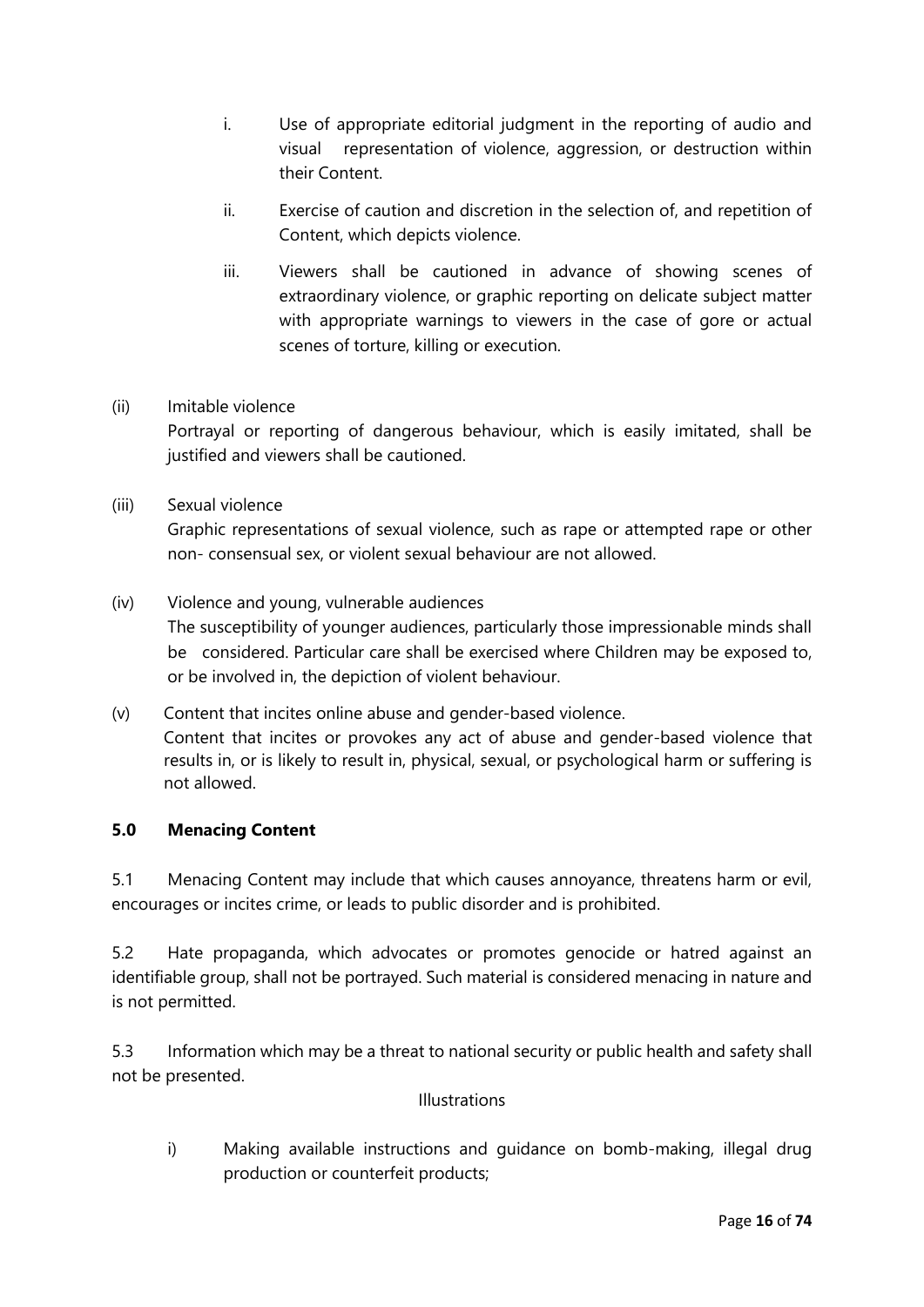i. Use of appropriate editorial judgment in the reporting of audio and visual representation of violence, aggression, or destruction within their Content.

ii. Exercise of caution and discretion in the selection of, and repetition of Content, which depicts violence.

iii. Viewers shall be cautioned in advance of showing scenes of extraordinary violence, or graphic reporting on delicate subject matter with appropriate warnings to viewers in the case of gore or actual scenes of torture, killing or execution.

(ii) Imitable violence

Portrayal or reporting of dangerous behaviour, which is easily imitated, shall be justified and viewers shall be cautioned.

(iii) Sexual violence

Graphic representations of sexual violence, such as rape or attempted rape or other non- consensual sex, or violent sexual behaviour are not allowed.

(iv) Violence and young, vulnerable audiences

The susceptibility of younger audiences, particularly those impressionable minds shall be considered. Particular care shall be exercised where Children may be exposed to, or be involved in, the depiction of violent behaviour.

(v) Content that incites online abuse and gender-based violence.

Content that incites or provokes any act of abuse and gender-based violence that results in, or is likely to result in, physical, sexual, or psychological harm or suffering is not allowed.

## 5.0 Menacing Content

5.1 Menacing Content may include that which causes annoyance, threatens harm or evil, encourages or incites crime, or leads to public disorder and is prohibited.

5.2 Hate propaganda, which advocates or promotes genocide or hatred against an identifiable group, shall not be portrayed. Such material is considered menacing in nature and is not permitted.

5.3 Information which may be a threat to national security or public health and safety shall not be presented.

Illustrations

i) Making available instructions and guidance on bomb-making, illegal drug production or counterfeit products;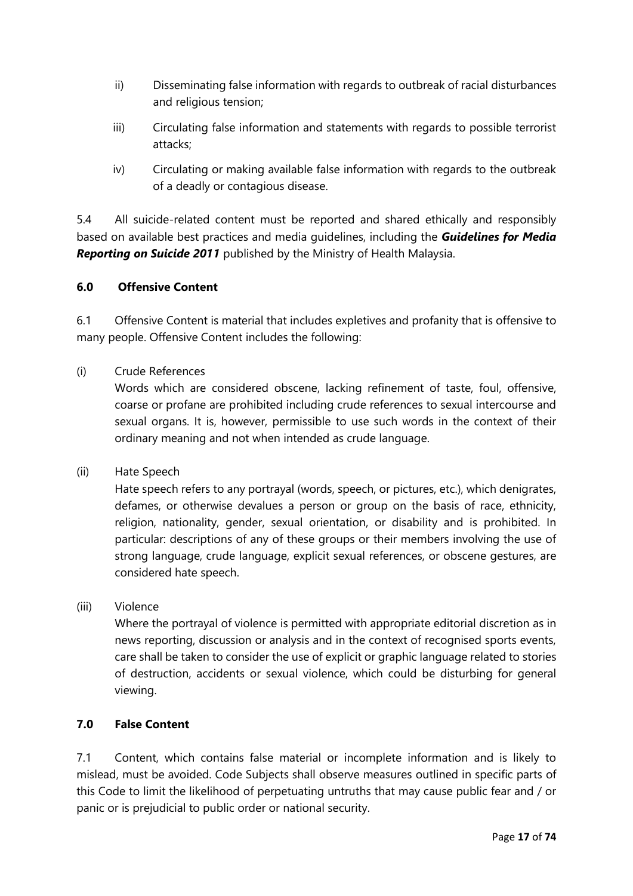ii) Disseminating false information with regards to outbreak of racial disturbances and religious tension;

iii) Circulating false information and statements with regards to possible terrorist attacks;

iv) Circulating or making available false information with regards to the outbreak of a deadly or contagious disease.

5.4 All suicide-related content must be reported and shared ethically and responsibly based on available best practices and media guidelines, including the ***Guidelines for Media Reporting on Suicide 2011*** published by the Ministry of Health Malaysia.

## 6.0 Offensive Content

6.1 Offensive Content is material that includes expletives and profanity that is offensive to many people. Offensive Content includes the following:

(i) Crude References

Words which are considered obscene, lacking refinement of taste, foul, offensive, coarse or profane are prohibited including crude references to sexual intercourse and sexual organs. It is, however, permissible to use such words in the context of their ordinary meaning and not when intended as crude language.

(ii) Hate Speech

Hate speech refers to any portrayal (words, speech, or pictures, etc.), which denigrates, defames, or otherwise devalues a person or group on the basis of race, ethnicity, religion, nationality, gender, sexual orientation, or disability and is prohibited. In particular: descriptions of any of these groups or their members involving the use of strong language, crude language, explicit sexual references, or obscene gestures, are considered hate speech.

(iii) Violence

Where the portrayal of violence is permitted with appropriate editorial discretion as in news reporting, discussion or analysis and in the context of recognised sports events, care shall be taken to consider the use of explicit or graphic language related to stories of destruction, accidents or sexual violence, which could be disturbing for general viewing.

## 7.0 False Content

7.1 Content, which contains false material or incomplete information and is likely to mislead, must be avoided. Code Subjects shall observe measures outlined in specific parts of this Code to limit the likelihood of perpetuating untruths that may cause public fear and / or panic or is prejudicial to public order or national security.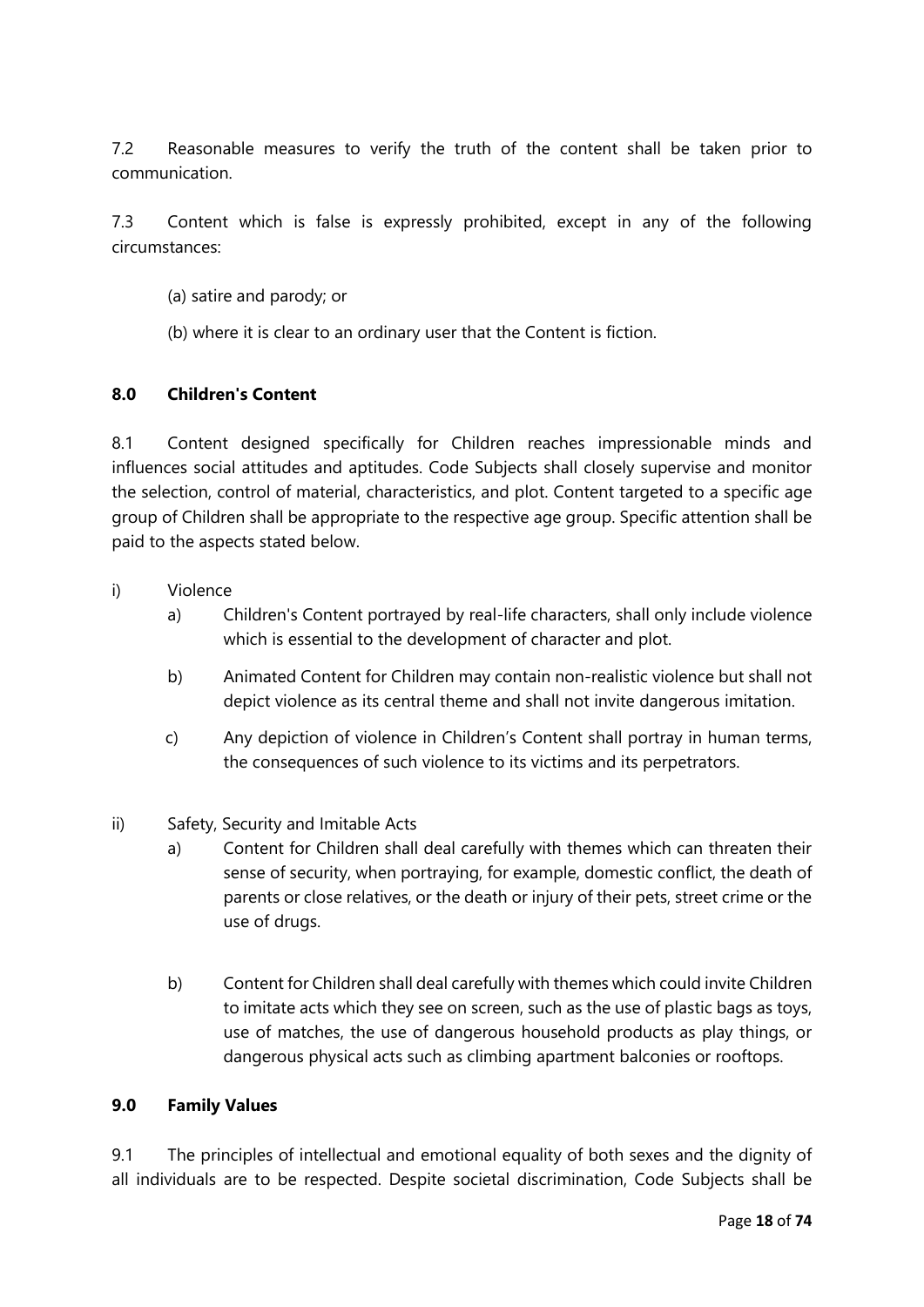7.2 Reasonable measures to verify the truth of the content shall be taken prior to communication.

7.3 Content which is false is expressly prohibited, except in any of the following circumstances:

(a) satire and parody; or

(b) where it is clear to an ordinary user that the Content is fiction.

## 8.0 Children's Content

8.1 Content designed specifically for Children reaches impressionable minds and influences social attitudes and aptitudes. Code Subjects shall closely supervise and monitor the selection, control of material, characteristics, and plot. Content targeted to a specific age group of Children shall be appropriate to the respective age group. Specific attention shall be paid to the aspects stated below.

i) Violence

- a) Children's Content portrayed by real-life characters, shall only include violence which is essential to the development of character and plot.
- b) Animated Content for Children may contain non-realistic violence but shall not depict violence as its central theme and shall not invite dangerous imitation.
- c) Any depiction of violence in Children's Content shall portray in human terms, the consequences of such violence to its victims and its perpetrators.

ii) Safety, Security and Imitable Acts

- a) Content for Children shall deal carefully with themes which can threaten their sense of security, when portraying, for example, domestic conflict, the death of parents or close relatives, or the death or injury of their pets, street crime or the use of drugs.
- b) Content for Children shall deal carefully with themes which could invite Children to imitate acts which they see on screen, such as the use of plastic bags as toys, use of matches, the use of dangerous household products as play things, or dangerous physical acts such as climbing apartment balconies or rooftops.

## 9.0 Family Values

9.1 The principles of intellectual and emotional equality of both sexes and the dignity of all individuals are to be respected. Despite societal discrimination, Code Subjects shall be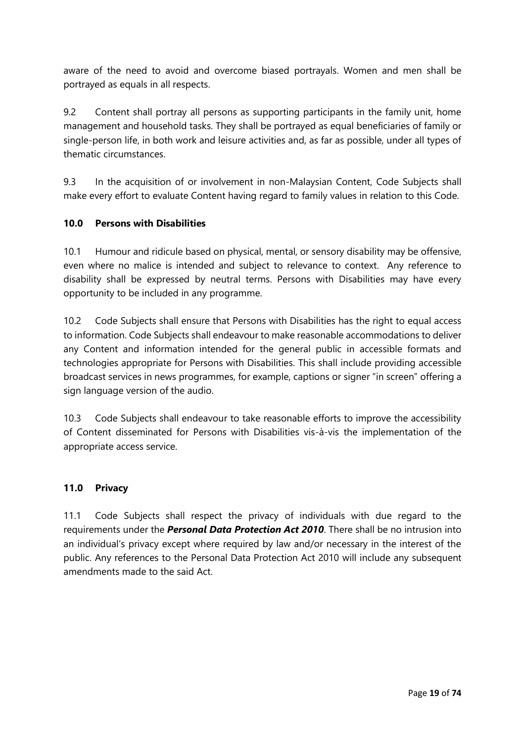aware of the need to avoid and overcome biased portrayals. Women and men shall be portrayed as equals in all respects.

9.2 Content shall portray all persons as supporting participants in the family unit, home management and household tasks. They shall be portrayed as equal beneficiaries of family or single-person life, in both work and leisure activities and, as far as possible, under all types of thematic circumstances.

9.3 In the acquisition of or involvement in non-Malaysian Content, Code Subjects shall make every effort to evaluate Content having regard to family values in relation to this Code.

### 10.0 Persons with Disabilities

10.1 Humour and ridicule based on physical, mental, or sensory disability may be offensive, even where no malice is intended and subject to relevance to context. Any reference to disability shall be expressed by neutral terms. Persons with Disabilities may have every opportunity to be included in any programme.

10.2 Code Subjects shall ensure that Persons with Disabilities has the right to equal access to information. Code Subjects shall endeavour to make reasonable accommodations to deliver any Content and information intended for the general public in accessible formats and technologies appropriate for Persons with Disabilities. This shall include providing accessible broadcast services in news programmes, for example, captions or signer "in screen" offering a sign language version of the audio.

10.3 Code Subjects shall endeavour to take reasonable efforts to improve the accessibility of Content disseminated for Persons with Disabilities vis-à-vis the implementation of the appropriate access service.

### 11.0 Privacy

11.1 Code Subjects shall respect the privacy of individuals with due regard to the requirements under the ***Personal Data Protection Act 2010***. There shall be no intrusion into an individual's privacy except where required by law and/or necessary in the interest of the public. Any references to the Personal Data Protection Act 2010 will include any subsequent amendments made to the said Act.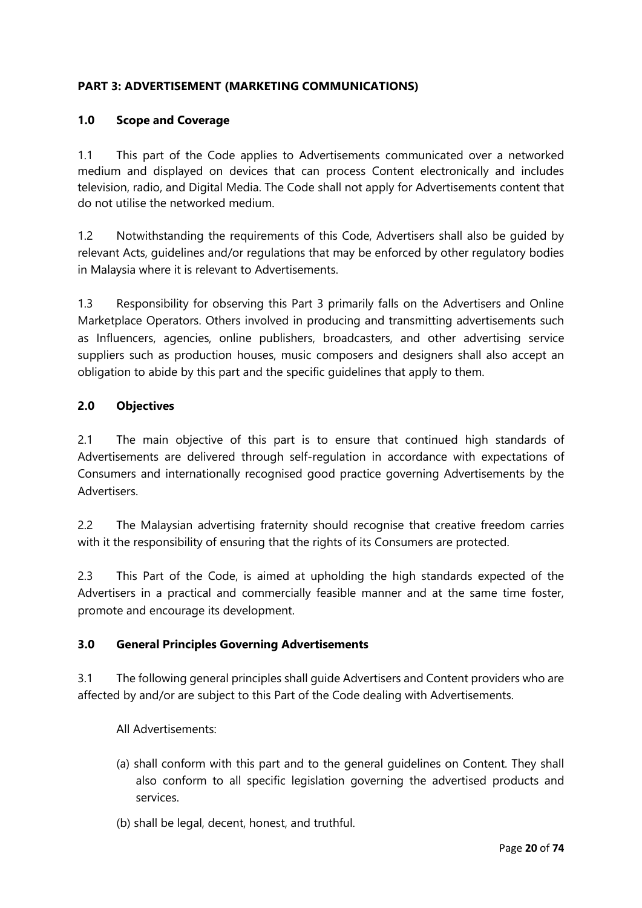## PART 3: ADVERTISEMENT (MARKETING COMMUNICATIONS)

### 1.0 Scope and Coverage

1.1 This part of the Code applies to Advertisements communicated over a networked medium and displayed on devices that can process Content electronically and includes television, radio, and Digital Media. The Code shall not apply for Advertisements content that do not utilise the networked medium.

1.2 Notwithstanding the requirements of this Code, Advertisers shall also be guided by relevant Acts, guidelines and/or regulations that may be enforced by other regulatory bodies in Malaysia where it is relevant to Advertisements.

1.3 Responsibility for observing this Part 3 primarily falls on the Advertisers and Online Marketplace Operators. Others involved in producing and transmitting advertisements such as Influencers, agencies, online publishers, broadcasters, and other advertising service suppliers such as production houses, music composers and designers shall also accept an obligation to abide by this part and the specific guidelines that apply to them.

### 2.0 Objectives

2.1 The main objective of this part is to ensure that continued high standards of Advertisements are delivered through self-regulation in accordance with expectations of Consumers and internationally recognised good practice governing Advertisements by the Advertisers.

2.2 The Malaysian advertising fraternity should recognise that creative freedom carries with it the responsibility of ensuring that the rights of its Consumers are protected.

2.3 This Part of the Code, is aimed at upholding the high standards expected of the Advertisers in a practical and commercially feasible manner and at the same time foster, promote and encourage its development.

### 3.0 General Principles Governing Advertisements

3.1 The following general principles shall guide Advertisers and Content providers who are affected by and/or are subject to this Part of the Code dealing with Advertisements.

All Advertisements:

(a) shall conform with this part and to the general guidelines on Content. They shall also conform to all specific legislation governing the advertised products and services.

(b) shall be legal, decent, honest, and truthful.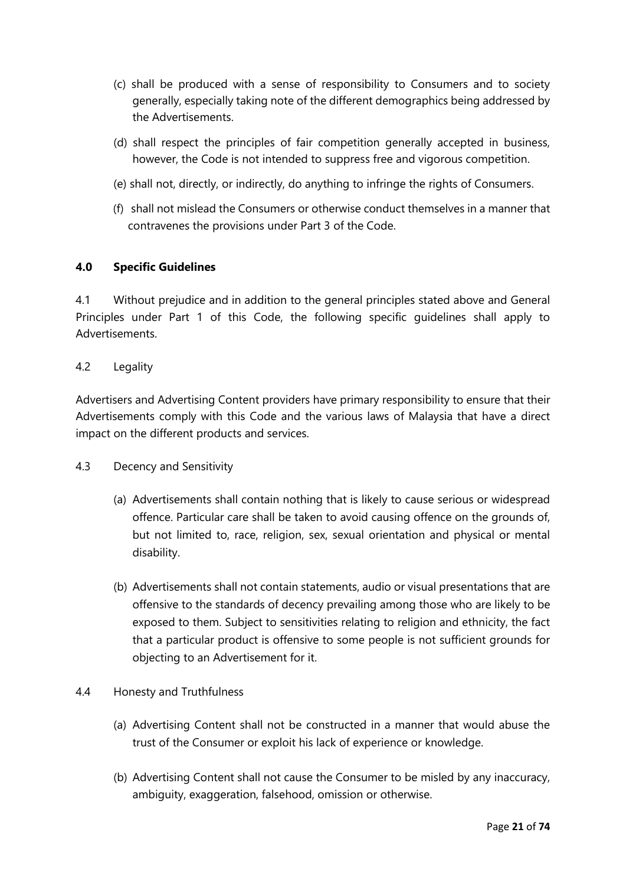(c) shall be produced with a sense of responsibility to Consumers and to society generally, especially taking note of the different demographics being addressed by the Advertisements.

(d) shall respect the principles of fair competition generally accepted in business, however, the Code is not intended to suppress free and vigorous competition.

(e) shall not, directly, or indirectly, do anything to infringe the rights of Consumers.

(f) shall not mislead the Consumers or otherwise conduct themselves in a manner that contravenes the provisions under Part 3 of the Code.

## 4.0 Specific Guidelines

4.1 Without prejudice and in addition to the general principles stated above and General Principles under Part 1 of this Code, the following specific guidelines shall apply to Advertisements.

4.2 Legality

Advertisers and Advertising Content providers have primary responsibility to ensure that their Advertisements comply with this Code and the various laws of Malaysia that have a direct impact on the different products and services.

4.3 Decency and Sensitivity

(a) Advertisements shall contain nothing that is likely to cause serious or widespread offence. Particular care shall be taken to avoid causing offence on the grounds of, but not limited to, race, religion, sex, sexual orientation and physical or mental disability.

(b) Advertisements shall not contain statements, audio or visual presentations that are offensive to the standards of decency prevailing among those who are likely to be exposed to them. Subject to sensitivities relating to religion and ethnicity, the fact that a particular product is offensive to some people is not sufficient grounds for objecting to an Advertisement for it.

4.4 Honesty and Truthfulness

(a) Advertising Content shall not be constructed in a manner that would abuse the trust of the Consumer or exploit his lack of experience or knowledge.

(b) Advertising Content shall not cause the Consumer to be misled by any inaccuracy, ambiguity, exaggeration, falsehood, omission or otherwise.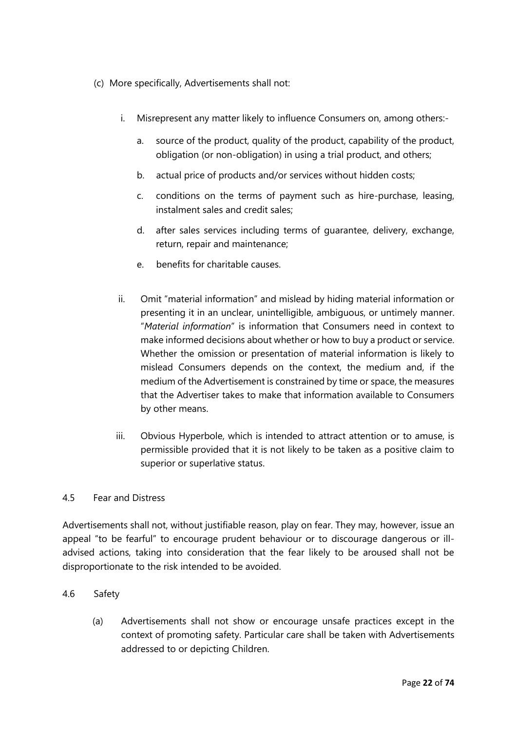(c) More specifically, Advertisements shall not:

   i. Misrepresent any matter likely to influence Consumers on, among others:-

      a. source of the product, quality of the product, capability of the product, obligation (or non-obligation) in using a trial product, and others;

      b. actual price of products and/or services without hidden costs;

      c. conditions on the terms of payment such as hire-purchase, leasing, instalment sales and credit sales;

      d. after sales services including terms of guarantee, delivery, exchange, return, repair and maintenance;

      e. benefits for charitable causes.

   ii. Omit "material information" and mislead by hiding material information or presenting it in an unclear, unintelligible, ambiguous, or untimely manner. "*Material information*" is information that Consumers need in context to make informed decisions about whether or how to buy a product or service. Whether the omission or presentation of material information is likely to mislead Consumers depends on the context, the medium and, if the medium of the Advertisement is constrained by time or space, the measures that the Advertiser takes to make that information available to Consumers by other means.

   iii. Obvious Hyperbole, which is intended to attract attention or to amuse, is permissible provided that it is not likely to be taken as a positive claim to superior or superlative status.

4.5 Fear and Distress

Advertisements shall not, without justifiable reason, play on fear. They may, however, issue an appeal "to be fearful" to encourage prudent behaviour or to discourage dangerous or ill-advised actions, taking into consideration that the fear likely to be aroused shall not be disproportionate to the risk intended to be avoided.

4.6 Safety

(a) Advertisements shall not show or encourage unsafe practices except in the context of promoting safety. Particular care shall be taken with Advertisements addressed to or depicting Children.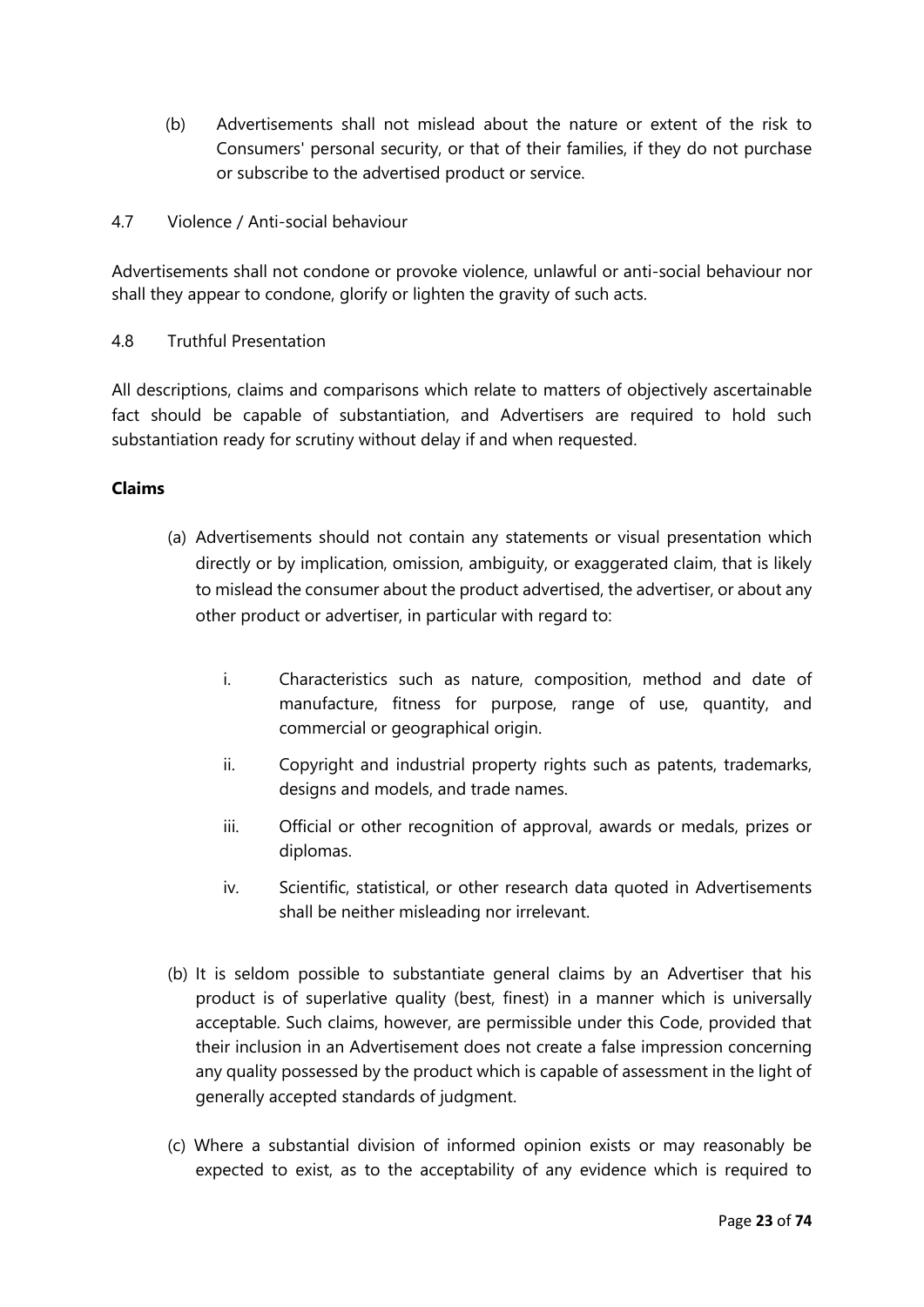(b) Advertisements shall not mislead about the nature or extent of the risk to Consumers' personal security, or that of their families, if they do not purchase or subscribe to the advertised product or service.

4.7 Violence / Anti-social behaviour

Advertisements shall not condone or provoke violence, unlawful or anti-social behaviour nor shall they appear to condone, glorify or lighten the gravity of such acts.

4.8 Truthful Presentation

All descriptions, claims and comparisons which relate to matters of objectively ascertainable fact should be capable of substantiation, and Advertisers are required to hold such substantiation ready for scrutiny without delay if and when requested.

**Claims**

(a) Advertisements should not contain any statements or visual presentation which directly or by implication, omission, ambiguity, or exaggerated claim, that is likely to mislead the consumer about the product advertised, the advertiser, or about any other product or advertiser, in particular with regard to:

   i. Characteristics such as nature, composition, method and date of manufacture, fitness for purpose, range of use, quantity, and commercial or geographical origin.

   ii. Copyright and industrial property rights such as patents, trademarks, designs and models, and trade names.

   iii. Official or other recognition of approval, awards or medals, prizes or diplomas.

   iv. Scientific, statistical, or other research data quoted in Advertisements shall be neither misleading nor irrelevant.

(b) It is seldom possible to substantiate general claims by an Advertiser that his product is of superlative quality (best, finest) in a manner which is universally acceptable. Such claims, however, are permissible under this Code, provided that their inclusion in an Advertisement does not create a false impression concerning any quality possessed by the product which is capable of assessment in the light of generally accepted standards of judgment.

(c) Where a substantial division of informed opinion exists or may reasonably be expected to exist, as to the acceptability of any evidence which is required to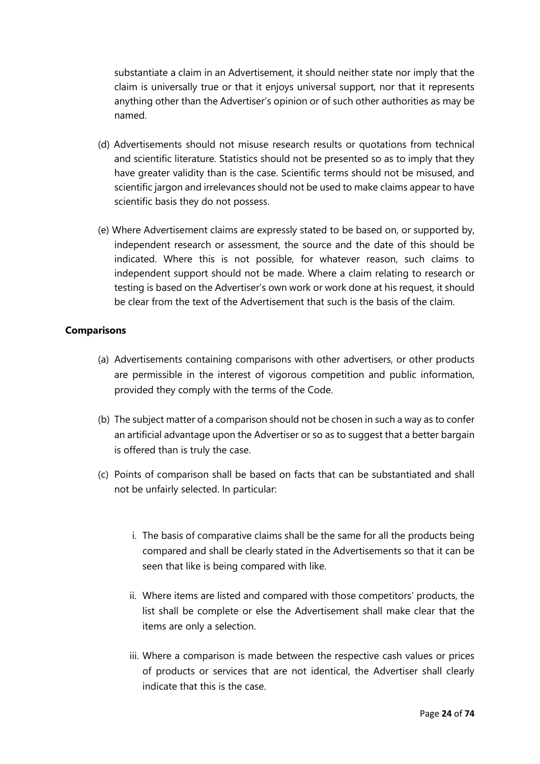substantiate a claim in an Advertisement, it should neither state nor imply that the claim is universally true or that it enjoys universal support, nor that it represents anything other than the Advertiser's opinion or of such other authorities as may be named.

(d) Advertisements should not misuse research results or quotations from technical and scientific literature. Statistics should not be presented so as to imply that they have greater validity than is the case. Scientific terms should not be misused, and scientific jargon and irrelevances should not be used to make claims appear to have scientific basis they do not possess.

(e) Where Advertisement claims are expressly stated to be based on, or supported by, independent research or assessment, the source and the date of this should be indicated. Where this is not possible, for whatever reason, such claims to independent support should not be made. Where a claim relating to research or testing is based on the Advertiser's own work or work done at his request, it should be clear from the text of the Advertisement that such is the basis of the claim.

**Comparisons**

(a) Advertisements containing comparisons with other advertisers, or other products are permissible in the interest of vigorous competition and public information, provided they comply with the terms of the Code.

(b) The subject matter of a comparison should not be chosen in such a way as to confer an artificial advantage upon the Advertiser or so as to suggest that a better bargain is offered than is truly the case.

(c) Points of comparison shall be based on facts that can be substantiated and shall not be unfairly selected. In particular:

   i. The basis of comparative claims shall be the same for all the products being compared and shall be clearly stated in the Advertisements so that it can be seen that like is being compared with like.

   ii. Where items are listed and compared with those competitors' products, the list shall be complete or else the Advertisement shall make clear that the items are only a selection.

   iii. Where a comparison is made between the respective cash values or prices of products or services that are not identical, the Advertiser shall clearly indicate that this is the case.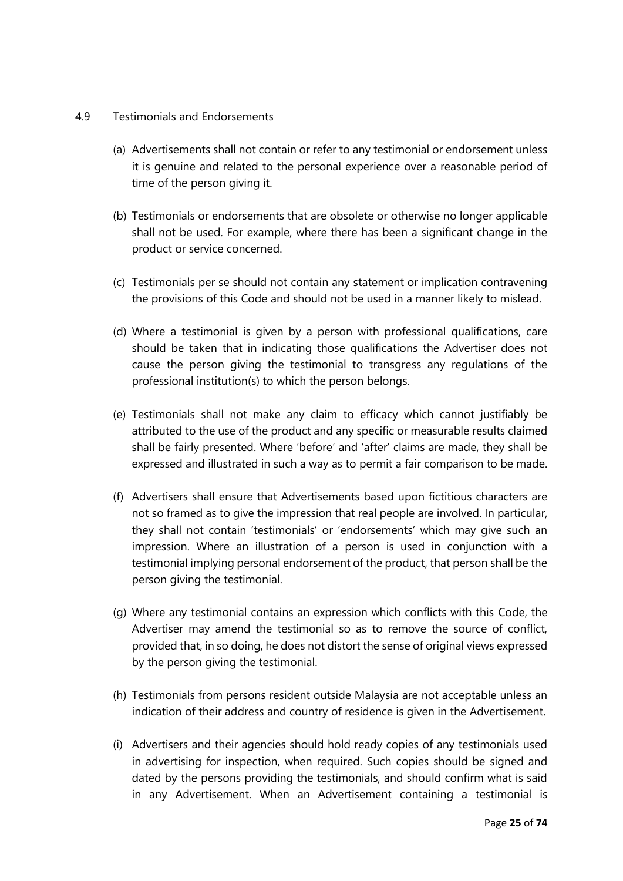### 4.9 Testimonials and Endorsements

(a) Advertisements shall not contain or refer to any testimonial or endorsement unless it is genuine and related to the personal experience over a reasonable period of time of the person giving it.

(b) Testimonials or endorsements that are obsolete or otherwise no longer applicable shall not be used. For example, where there has been a significant change in the product or service concerned.

(c) Testimonials per se should not contain any statement or implication contravening the provisions of this Code and should not be used in a manner likely to mislead.

(d) Where a testimonial is given by a person with professional qualifications, care should be taken that in indicating those qualifications the Advertiser does not cause the person giving the testimonial to transgress any regulations of the professional institution(s) to which the person belongs.

(e) Testimonials shall not make any claim to efficacy which cannot justifiably be attributed to the use of the product and any specific or measurable results claimed shall be fairly presented. Where 'before' and 'after' claims are made, they shall be expressed and illustrated in such a way as to permit a fair comparison to be made.

(f) Advertisers shall ensure that Advertisements based upon fictitious characters are not so framed as to give the impression that real people are involved. In particular, they shall not contain 'testimonials' or 'endorsements' which may give such an impression. Where an illustration of a person is used in conjunction with a testimonial implying personal endorsement of the product, that person shall be the person giving the testimonial.

(g) Where any testimonial contains an expression which conflicts with this Code, the Advertiser may amend the testimonial so as to remove the source of conflict, provided that, in so doing, he does not distort the sense of original views expressed by the person giving the testimonial.

(h) Testimonials from persons resident outside Malaysia are not acceptable unless an indication of their address and country of residence is given in the Advertisement.

(i) Advertisers and their agencies should hold ready copies of any testimonials used in advertising for inspection, when required. Such copies should be signed and dated by the persons providing the testimonials, and should confirm what is said in any Advertisement. When an Advertisement containing a testimonial is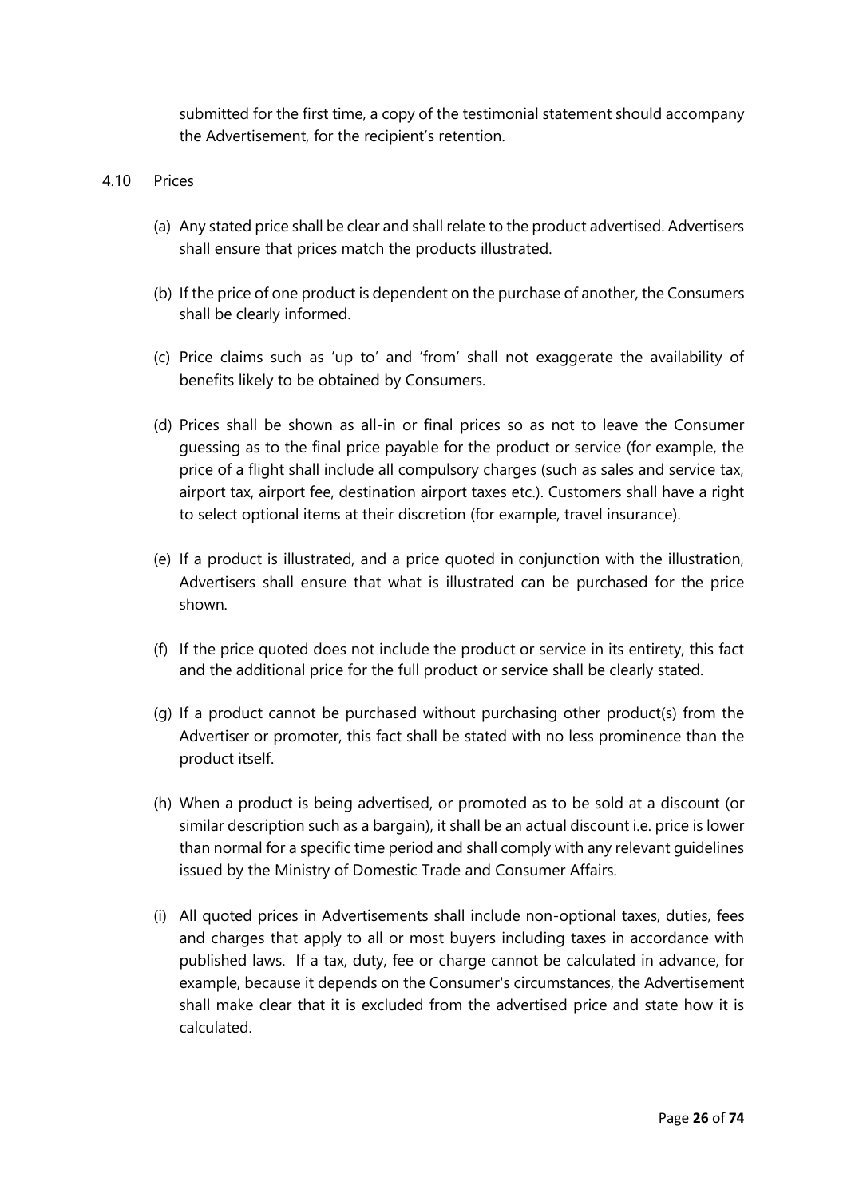submitted for the first time, a copy of the testimonial statement should accompany the Advertisement, for the recipient's retention.

4.10 Prices

(a) Any stated price shall be clear and shall relate to the product advertised. Advertisers shall ensure that prices match the products illustrated.

(b) If the price of one product is dependent on the purchase of another, the Consumers shall be clearly informed.

(c) Price claims such as 'up to' and 'from' shall not exaggerate the availability of benefits likely to be obtained by Consumers.

(d) Prices shall be shown as all-in or final prices so as not to leave the Consumer guessing as to the final price payable for the product or service (for example, the price of a flight shall include all compulsory charges (such as sales and service tax, airport tax, airport fee, destination airport taxes etc.). Customers shall have a right to select optional items at their discretion (for example, travel insurance).

(e) If a product is illustrated, and a price quoted in conjunction with the illustration, Advertisers shall ensure that what is illustrated can be purchased for the price shown.

(f) If the price quoted does not include the product or service in its entirety, this fact and the additional price for the full product or service shall be clearly stated.

(g) If a product cannot be purchased without purchasing other product(s) from the Advertiser or promoter, this fact shall be stated with no less prominence than the product itself.

(h) When a product is being advertised, or promoted as to be sold at a discount (or similar description such as a bargain), it shall be an actual discount i.e. price is lower than normal for a specific time period and shall comply with any relevant guidelines issued by the Ministry of Domestic Trade and Consumer Affairs.

(i) All quoted prices in Advertisements shall include non-optional taxes, duties, fees and charges that apply to all or most buyers including taxes in accordance with published laws. If a tax, duty, fee or charge cannot be calculated in advance, for example, because it depends on the Consumer's circumstances, the Advertisement shall make clear that it is excluded from the advertised price and state how it is calculated.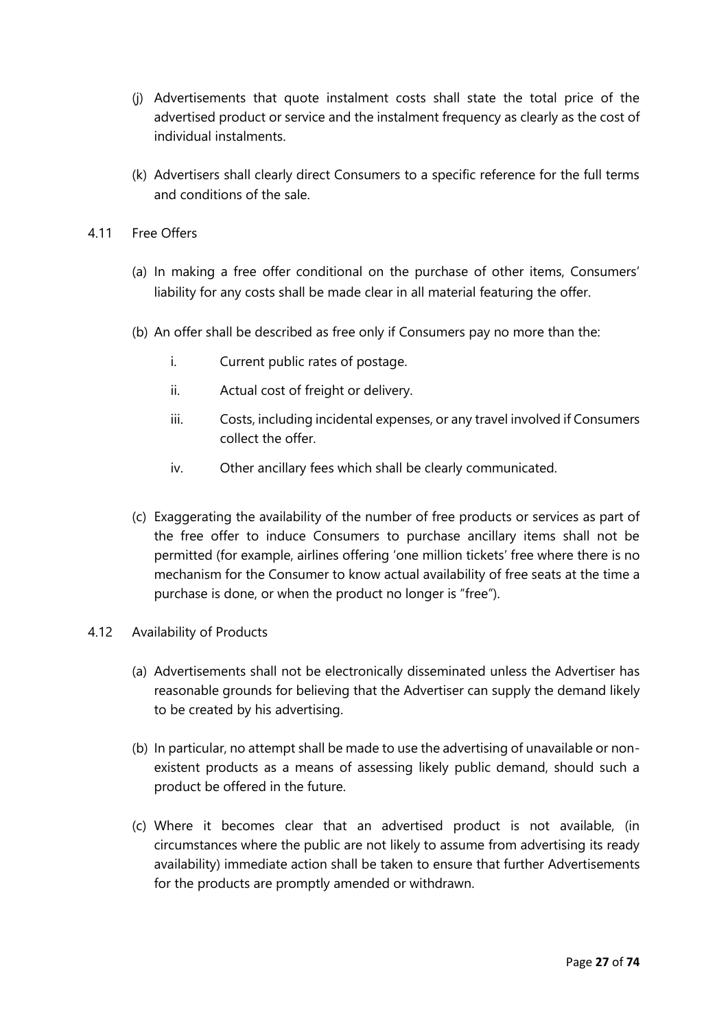(j) Advertisements that quote instalment costs shall state the total price of the advertised product or service and the instalment frequency as clearly as the cost of individual instalments.

(k) Advertisers shall clearly direct Consumers to a specific reference for the full terms and conditions of the sale.

### 4.11 Free Offers

(a) In making a free offer conditional on the purchase of other items, Consumers' liability for any costs shall be made clear in all material featuring the offer.

(b) An offer shall be described as free only if Consumers pay no more than the:

i. Current public rates of postage.

ii. Actual cost of freight or delivery.

iii. Costs, including incidental expenses, or any travel involved if Consumers collect the offer.

iv. Other ancillary fees which shall be clearly communicated.

(c) Exaggerating the availability of the number of free products or services as part of the free offer to induce Consumers to purchase ancillary items shall not be permitted (for example, airlines offering 'one million tickets' free where there is no mechanism for the Consumer to know actual availability of free seats at the time a purchase is done, or when the product no longer is "free").

### 4.12 Availability of Products

(a) Advertisements shall not be electronically disseminated unless the Advertiser has reasonable grounds for believing that the Advertiser can supply the demand likely to be created by his advertising.

(b) In particular, no attempt shall be made to use the advertising of unavailable or non-existent products as a means of assessing likely public demand, should such a product be offered in the future.

(c) Where it becomes clear that an advertised product is not available, (in circumstances where the public are not likely to assume from advertising its ready availability) immediate action shall be taken to ensure that further Advertisements for the products are promptly amended or withdrawn.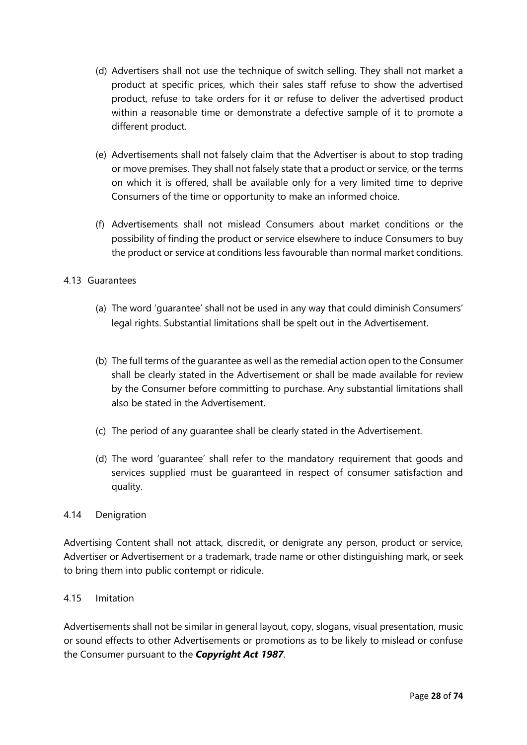(d) Advertisers shall not use the technique of switch selling. They shall not market a product at specific prices, which their sales staff refuse to show the advertised product, refuse to take orders for it or refuse to deliver the advertised product within a reasonable time or demonstrate a defective sample of it to promote a different product.

(e) Advertisements shall not falsely claim that the Advertiser is about to stop trading or move premises. They shall not falsely state that a product or service, or the terms on which it is offered, shall be available only for a very limited time to deprive Consumers of the time or opportunity to make an informed choice.

(f) Advertisements shall not mislead Consumers about market conditions or the possibility of finding the product or service elsewhere to induce Consumers to buy the product or service at conditions less favourable than normal market conditions.

4.13 Guarantees

(a) The word 'guarantee' shall not be used in any way that could diminish Consumers' legal rights. Substantial limitations shall be spelt out in the Advertisement.

(b) The full terms of the guarantee as well as the remedial action open to the Consumer shall be clearly stated in the Advertisement or shall be made available for review by the Consumer before committing to purchase. Any substantial limitations shall also be stated in the Advertisement.

(c) The period of any guarantee shall be clearly stated in the Advertisement.

(d) The word 'guarantee' shall refer to the mandatory requirement that goods and services supplied must be guaranteed in respect of consumer satisfaction and quality.

4.14 Denigration

Advertising Content shall not attack, discredit, or denigrate any person, product or service, Advertiser or Advertisement or a trademark, trade name or other distinguishing mark, or seek to bring them into public contempt or ridicule.

4.15 Imitation

Advertisements shall not be similar in general layout, copy, slogans, visual presentation, music or sound effects to other Advertisements or promotions as to be likely to mislead or confuse the Consumer pursuant to the ***Copyright Act 1987***.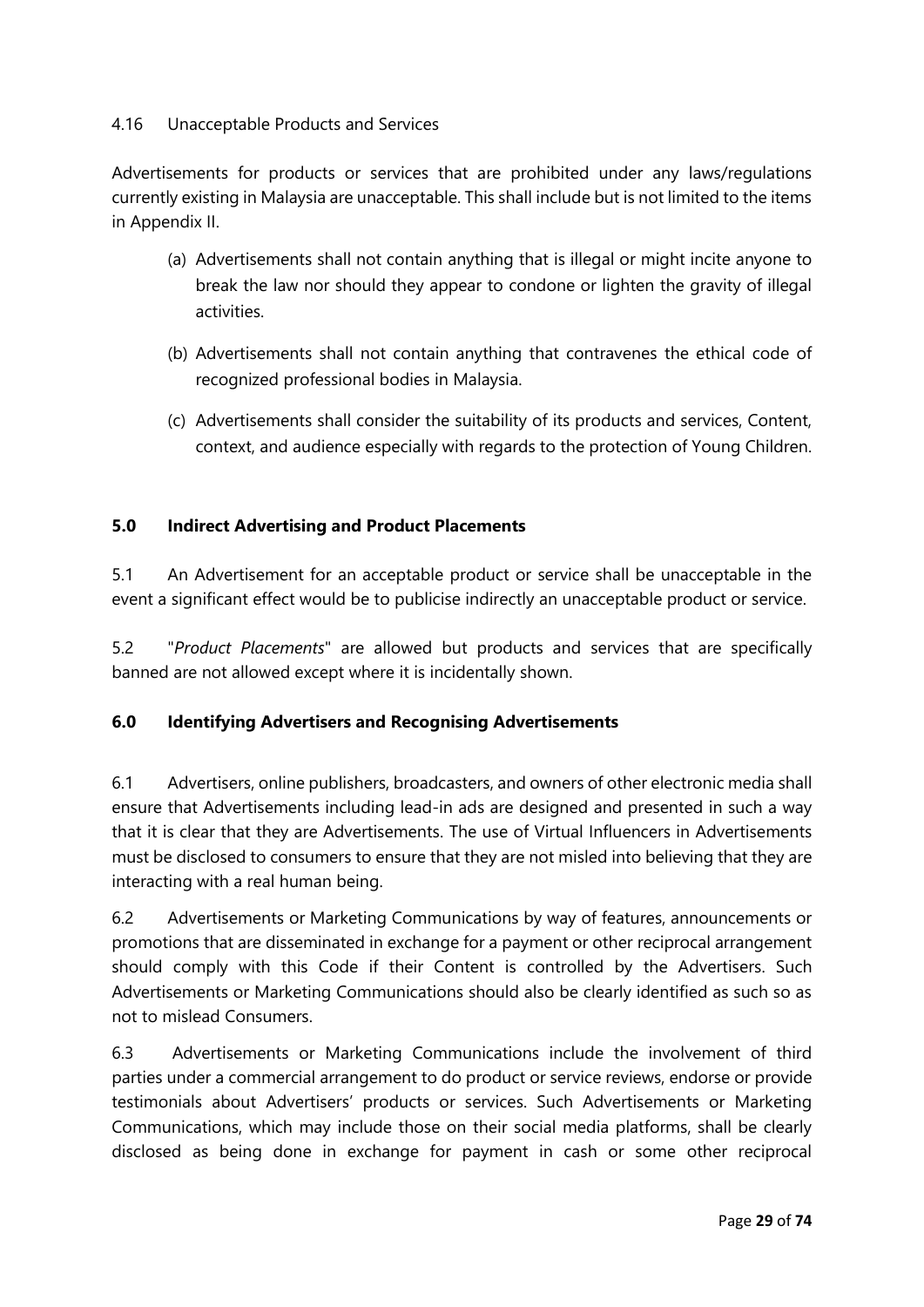4.16 Unacceptable Products and Services

Advertisements for products or services that are prohibited under any laws/regulations currently existing in Malaysia are unacceptable. This shall include but is not limited to the items in Appendix II.

(a) Advertisements shall not contain anything that is illegal or might incite anyone to break the law nor should they appear to condone or lighten the gravity of illegal activities.

(b) Advertisements shall not contain anything that contravenes the ethical code of recognized professional bodies in Malaysia.

(c) Advertisements shall consider the suitability of its products and services, Content, context, and audience especially with regards to the protection of Young Children.

## 5.0 Indirect Advertising and Product Placements

5.1 An Advertisement for an acceptable product or service shall be unacceptable in the event a significant effect would be to publicise indirectly an unacceptable product or service.

5.2 "*Product Placements*" are allowed but products and services that are specifically banned are not allowed except where it is incidentally shown.

## 6.0 Identifying Advertisers and Recognising Advertisements

6.1 Advertisers, online publishers, broadcasters, and owners of other electronic media shall ensure that Advertisements including lead-in ads are designed and presented in such a way that it is clear that they are Advertisements. The use of Virtual Influencers in Advertisements must be disclosed to consumers to ensure that they are not misled into believing that they are interacting with a real human being.

6.2 Advertisements or Marketing Communications by way of features, announcements or promotions that are disseminated in exchange for a payment or other reciprocal arrangement should comply with this Code if their Content is controlled by the Advertisers. Such Advertisements or Marketing Communications should also be clearly identified as such so as not to mislead Consumers.

6.3 Advertisements or Marketing Communications include the involvement of third parties under a commercial arrangement to do product or service reviews, endorse or provide testimonials about Advertisers' products or services. Such Advertisements or Marketing Communications, which may include those on their social media platforms, shall be clearly disclosed as being done in exchange for payment in cash or some other reciprocal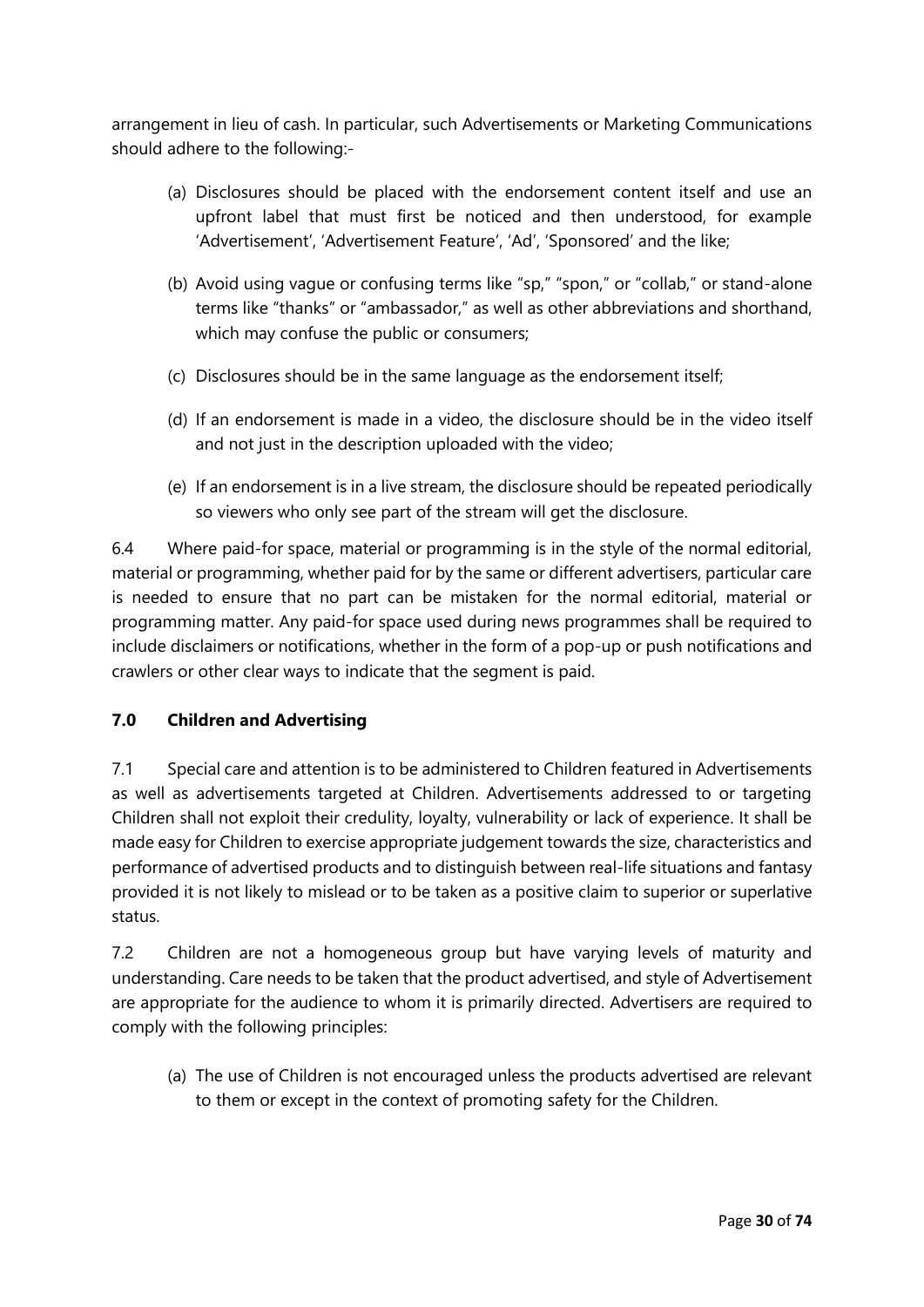arrangement in lieu of cash. In particular, such Advertisements or Marketing Communications should adhere to the following:-

(a) Disclosures should be placed with the endorsement content itself and use an upfront label that must first be noticed and then understood, for example 'Advertisement', 'Advertisement Feature', 'Ad', 'Sponsored' and the like;

(b) Avoid using vague or confusing terms like "sp," "spon," or "collab," or stand-alone terms like "thanks" or "ambassador," as well as other abbreviations and shorthand, which may confuse the public or consumers;

(c) Disclosures should be in the same language as the endorsement itself;

(d) If an endorsement is made in a video, the disclosure should be in the video itself and not just in the description uploaded with the video;

(e) If an endorsement is in a live stream, the disclosure should be repeated periodically so viewers who only see part of the stream will get the disclosure.

6.4 Where paid-for space, material or programming is in the style of the normal editorial, material or programming, whether paid for by the same or different advertisers, particular care is needed to ensure that no part can be mistaken for the normal editorial, material or programming matter. Any paid-for space used during news programmes shall be required to include disclaimers or notifications, whether in the form of a pop-up or push notifications and crawlers or other clear ways to indicate that the segment is paid.

### 7.0 Children and Advertising

7.1 Special care and attention is to be administered to Children featured in Advertisements as well as advertisements targeted at Children. Advertisements addressed to or targeting Children shall not exploit their credulity, loyalty, vulnerability or lack of experience. It shall be made easy for Children to exercise appropriate judgement towards the size, characteristics and performance of advertised products and to distinguish between real-life situations and fantasy provided it is not likely to mislead or to be taken as a positive claim to superior or superlative status.

7.2 Children are not a homogeneous group but have varying levels of maturity and understanding. Care needs to be taken that the product advertised, and style of Advertisement are appropriate for the audience to whom it is primarily directed. Advertisers are required to comply with the following principles:

(a) The use of Children is not encouraged unless the products advertised are relevant to them or except in the context of promoting safety for the Children.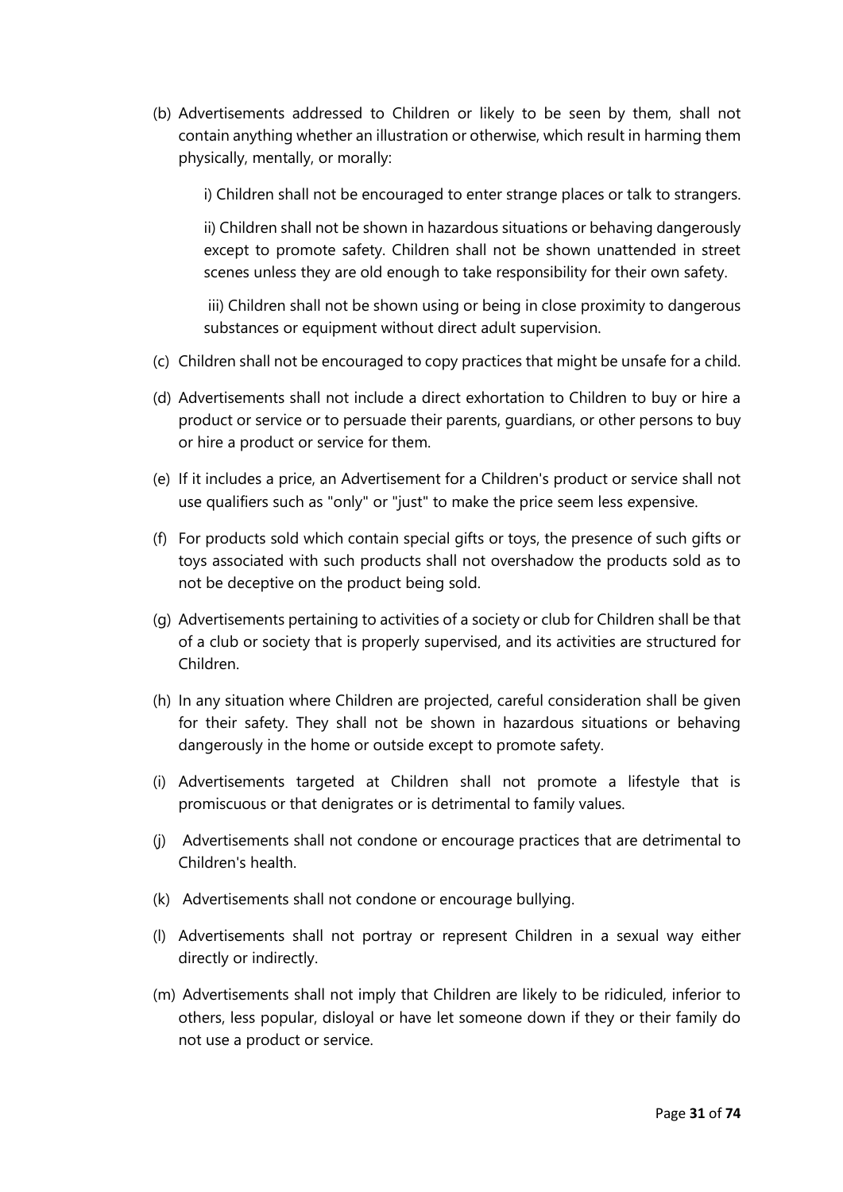(b) Advertisements addressed to Children or likely to be seen by them, shall not contain anything whether an illustration or otherwise, which result in harming them physically, mentally, or morally:

   i) Children shall not be encouraged to enter strange places or talk to strangers.

   ii) Children shall not be shown in hazardous situations or behaving dangerously except to promote safety. Children shall not be shown unattended in street scenes unless they are old enough to take responsibility for their own safety.

   iii) Children shall not be shown using or being in close proximity to dangerous substances or equipment without direct adult supervision.

(c) Children shall not be encouraged to copy practices that might be unsafe for a child.

(d) Advertisements shall not include a direct exhortation to Children to buy or hire a product or service or to persuade their parents, guardians, or other persons to buy or hire a product or service for them.

(e) If it includes a price, an Advertisement for a Children's product or service shall not use qualifiers such as "only" or "just" to make the price seem less expensive.

(f) For products sold which contain special gifts or toys, the presence of such gifts or toys associated with such products shall not overshadow the products sold as to not be deceptive on the product being sold.

(g) Advertisements pertaining to activities of a society or club for Children shall be that of a club or society that is properly supervised, and its activities are structured for Children.

(h) In any situation where Children are projected, careful consideration shall be given for their safety. They shall not be shown in hazardous situations or behaving dangerously in the home or outside except to promote safety.

(i) Advertisements targeted at Children shall not promote a lifestyle that is promiscuous or that denigrates or is detrimental to family values.

(j) Advertisements shall not condone or encourage practices that are detrimental to Children's health.

(k) Advertisements shall not condone or encourage bullying.

(l) Advertisements shall not portray or represent Children in a sexual way either directly or indirectly.

(m) Advertisements shall not imply that Children are likely to be ridiculed, inferior to others, less popular, disloyal or have let someone down if they or their family do not use a product or service.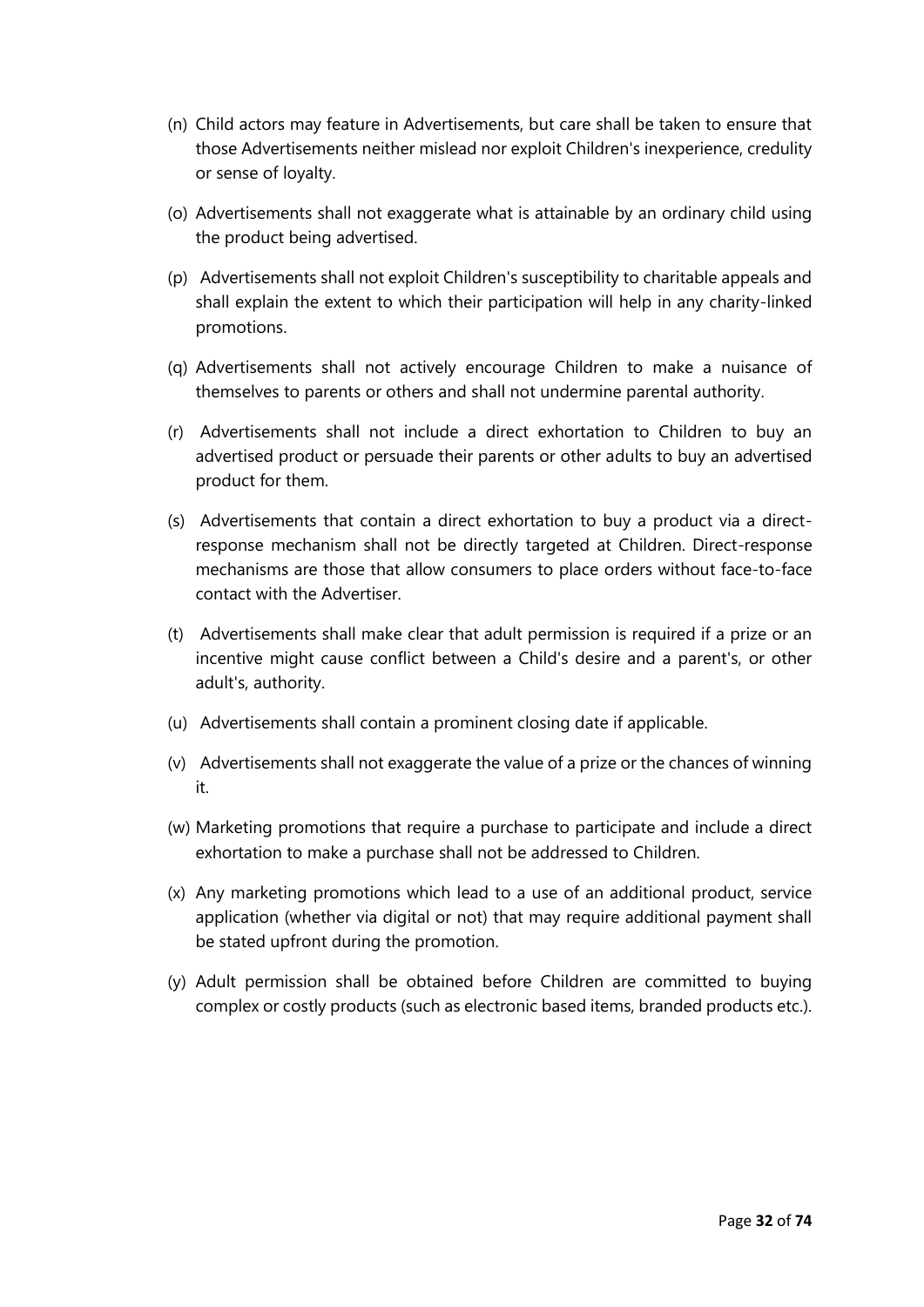(n) Child actors may feature in Advertisements, but care shall be taken to ensure that those Advertisements neither mislead nor exploit Children's inexperience, credulity or sense of loyalty.

(o) Advertisements shall not exaggerate what is attainable by an ordinary child using the product being advertised.

(p) Advertisements shall not exploit Children's susceptibility to charitable appeals and shall explain the extent to which their participation will help in any charity-linked promotions.

(q) Advertisements shall not actively encourage Children to make a nuisance of themselves to parents or others and shall not undermine parental authority.

(r) Advertisements shall not include a direct exhortation to Children to buy an advertised product or persuade their parents or other adults to buy an advertised product for them.

(s) Advertisements that contain a direct exhortation to buy a product via a direct-response mechanism shall not be directly targeted at Children. Direct-response mechanisms are those that allow consumers to place orders without face-to-face contact with the Advertiser.

(t) Advertisements shall make clear that adult permission is required if a prize or an incentive might cause conflict between a Child's desire and a parent's, or other adult's, authority.

(u) Advertisements shall contain a prominent closing date if applicable.

(v) Advertisements shall not exaggerate the value of a prize or the chances of winning it.

(w) Marketing promotions that require a purchase to participate and include a direct exhortation to make a purchase shall not be addressed to Children.

(x) Any marketing promotions which lead to a use of an additional product, service application (whether via digital or not) that may require additional payment shall be stated upfront during the promotion.

(y) Adult permission shall be obtained before Children are committed to buying complex or costly products (such as electronic based items, branded products etc.).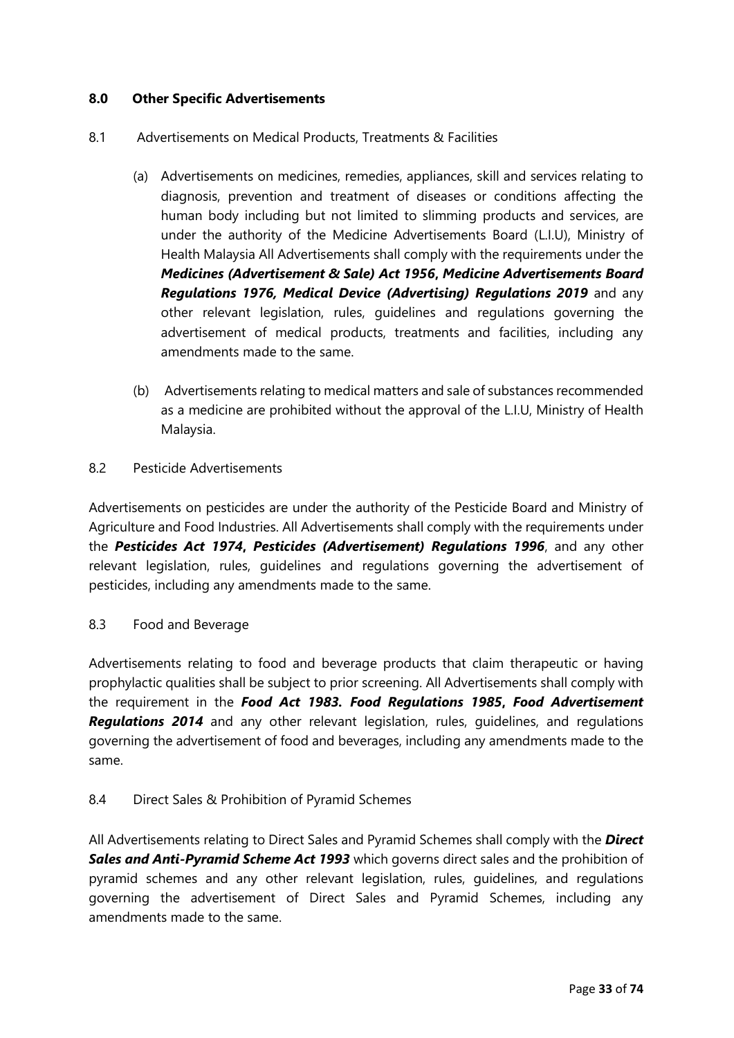## 8.0 Other Specific Advertisements

### 8.1 Advertisements on Medical Products, Treatments & Facilities

(a) Advertisements on medicines, remedies, appliances, skill and services relating to diagnosis, prevention and treatment of diseases or conditions affecting the human body including but not limited to slimming products and services, are under the authority of the Medicine Advertisements Board (L.I.U), Ministry of Health Malaysia All Advertisements shall comply with the requirements under the ***Medicines (Advertisement & Sale) Act 1956***, ***Medicine Advertisements Board Regulations 1976, Medical Device (Advertising) Regulations 2019*** and any other relevant legislation, rules, guidelines and regulations governing the advertisement of medical products, treatments and facilities, including any amendments made to the same.

(b) Advertisements relating to medical matters and sale of substances recommended as a medicine are prohibited without the approval of the L.I.U, Ministry of Health Malaysia.

### 8.2 Pesticide Advertisements

Advertisements on pesticides are under the authority of the Pesticide Board and Ministry of Agriculture and Food Industries. All Advertisements shall comply with the requirements under the ***Pesticides Act 1974***, ***Pesticides (Advertisement) Regulations 1996***, and any other relevant legislation, rules, guidelines and regulations governing the advertisement of pesticides, including any amendments made to the same.

### 8.3 Food and Beverage

Advertisements relating to food and beverage products that claim therapeutic or having prophylactic qualities shall be subject to prior screening. All Advertisements shall comply with the requirement in the ***Food Act 1983. Food Regulations 1985***, ***Food Advertisement Regulations 2014*** and any other relevant legislation, rules, guidelines, and regulations governing the advertisement of food and beverages, including any amendments made to the same.

### 8.4 Direct Sales & Prohibition of Pyramid Schemes

All Advertisements relating to Direct Sales and Pyramid Schemes shall comply with the ***Direct Sales and Anti-Pyramid Scheme Act 1993*** which governs direct sales and the prohibition of pyramid schemes and any other relevant legislation, rules, guidelines, and regulations governing the advertisement of Direct Sales and Pyramid Schemes, including any amendments made to the same.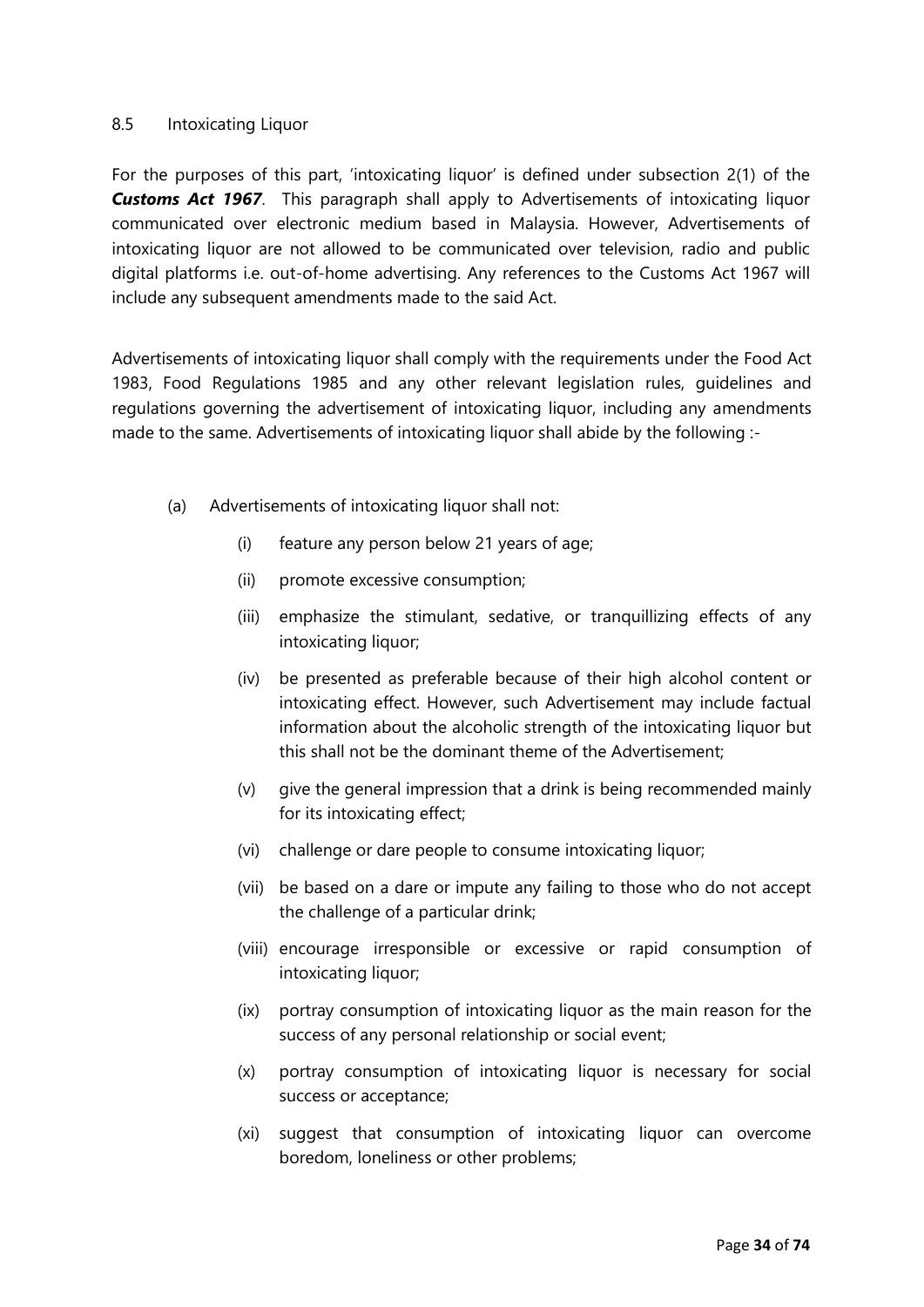## 8.5 Intoxicating Liquor

For the purposes of this part, 'intoxicating liquor' is defined under subsection 2(1) of the ***Customs Act 1967***. This paragraph shall apply to Advertisements of intoxicating liquor communicated over electronic medium based in Malaysia. However, Advertisements of intoxicating liquor are not allowed to be communicated over television, radio and public digital platforms i.e. out-of-home advertising. Any references to the Customs Act 1967 will include any subsequent amendments made to the said Act.

Advertisements of intoxicating liquor shall comply with the requirements under the Food Act 1983, Food Regulations 1985 and any other relevant legislation rules, guidelines and regulations governing the advertisement of intoxicating liquor, including any amendments made to the same. Advertisements of intoxicating liquor shall abide by the following :-

(a) Advertisements of intoxicating liquor shall not:

- (i) feature any person below 21 years of age;
- (ii) promote excessive consumption;
- (iii) emphasize the stimulant, sedative, or tranquillizing effects of any intoxicating liquor;
- (iv) be presented as preferable because of their high alcohol content or intoxicating effect. However, such Advertisement may include factual information about the alcoholic strength of the intoxicating liquor but this shall not be the dominant theme of the Advertisement;
- (v) give the general impression that a drink is being recommended mainly for its intoxicating effect;
- (vi) challenge or dare people to consume intoxicating liquor;
- (vii) be based on a dare or impute any failing to those who do not accept the challenge of a particular drink;
- (viii) encourage irresponsible or excessive or rapid consumption of intoxicating liquor;
- (ix) portray consumption of intoxicating liquor as the main reason for the success of any personal relationship or social event;
- (x) portray consumption of intoxicating liquor is necessary for social success or acceptance;
- (xi) suggest that consumption of intoxicating liquor can overcome boredom, loneliness or other problems;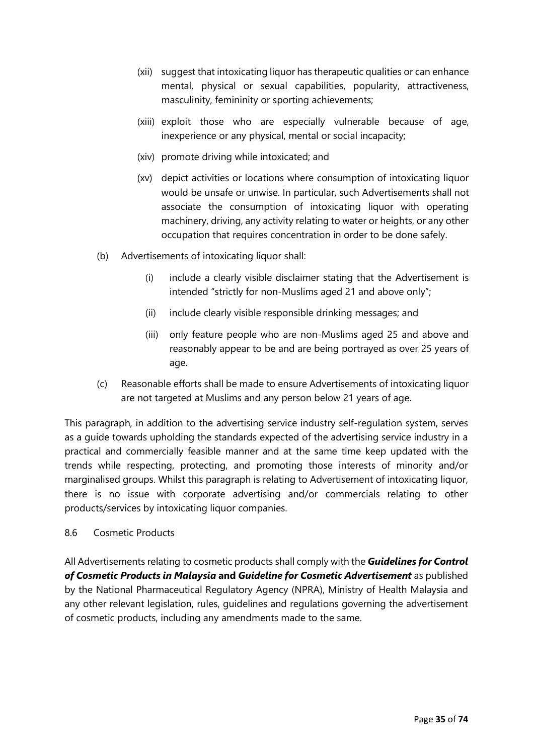(xii) suggest that intoxicating liquor has therapeutic qualities or can enhance mental, physical or sexual capabilities, popularity, attractiveness, masculinity, femininity or sporting achievements;

(xiii) exploit those who are especially vulnerable because of age, inexperience or any physical, mental or social incapacity;

(xiv) promote driving while intoxicated; and

(xv) depict activities or locations where consumption of intoxicating liquor would be unsafe or unwise. In particular, such Advertisements shall not associate the consumption of intoxicating liquor with operating machinery, driving, any activity relating to water or heights, or any other occupation that requires concentration in order to be done safely.

(b) Advertisements of intoxicating liquor shall:

(i) include a clearly visible disclaimer stating that the Advertisement is intended "strictly for non-Muslims aged 21 and above only";

(ii) include clearly visible responsible drinking messages; and

(iii) only feature people who are non-Muslims aged 25 and above and reasonably appear to be and are being portrayed as over 25 years of age.

(c) Reasonable efforts shall be made to ensure Advertisements of intoxicating liquor are not targeted at Muslims and any person below 21 years of age.

This paragraph, in addition to the advertising service industry self-regulation system, serves as a guide towards upholding the standards expected of the advertising service industry in a practical and commercially feasible manner and at the same time keep updated with the trends while respecting, protecting, and promoting those interests of minority and/or marginalised groups. Whilst this paragraph is relating to Advertisement of intoxicating liquor, there is no issue with corporate advertising and/or commercials relating to other products/services by intoxicating liquor companies.

8.6 Cosmetic Products

All Advertisements relating to cosmetic products shall comply with the ***Guidelines for Control of Cosmetic Products in Malaysia* and *Guideline for Cosmetic Advertisement*** as published by the National Pharmaceutical Regulatory Agency (NPRA), Ministry of Health Malaysia and any other relevant legislation, rules, guidelines and regulations governing the advertisement of cosmetic products, including any amendments made to the same.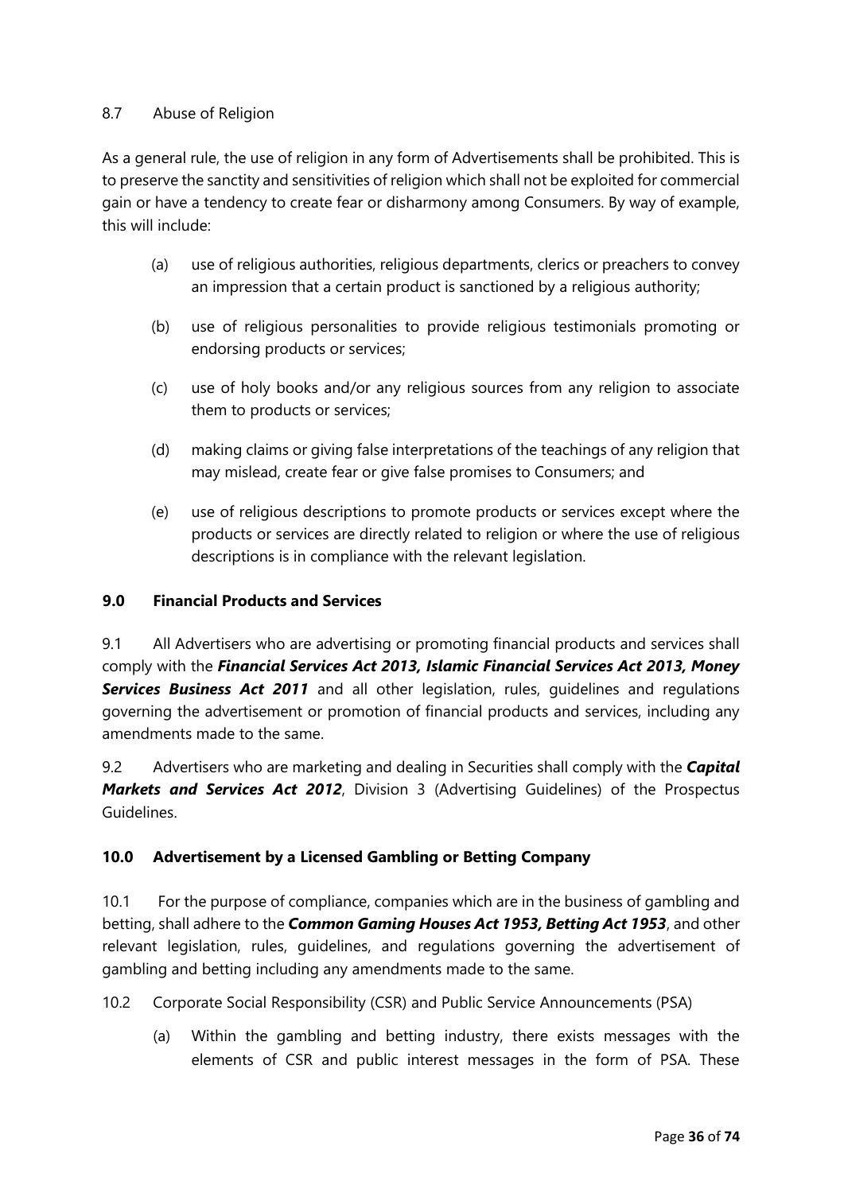8.7 Abuse of Religion

As a general rule, the use of religion in any form of Advertisements shall be prohibited. This is to preserve the sanctity and sensitivities of religion which shall not be exploited for commercial gain or have a tendency to create fear or disharmony among Consumers. By way of example, this will include:

(a) use of religious authorities, religious departments, clerics or preachers to convey an impression that a certain product is sanctioned by a religious authority;

(b) use of religious personalities to provide religious testimonials promoting or endorsing products or services;

(c) use of holy books and/or any religious sources from any religion to associate them to products or services;

(d) making claims or giving false interpretations of the teachings of any religion that may mislead, create fear or give false promises to Consumers; and

(e) use of religious descriptions to promote products or services except where the products or services are directly related to religion or where the use of religious descriptions is in compliance with the relevant legislation.

## 9.0 Financial Products and Services

9.1 All Advertisers who are advertising or promoting financial products and services shall comply with the ***Financial Services Act 2013, Islamic Financial Services Act 2013, Money Services Business Act 2011*** and all other legislation, rules, guidelines and regulations governing the advertisement or promotion of financial products and services, including any amendments made to the same.

9.2 Advertisers who are marketing and dealing in Securities shall comply with the ***Capital Markets and Services Act 2012***, Division 3 (Advertising Guidelines) of the Prospectus Guidelines.

## 10.0 Advertisement by a Licensed Gambling or Betting Company

10.1 For the purpose of compliance, companies which are in the business of gambling and betting, shall adhere to the ***Common Gaming Houses Act 1953, Betting Act 1953***, and other relevant legislation, rules, guidelines, and regulations governing the advertisement of gambling and betting including any amendments made to the same.

10.2 Corporate Social Responsibility (CSR) and Public Service Announcements (PSA)

(a) Within the gambling and betting industry, there exists messages with the elements of CSR and public interest messages in the form of PSA. These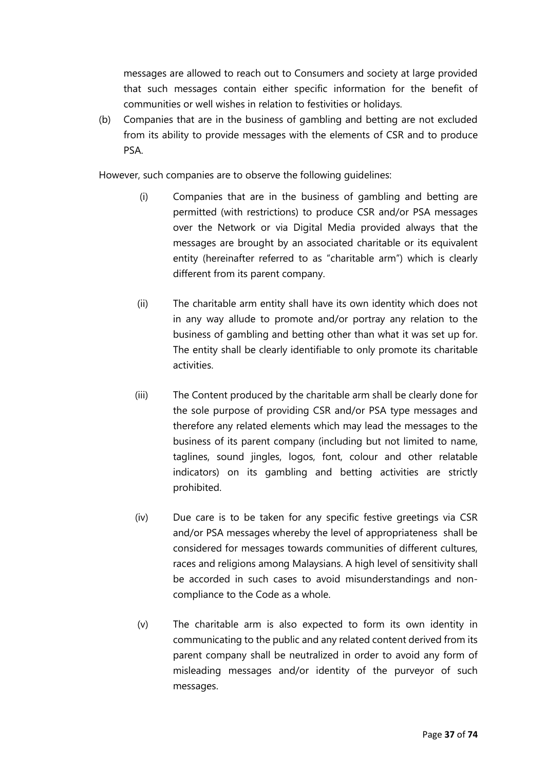messages are allowed to reach out to Consumers and society at large provided that such messages contain either specific information for the benefit of communities or well wishes in relation to festivities or holidays.

(b) Companies that are in the business of gambling and betting are not excluded from its ability to provide messages with the elements of CSR and to produce PSA.

However, such companies are to observe the following guidelines:

(i) Companies that are in the business of gambling and betting are permitted (with restrictions) to produce CSR and/or PSA messages over the Network or via Digital Media provided always that the messages are brought by an associated charitable or its equivalent entity (hereinafter referred to as "charitable arm") which is clearly different from its parent company.

(ii) The charitable arm entity shall have its own identity which does not in any way allude to promote and/or portray any relation to the business of gambling and betting other than what it was set up for. The entity shall be clearly identifiable to only promote its charitable activities.

(iii) The Content produced by the charitable arm shall be clearly done for the sole purpose of providing CSR and/or PSA type messages and therefore any related elements which may lead the messages to the business of its parent company (including but not limited to name, taglines, sound jingles, logos, font, colour and other relatable indicators) on its gambling and betting activities are strictly prohibited.

(iv) Due care is to be taken for any specific festive greetings via CSR and/or PSA messages whereby the level of appropriateness shall be considered for messages towards communities of different cultures, races and religions among Malaysians. A high level of sensitivity shall be accorded in such cases to avoid misunderstandings and non-compliance to the Code as a whole.

(v) The charitable arm is also expected to form its own identity in communicating to the public and any related content derived from its parent company shall be neutralized in order to avoid any form of misleading messages and/or identity of the purveyor of such messages.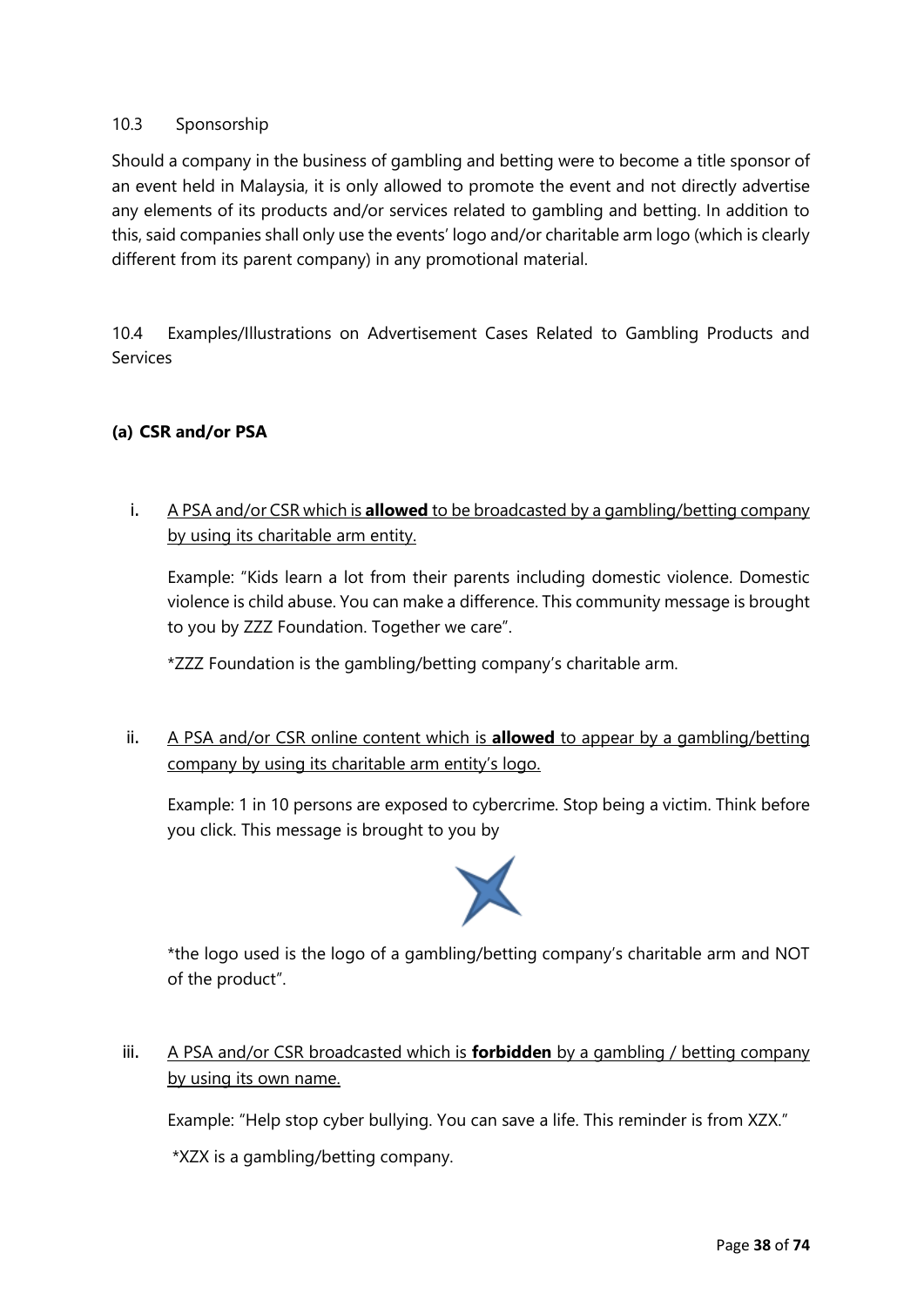### 10.3 Sponsorship

Should a company in the business of gambling and betting were to become a title sponsor of an event held in Malaysia, it is only allowed to promote the event and not directly advertise any elements of its products and/or services related to gambling and betting. In addition to this, said companies shall only use the events' logo and/or charitable arm logo (which is clearly different from its parent company) in any promotional material.

### 10.4 Examples/Illustrations on Advertisement Cases Related to Gambling Products and Services

**(a) CSR and/or PSA**

i. A PSA and/or CSR which is **allowed** to be broadcasted by a gambling/betting company by using its charitable arm entity.

   Example: "Kids learn a lot from their parents including domestic violence. Domestic violence is child abuse. You can make a difference. This community message is brought to you by ZZZ Foundation. Together we care".

   *ZZZ Foundation is the gambling/betting company's charitable arm.

ii. A PSA and/or CSR online content which is **allowed** to appear by a gambling/betting company by using its charitable arm entity's logo.

   Example: 1 in 10 persons are exposed to cybercrime. Stop being a victim. Think before you click. This message is brought to you by

   *the logo used is the logo of a gambling/betting company's charitable arm and NOT of the product".

iii. A PSA and/or CSR broadcasted which is **forbidden** by a gambling / betting company by using its own name.

   Example: "Help stop cyber bullying. You can save a life. This reminder is from XZX."

   *XZX is a gambling/betting company.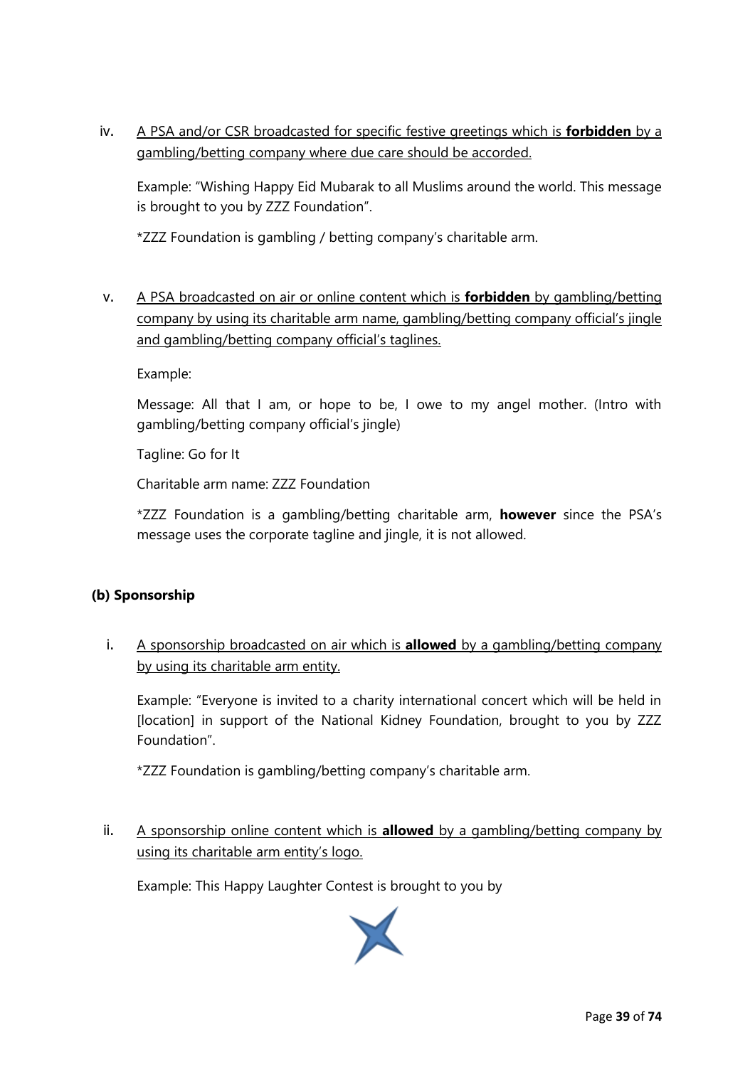iv. <u>A PSA and/or CSR broadcasted for specific festive greetings which is **forbidden** by a gambling/betting company where due care should be accorded.</u>

Example: "Wishing Happy Eid Mubarak to all Muslims around the world. This message is brought to you by ZZZ Foundation".

*ZZZ Foundation is gambling / betting company's charitable arm.

v. <u>A PSA broadcasted on air or online content which is **forbidden** by gambling/betting company by using its charitable arm name, gambling/betting company official's jingle and gambling/betting company official's taglines.</u>

Example:

Message: All that I am, or hope to be, I owe to my angel mother. (Intro with gambling/betting company official's jingle)

Tagline: Go for It

Charitable arm name: ZZZ Foundation

*ZZZ Foundation is a gambling/betting charitable arm, **however** since the PSA's message uses the corporate tagline and jingle, it is not allowed.

**(b) Sponsorship**

i. <u>A sponsorship broadcasted on air which is **allowed** by a gambling/betting company by using its charitable arm entity.</u>

Example: "Everyone is invited to a charity international concert which will be held in [location] in support of the National Kidney Foundation, brought to you by ZZZ Foundation".

*ZZZ Foundation is gambling/betting company's charitable arm.

ii. <u>A sponsorship online content which is **allowed** by a gambling/betting company by using its charitable arm entity's logo.</u>

Example: This Happy Laughter Contest is brought to you by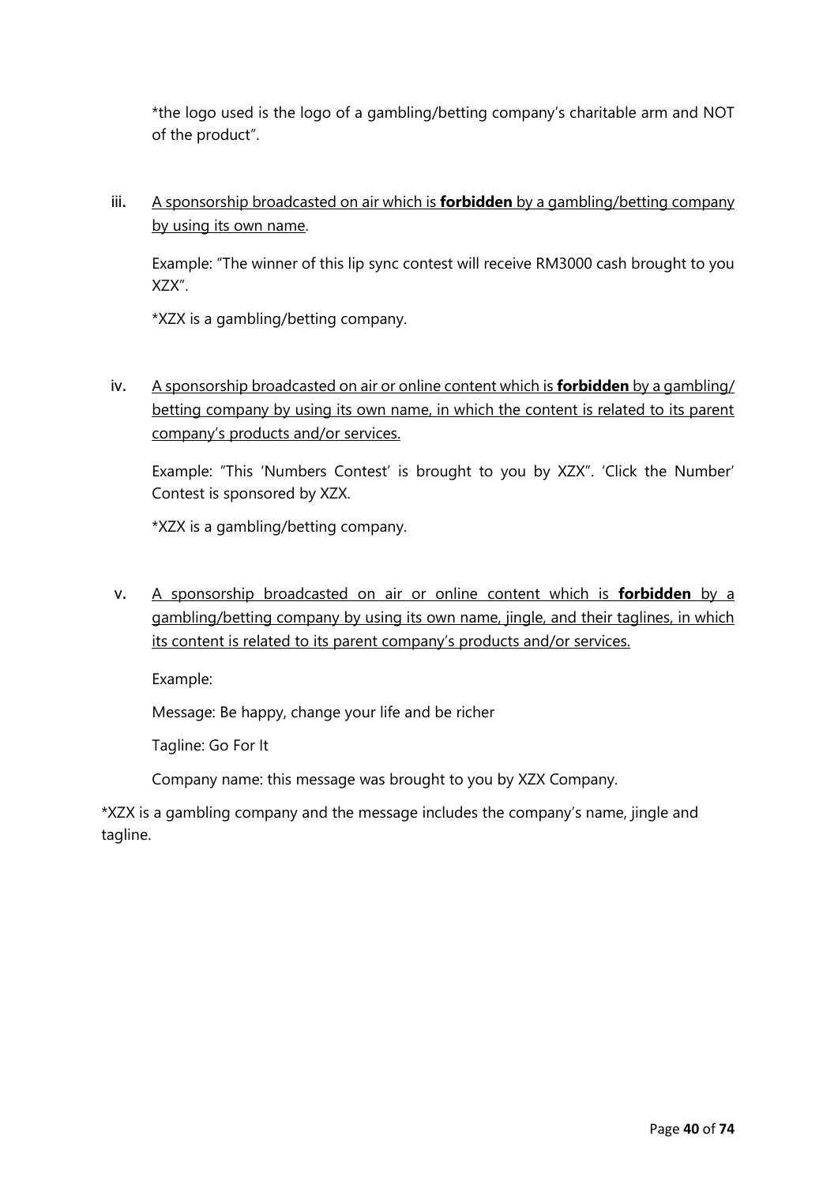*the logo used is the logo of a gambling/betting company's charitable arm and NOT of the product".

iii. A sponsorship broadcasted on air which is **forbidden** by a gambling/betting company by using its own name.

Example: "The winner of this lip sync contest will receive RM3000 cash brought to you XZX".

*XZX is a gambling/betting company.

iv. A sponsorship broadcasted on air or online content which is **forbidden** by a gambling/betting company by using its own name, in which the content is related to its parent company's products and/or services.

Example: "This 'Numbers Contest' is brought to you by XZX". 'Click the Number' Contest is sponsored by XZX.

*XZX is a gambling/betting company.

v. A sponsorship broadcasted on air or online content which is **forbidden** by a gambling/betting company by using its own name, jingle, and their taglines, in which its content is related to its parent company's products and/or services.

Example:

Message: Be happy, change your life and be richer

Tagline: Go For It

Company name: this message was brought to you by XZX Company.

*XZX is a gambling company and the message includes the company's name, jingle and tagline.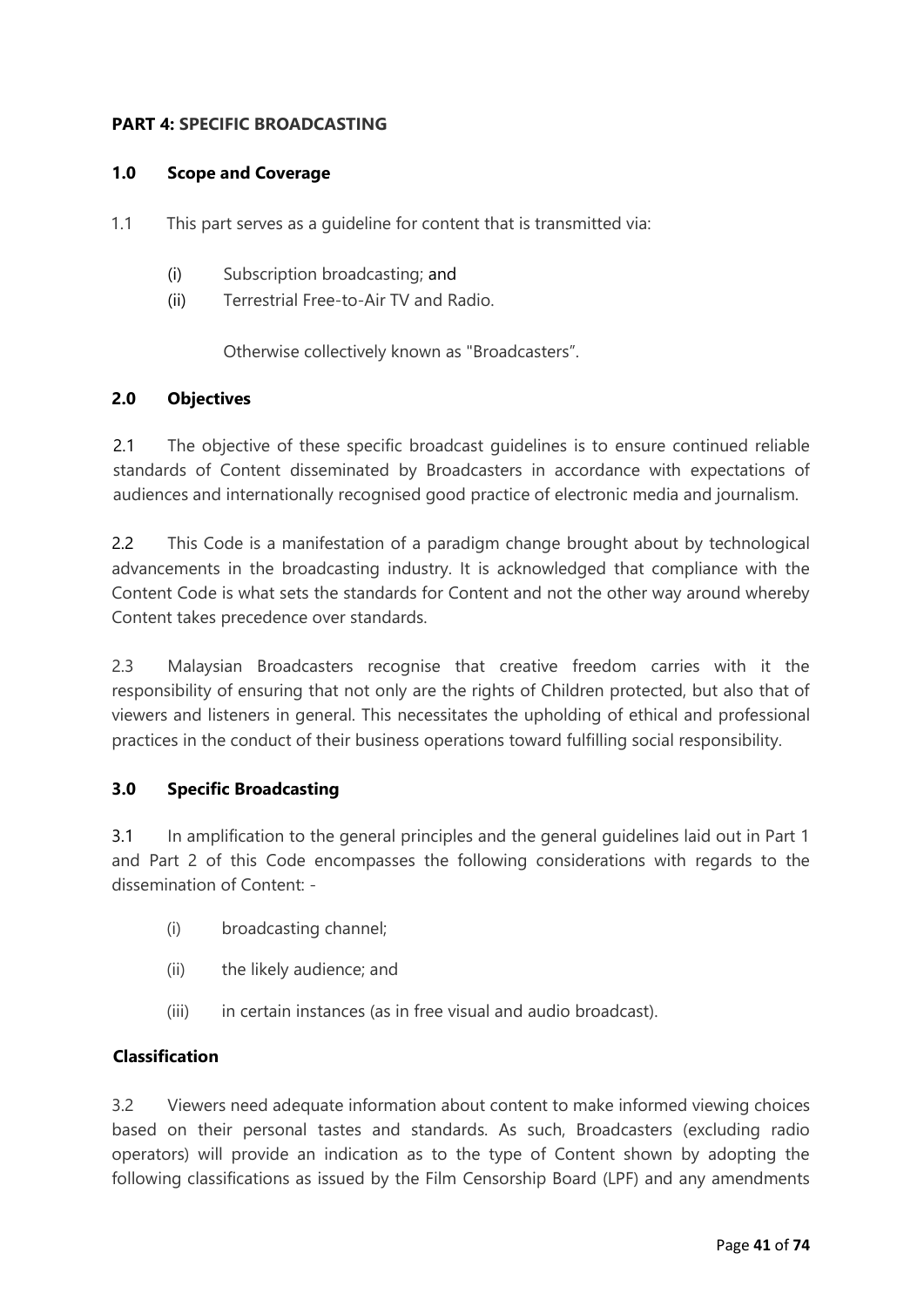## PART 4: SPECIFIC BROADCASTING

### 1.0 Scope and Coverage

1.1 This part serves as a guideline for content that is transmitted via:

(i) Subscription broadcasting; and
(ii) Terrestrial Free-to-Air TV and Radio.

Otherwise collectively known as "Broadcasters".

### 2.0 Objectives

2.1 The objective of these specific broadcast guidelines is to ensure continued reliable standards of Content disseminated by Broadcasters in accordance with expectations of audiences and internationally recognised good practice of electronic media and journalism.

2.2 This Code is a manifestation of a paradigm change brought about by technological advancements in the broadcasting industry. It is acknowledged that compliance with the Content Code is what sets the standards for Content and not the other way around whereby Content takes precedence over standards.

2.3 Malaysian Broadcasters recognise that creative freedom carries with it the responsibility of ensuring that not only are the rights of Children protected, but also that of viewers and listeners in general. This necessitates the upholding of ethical and professional practices in the conduct of their business operations toward fulfilling social responsibility.

### 3.0 Specific Broadcasting

3.1 In amplification to the general principles and the general guidelines laid out in Part 1 and Part 2 of this Code encompasses the following considerations with regards to the dissemination of Content: -

(i) broadcasting channel;

(ii) the likely audience; and

(iii) in certain instances (as in free visual and audio broadcast).

#### Classification

3.2 Viewers need adequate information about content to make informed viewing choices based on their personal tastes and standards. As such, Broadcasters (excluding radio operators) will provide an indication as to the type of Content shown by adopting the following classifications as issued by the Film Censorship Board (LPF) and any amendments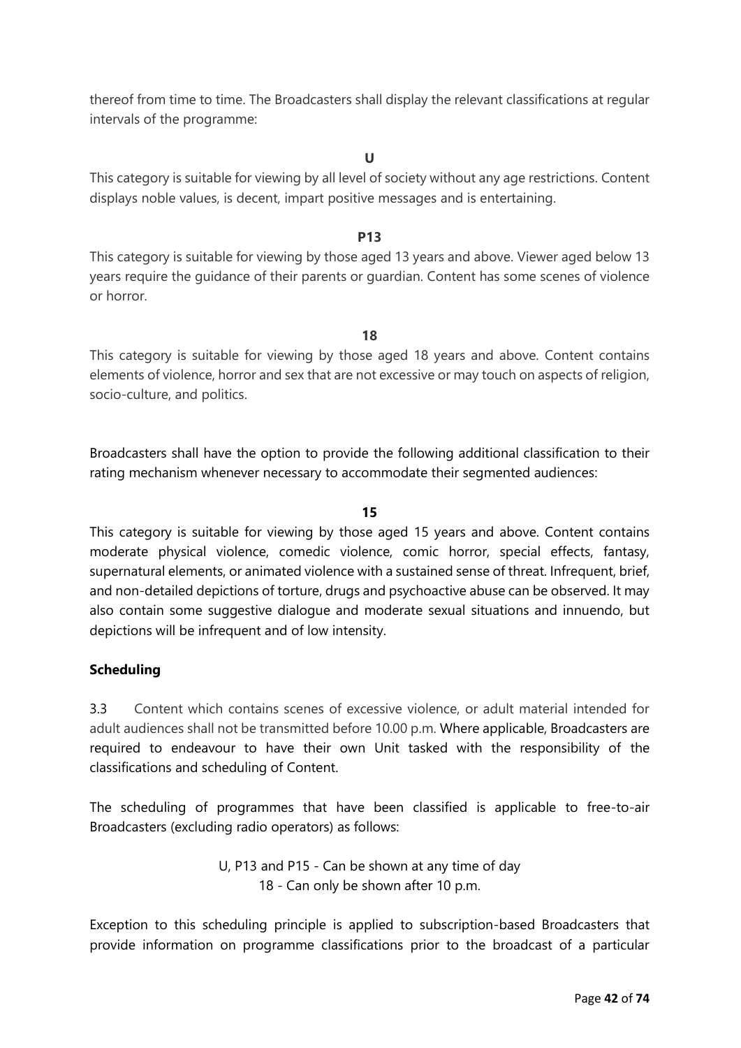thereof from time to time. The Broadcasters shall display the relevant classifications at regular intervals of the programme:

**U**

This category is suitable for viewing by all level of society without any age restrictions. Content displays noble values, is decent, impart positive messages and is entertaining.

**P13**

This category is suitable for viewing by those aged 13 years and above. Viewer aged below 13 years require the guidance of their parents or guardian. Content has some scenes of violence or horror.

**18**

This category is suitable for viewing by those aged 18 years and above. Content contains elements of violence, horror and sex that are not excessive or may touch on aspects of religion, socio-culture, and politics.

Broadcasters shall have the option to provide the following additional classification to their rating mechanism whenever necessary to accommodate their segmented audiences:

**15**

This category is suitable for viewing by those aged 15 years and above. Content contains moderate physical violence, comedic violence, comic horror, special effects, fantasy, supernatural elements, or animated violence with a sustained sense of threat. Infrequent, brief, and non-detailed depictions of torture, drugs and psychoactive abuse can be observed. It may also contain some suggestive dialogue and moderate sexual situations and innuendo, but depictions will be infrequent and of low intensity.

**Scheduling**

3.3 Content which contains scenes of excessive violence, or adult material intended for adult audiences shall not be transmitted before 10.00 p.m. Where applicable, Broadcasters are required to endeavour to have their own Unit tasked with the responsibility of the classifications and scheduling of Content.

The scheduling of programmes that have been classified is applicable to free-to-air Broadcasters (excluding radio operators) as follows:

U, P13 and P15 - Can be shown at any time of day
18 - Can only be shown after 10 p.m.

Exception to this scheduling principle is applied to subscription-based Broadcasters that provide information on programme classifications prior to the broadcast of a particular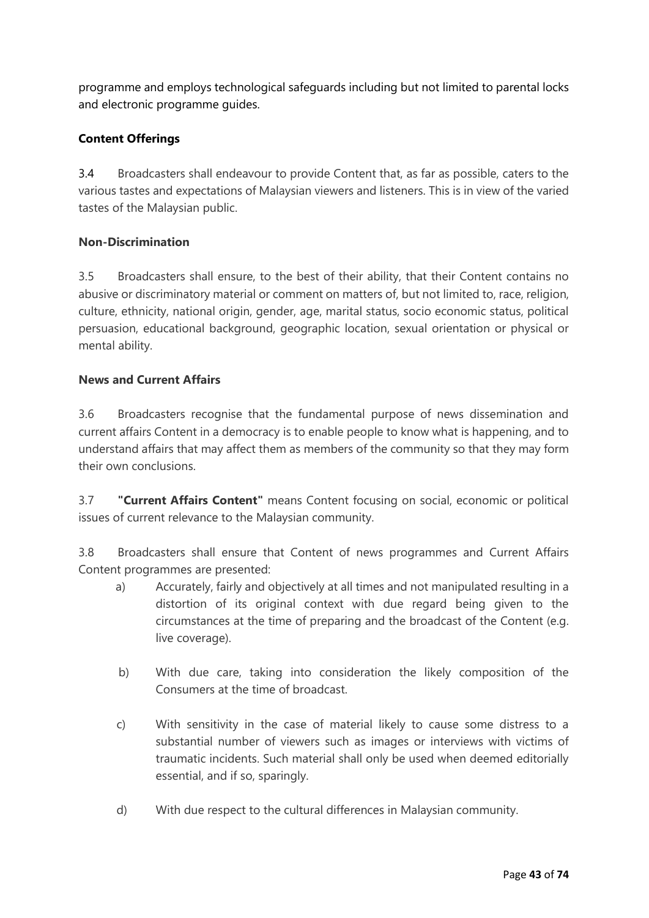programme and employs technological safeguards including but not limited to parental locks and electronic programme guides.

**Content Offerings**

3.4 Broadcasters shall endeavour to provide Content that, as far as possible, caters to the various tastes and expectations of Malaysian viewers and listeners. This is in view of the varied tastes of the Malaysian public.

**Non-Discrimination**

3.5 Broadcasters shall ensure, to the best of their ability, that their Content contains no abusive or discriminatory material or comment on matters of, but not limited to, race, religion, culture, ethnicity, national origin, gender, age, marital status, socio economic status, political persuasion, educational background, geographic location, sexual orientation or physical or mental ability.

**News and Current Affairs**

3.6 Broadcasters recognise that the fundamental purpose of news dissemination and current affairs Content in a democracy is to enable people to know what is happening, and to understand affairs that may affect them as members of the community so that they may form their own conclusions.

3.7 **"Current Affairs Content"** means Content focusing on social, economic or political issues of current relevance to the Malaysian community.

3.8 Broadcasters shall ensure that Content of news programmes and Current Affairs Content programmes are presented:

a) Accurately, fairly and objectively at all times and not manipulated resulting in a distortion of its original context with due regard being given to the circumstances at the time of preparing and the broadcast of the Content (e.g. live coverage).

b) With due care, taking into consideration the likely composition of the Consumers at the time of broadcast.

c) With sensitivity in the case of material likely to cause some distress to a substantial number of viewers such as images or interviews with victims of traumatic incidents. Such material shall only be used when deemed editorially essential, and if so, sparingly.

d) With due respect to the cultural differences in Malaysian community.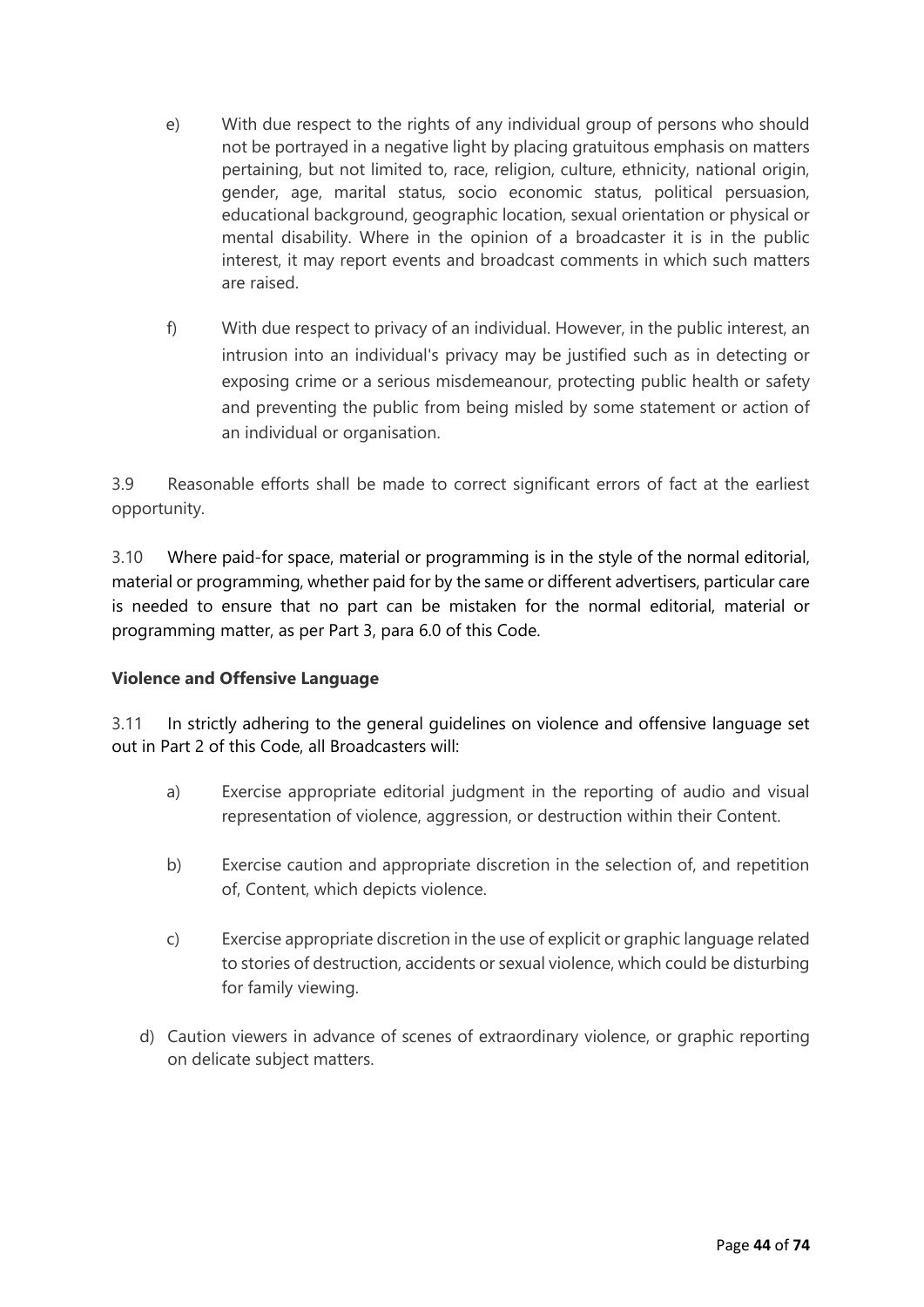e) With due respect to the rights of any individual group of persons who should not be portrayed in a negative light by placing gratuitous emphasis on matters pertaining, but not limited to, race, religion, culture, ethnicity, national origin, gender, age, marital status, socio economic status, political persuasion, educational background, geographic location, sexual orientation or physical or mental disability. Where in the opinion of a broadcaster it is in the public interest, it may report events and broadcast comments in which such matters are raised.

f) With due respect to privacy of an individual. However, in the public interest, an intrusion into an individual's privacy may be justified such as in detecting or exposing crime or a serious misdemeanour, protecting public health or safety and preventing the public from being misled by some statement or action of an individual or organisation.

3.9 Reasonable efforts shall be made to correct significant errors of fact at the earliest opportunity.

3.10 Where paid-for space, material or programming is in the style of the normal editorial, material or programming, whether paid for by the same or different advertisers, particular care is needed to ensure that no part can be mistaken for the normal editorial, material or programming matter, as per Part 3, para 6.0 of this Code.

**Violence and Offensive Language**

3.11 In strictly adhering to the general guidelines on violence and offensive language set out in Part 2 of this Code, all Broadcasters will:

a) Exercise appropriate editorial judgment in the reporting of audio and visual representation of violence, aggression, or destruction within their Content.

b) Exercise caution and appropriate discretion in the selection of, and repetition of, Content, which depicts violence.

c) Exercise appropriate discretion in the use of explicit or graphic language related to stories of destruction, accidents or sexual violence, which could be disturbing for family viewing.

d) Caution viewers in advance of scenes of extraordinary violence, or graphic reporting on delicate subject matters.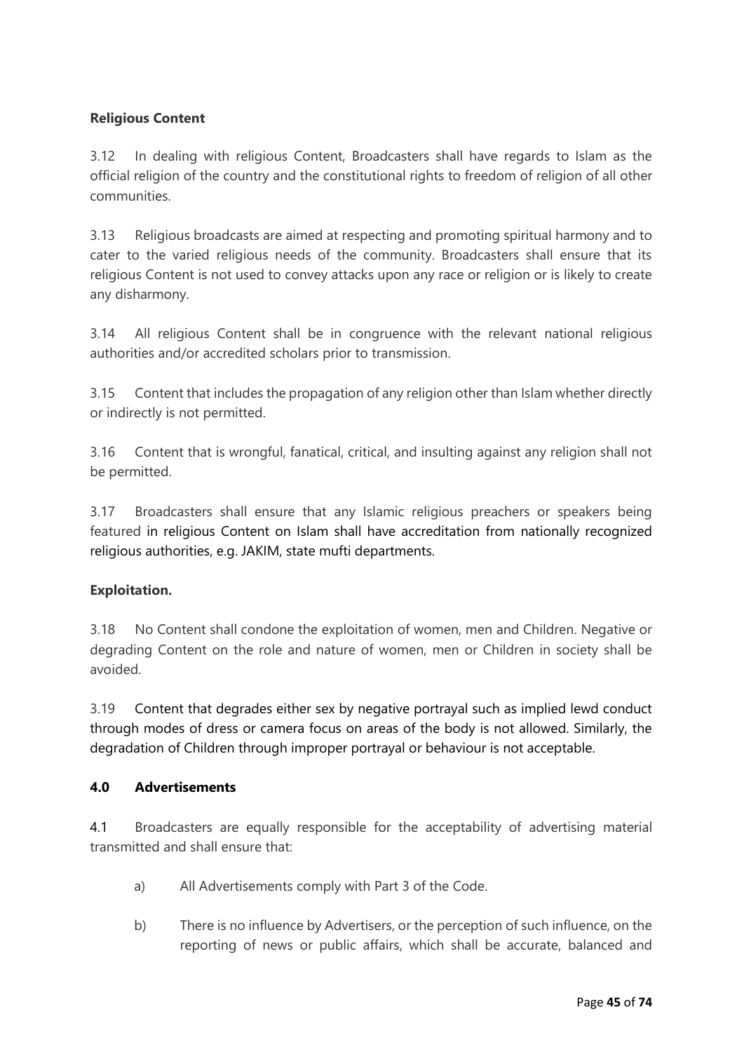**Religious Content**

3.12 In dealing with religious Content, Broadcasters shall have regards to Islam as the official religion of the country and the constitutional rights to freedom of religion of all other communities.

3.13 Religious broadcasts are aimed at respecting and promoting spiritual harmony and to cater to the varied religious needs of the community. Broadcasters shall ensure that its religious Content is not used to convey attacks upon any race or religion or is likely to create any disharmony.

3.14 All religious Content shall be in congruence with the relevant national religious authorities and/or accredited scholars prior to transmission.

3.15 Content that includes the propagation of any religion other than Islam whether directly or indirectly is not permitted.

3.16 Content that is wrongful, fanatical, critical, and insulting against any religion shall not be permitted.

3.17 Broadcasters shall ensure that any Islamic religious preachers or speakers being featured in religious Content on Islam shall have accreditation from nationally recognized religious authorities, e.g. JAKIM, state mufti departments.

**Exploitation.**

3.18 No Content shall condone the exploitation of women, men and Children. Negative or degrading Content on the role and nature of women, men or Children in society shall be avoided.

3.19 Content that degrades either sex by negative portrayal such as implied lewd conduct through modes of dress or camera focus on areas of the body is not allowed. Similarly, the degradation of Children through improper portrayal or behaviour is not acceptable.

**4.0 Advertisements**

4.1 Broadcasters are equally responsible for the acceptability of advertising material transmitted and shall ensure that:

a) All Advertisements comply with Part 3 of the Code.

b) There is no influence by Advertisers, or the perception of such influence, on the reporting of news or public affairs, which shall be accurate, balanced and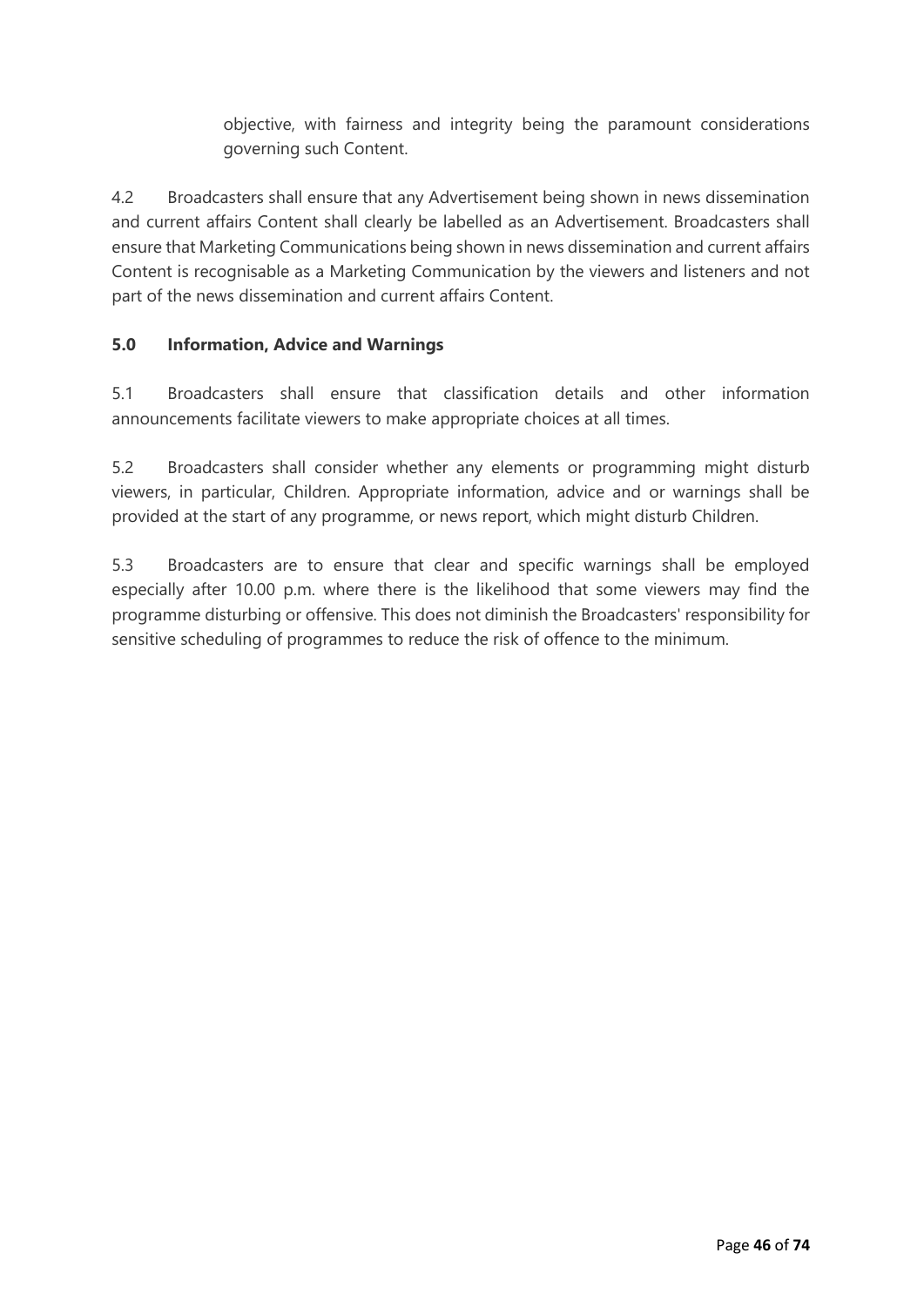objective, with fairness and integrity being the paramount considerations governing such Content.

4.2 Broadcasters shall ensure that any Advertisement being shown in news dissemination and current affairs Content shall clearly be labelled as an Advertisement. Broadcasters shall ensure that Marketing Communications being shown in news dissemination and current affairs Content is recognisable as a Marketing Communication by the viewers and listeners and not part of the news dissemination and current affairs Content.

**5.0 Information, Advice and Warnings**

5.1 Broadcasters shall ensure that classification details and other information announcements facilitate viewers to make appropriate choices at all times.

5.2 Broadcasters shall consider whether any elements or programming might disturb viewers, in particular, Children. Appropriate information, advice and or warnings shall be provided at the start of any programme, or news report, which might disturb Children.

5.3 Broadcasters are to ensure that clear and specific warnings shall be employed especially after 10.00 p.m. where there is the likelihood that some viewers may find the programme disturbing or offensive. This does not diminish the Broadcasters' responsibility for sensitive scheduling of programmes to reduce the risk of offence to the minimum.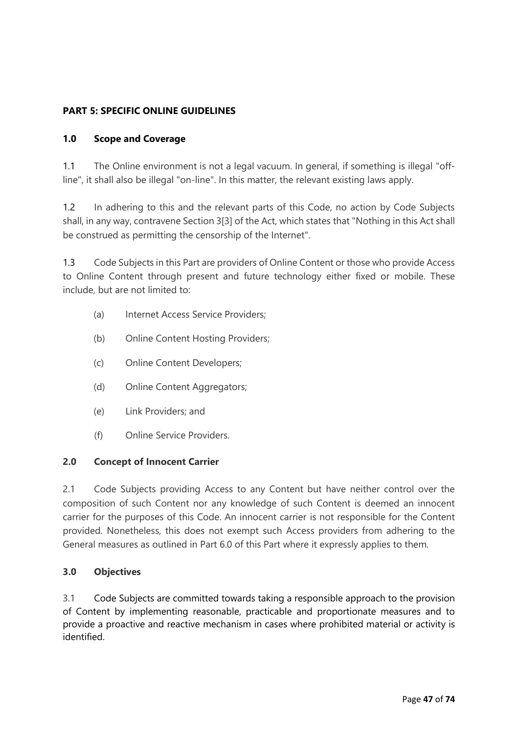## PART 5: SPECIFIC ONLINE GUIDELINES

### 1.0 Scope and Coverage

1.1 The Online environment is not a legal vacuum. In general, if something is illegal "off-line", it shall also be illegal "on-line". In this matter, the relevant existing laws apply.

1.2 In adhering to this and the relevant parts of this Code, no action by Code Subjects shall, in any way, contravene Section 3[3] of the Act, which states that "Nothing in this Act shall be construed as permitting the censorship of the Internet".

1.3 Code Subjects in this Part are providers of Online Content or those who provide Access to Online Content through present and future technology either fixed or mobile. These include, but are not limited to:

(a) Internet Access Service Providers;

(b) Online Content Hosting Providers;

(c) Online Content Developers;

(d) Online Content Aggregators;

(e) Link Providers; and

(f) Online Service Providers.

### 2.0 Concept of Innocent Carrier

2.1 Code Subjects providing Access to any Content but have neither control over the composition of such Content nor any knowledge of such Content is deemed an innocent carrier for the purposes of this Code. An innocent carrier is not responsible for the Content provided. Nonetheless, this does not exempt such Access providers from adhering to the General measures as outlined in Part 6.0 of this Part where it expressly applies to them.

### 3.0 Objectives

3.1 Code Subjects are committed towards taking a responsible approach to the provision of Content by implementing reasonable, practicable and proportionate measures and to provide a proactive and reactive mechanism in cases where prohibited material or activity is identified.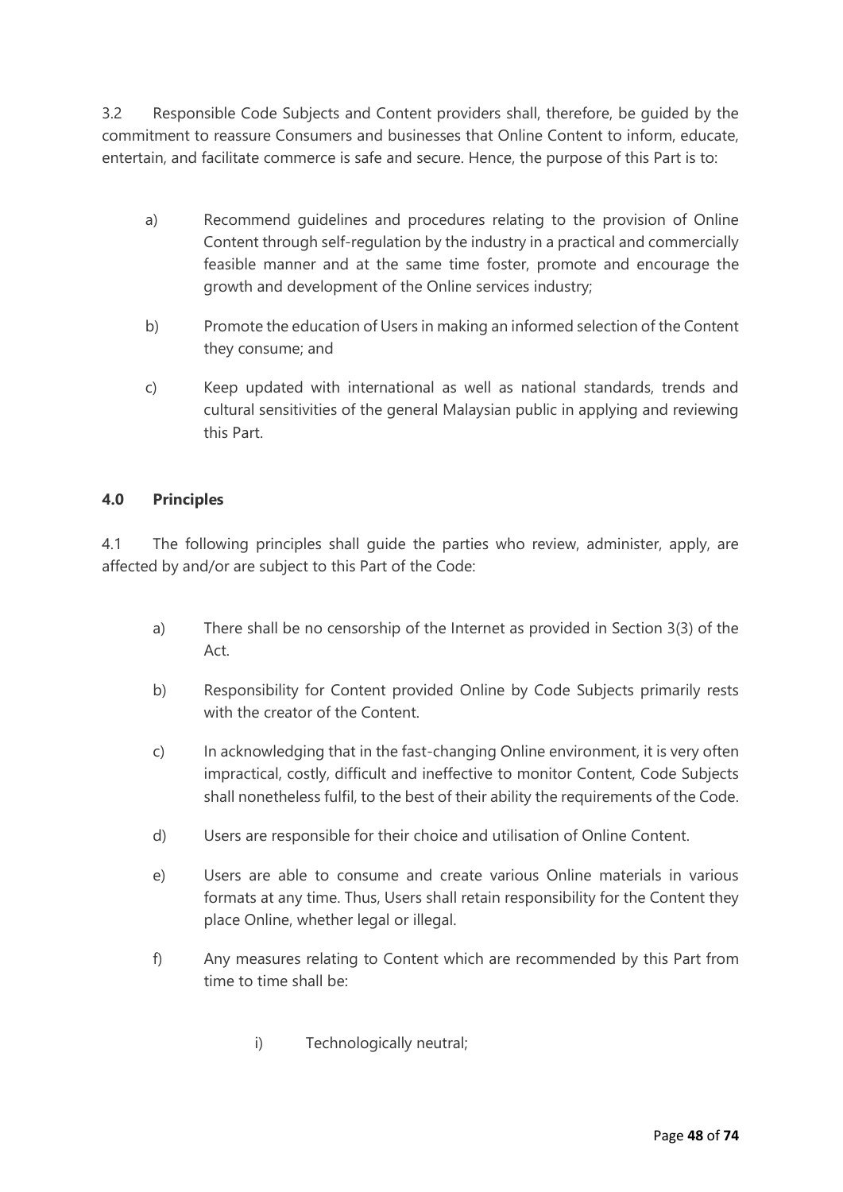3.2 Responsible Code Subjects and Content providers shall, therefore, be guided by the commitment to reassure Consumers and businesses that Online Content to inform, educate, entertain, and facilitate commerce is safe and secure. Hence, the purpose of this Part is to:

a) Recommend guidelines and procedures relating to the provision of Online Content through self-regulation by the industry in a practical and commercially feasible manner and at the same time foster, promote and encourage the growth and development of the Online services industry;

b) Promote the education of Users in making an informed selection of the Content they consume; and

c) Keep updated with international as well as national standards, trends and cultural sensitivities of the general Malaysian public in applying and reviewing this Part.

### 4.0 Principles

4.1 The following principles shall guide the parties who review, administer, apply, are affected by and/or are subject to this Part of the Code:

a) There shall be no censorship of the Internet as provided in Section 3(3) of the Act.

b) Responsibility for Content provided Online by Code Subjects primarily rests with the creator of the Content.

c) In acknowledging that in the fast-changing Online environment, it is very often impractical, costly, difficult and ineffective to monitor Content, Code Subjects shall nonetheless fulfil, to the best of their ability the requirements of the Code.

d) Users are responsible for their choice and utilisation of Online Content.

e) Users are able to consume and create various Online materials in various formats at any time. Thus, Users shall retain responsibility for the Content they place Online, whether legal or illegal.

f) Any measures relating to Content which are recommended by this Part from time to time shall be:

i) Technologically neutral;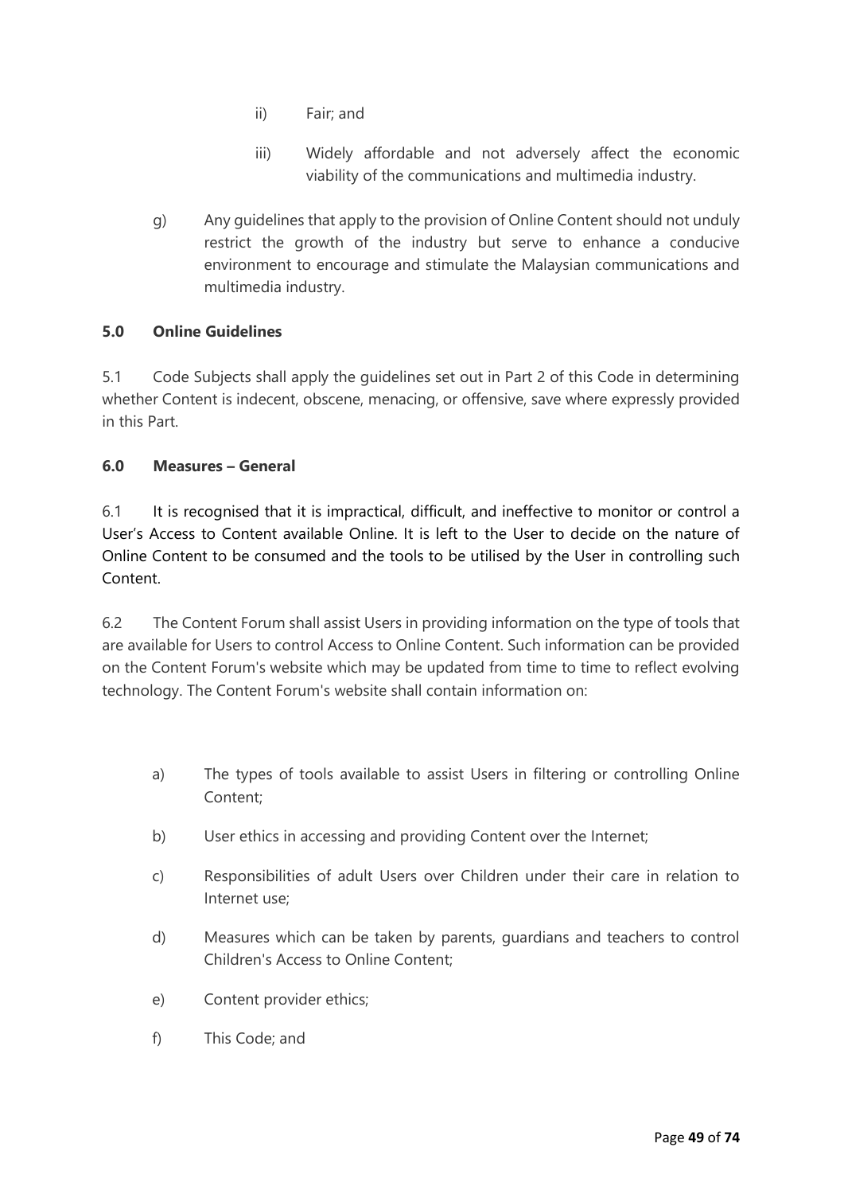ii) Fair; and

iii) Widely affordable and not adversely affect the economic viability of the communications and multimedia industry.

g) Any guidelines that apply to the provision of Online Content should not unduly restrict the growth of the industry but serve to enhance a conducive environment to encourage and stimulate the Malaysian communications and multimedia industry.

### 5.0 Online Guidelines

5.1 Code Subjects shall apply the guidelines set out in Part 2 of this Code in determining whether Content is indecent, obscene, menacing, or offensive, save where expressly provided in this Part.

### 6.0 Measures – General

6.1 It is recognised that it is impractical, difficult, and ineffective to monitor or control a User's Access to Content available Online. It is left to the User to decide on the nature of Online Content to be consumed and the tools to be utilised by the User in controlling such Content.

6.2 The Content Forum shall assist Users in providing information on the type of tools that are available for Users to control Access to Online Content. Such information can be provided on the Content Forum's website which may be updated from time to time to reflect evolving technology. The Content Forum's website shall contain information on:

a) The types of tools available to assist Users in filtering or controlling Online Content;

b) User ethics in accessing and providing Content over the Internet;

c) Responsibilities of adult Users over Children under their care in relation to Internet use;

d) Measures which can be taken by parents, guardians and teachers to control Children's Access to Online Content;

e) Content provider ethics;

f) This Code; and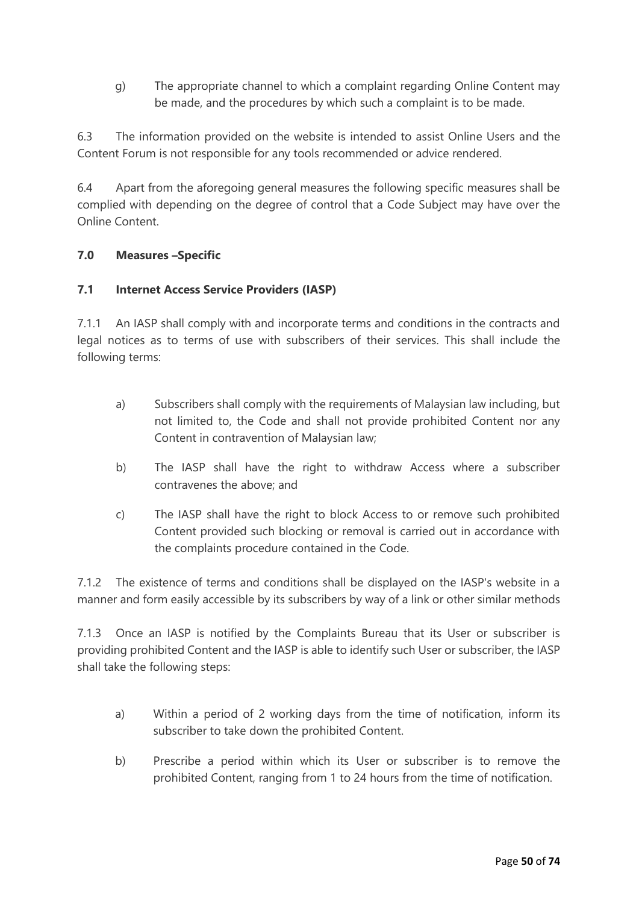g) The appropriate channel to which a complaint regarding Online Content may be made, and the procedures by which such a complaint is to be made.

6.3 The information provided on the website is intended to assist Online Users and the Content Forum is not responsible for any tools recommended or advice rendered.

6.4 Apart from the aforegoing general measures the following specific measures shall be complied with depending on the degree of control that a Code Subject may have over the Online Content.

## 7.0 Measures –Specific

### 7.1 Internet Access Service Providers (IASP)

7.1.1 An IASP shall comply with and incorporate terms and conditions in the contracts and legal notices as to terms of use with subscribers of their services. This shall include the following terms:

a) Subscribers shall comply with the requirements of Malaysian law including, but not limited to, the Code and shall not provide prohibited Content nor any Content in contravention of Malaysian law;

b) The IASP shall have the right to withdraw Access where a subscriber contravenes the above; and

c) The IASP shall have the right to block Access to or remove such prohibited Content provided such blocking or removal is carried out in accordance with the complaints procedure contained in the Code.

7.1.2 The existence of terms and conditions shall be displayed on the IASP's website in a manner and form easily accessible by its subscribers by way of a link or other similar methods

7.1.3 Once an IASP is notified by the Complaints Bureau that its User or subscriber is providing prohibited Content and the IASP is able to identify such User or subscriber, the IASP shall take the following steps:

a) Within a period of 2 working days from the time of notification, inform its subscriber to take down the prohibited Content.

b) Prescribe a period within which its User or subscriber is to remove the prohibited Content, ranging from 1 to 24 hours from the time of notification.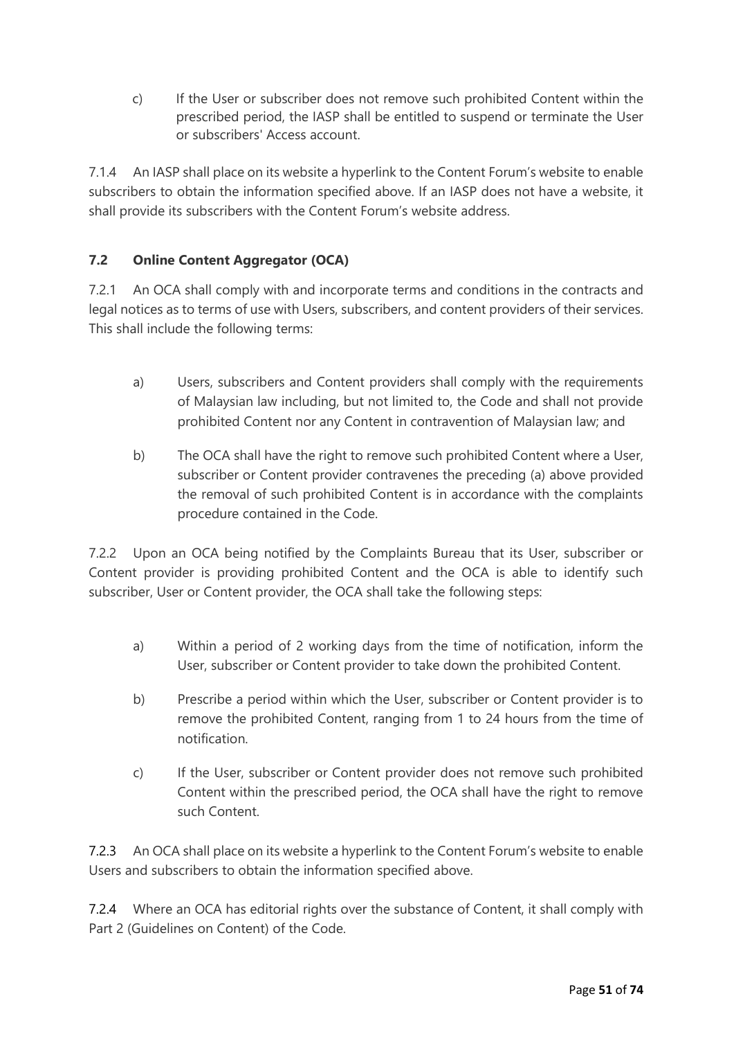c) If the User or subscriber does not remove such prohibited Content within the prescribed period, the IASP shall be entitled to suspend or terminate the User or subscribers' Access account.

7.1.4 An IASP shall place on its website a hyperlink to the Content Forum's website to enable subscribers to obtain the information specified above. If an IASP does not have a website, it shall provide its subscribers with the Content Forum's website address.

### 7.2 Online Content Aggregator (OCA)

7.2.1 An OCA shall comply with and incorporate terms and conditions in the contracts and legal notices as to terms of use with Users, subscribers, and content providers of their services. This shall include the following terms:

a) Users, subscribers and Content providers shall comply with the requirements of Malaysian law including, but not limited to, the Code and shall not provide prohibited Content nor any Content in contravention of Malaysian law; and

b) The OCA shall have the right to remove such prohibited Content where a User, subscriber or Content provider contravenes the preceding (a) above provided the removal of such prohibited Content is in accordance with the complaints procedure contained in the Code.

7.2.2 Upon an OCA being notified by the Complaints Bureau that its User, subscriber or Content provider is providing prohibited Content and the OCA is able to identify such subscriber, User or Content provider, the OCA shall take the following steps:

a) Within a period of 2 working days from the time of notification, inform the User, subscriber or Content provider to take down the prohibited Content.

b) Prescribe a period within which the User, subscriber or Content provider is to remove the prohibited Content, ranging from 1 to 24 hours from the time of notification.

c) If the User, subscriber or Content provider does not remove such prohibited Content within the prescribed period, the OCA shall have the right to remove such Content.

7.2.3 An OCA shall place on its website a hyperlink to the Content Forum's website to enable Users and subscribers to obtain the information specified above.

7.2.4 Where an OCA has editorial rights over the substance of Content, it shall comply with Part 2 (Guidelines on Content) of the Code.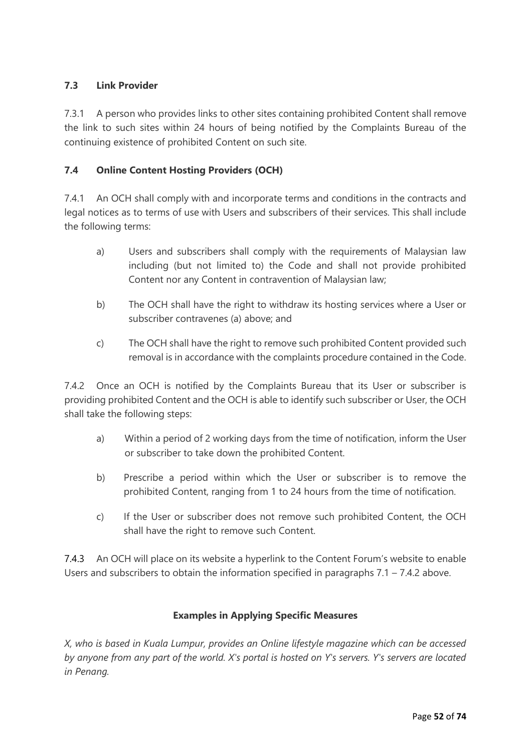### 7.3 Link Provider

7.3.1 A person who provides links to other sites containing prohibited Content shall remove the link to such sites within 24 hours of being notified by the Complaints Bureau of the continuing existence of prohibited Content on such site.

### 7.4 Online Content Hosting Providers (OCH)

7.4.1 An OCH shall comply with and incorporate terms and conditions in the contracts and legal notices as to terms of use with Users and subscribers of their services. This shall include the following terms:

a) Users and subscribers shall comply with the requirements of Malaysian law including (but not limited to) the Code and shall not provide prohibited Content nor any Content in contravention of Malaysian law;

b) The OCH shall have the right to withdraw its hosting services where a User or subscriber contravenes (a) above; and

c) The OCH shall have the right to remove such prohibited Content provided such removal is in accordance with the complaints procedure contained in the Code.

7.4.2 Once an OCH is notified by the Complaints Bureau that its User or subscriber is providing prohibited Content and the OCH is able to identify such subscriber or User, the OCH shall take the following steps:

a) Within a period of 2 working days from the time of notification, inform the User or subscriber to take down the prohibited Content.

b) Prescribe a period within which the User or subscriber is to remove the prohibited Content, ranging from 1 to 24 hours from the time of notification.

c) If the User or subscriber does not remove such prohibited Content, the OCH shall have the right to remove such Content.

7.4.3 An OCH will place on its website a hyperlink to the Content Forum's website to enable Users and subscribers to obtain the information specified in paragraphs 7.1 – 7.4.2 above.

**Examples in Applying Specific Measures**

*X, who is based in Kuala Lumpur, provides an Online lifestyle magazine which can be accessed by anyone from any part of the world. X's portal is hosted on Y's servers. Y's servers are located in Penang.*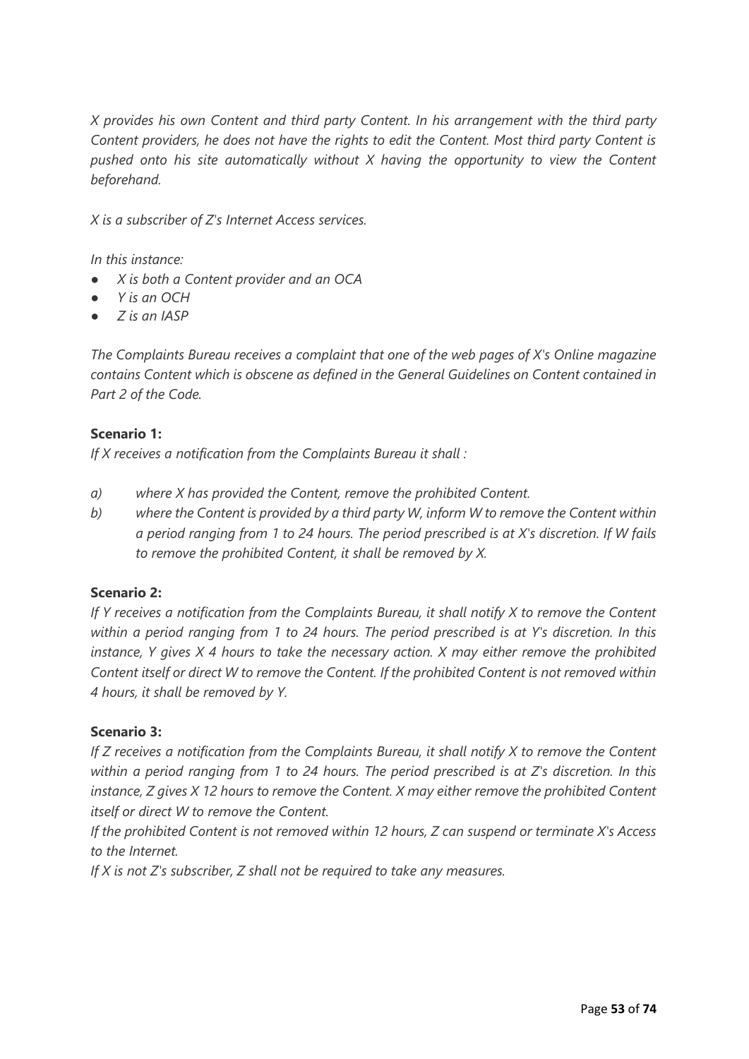*X provides his own Content and third party Content. In his arrangement with the third party Content providers, he does not have the rights to edit the Content. Most third party Content is pushed onto his site automatically without X having the opportunity to view the Content beforehand.*

*X is a subscriber of Z's Internet Access services.*

*In this instance:*

- *X is both a Content provider and an OCA*
- *Y is an OCH*
- *Z is an IASP*

*The Complaints Bureau receives a complaint that one of the web pages of X's Online magazine contains Content which is obscene as defined in the General Guidelines on Content contained in Part 2 of the Code.*

**Scenario 1:**

*If X receives a notification from the Complaints Bureau it shall :*

a) *where X has provided the Content, remove the prohibited Content.*

b) *where the Content is provided by a third party W, inform W to remove the Content within a period ranging from 1 to 24 hours. The period prescribed is at X's discretion. If W fails to remove the prohibited Content, it shall be removed by X.*

**Scenario 2:**

*If Y receives a notification from the Complaints Bureau, it shall notify X to remove the Content within a period ranging from 1 to 24 hours. The period prescribed is at Y's discretion. In this instance, Y gives X 4 hours to take the necessary action. X may either remove the prohibited Content itself or direct W to remove the Content. If the prohibited Content is not removed within 4 hours, it shall be removed by Y.*

**Scenario 3:**

*If Z receives a notification from the Complaints Bureau, it shall notify X to remove the Content within a period ranging from 1 to 24 hours. The period prescribed is at Z's discretion. In this instance, Z gives X 12 hours to remove the Content. X may either remove the prohibited Content itself or direct W to remove the Content.*

*If the prohibited Content is not removed within 12 hours, Z can suspend or terminate X's Access to the Internet.*

*If X is not Z's subscriber, Z shall not be required to take any measures.*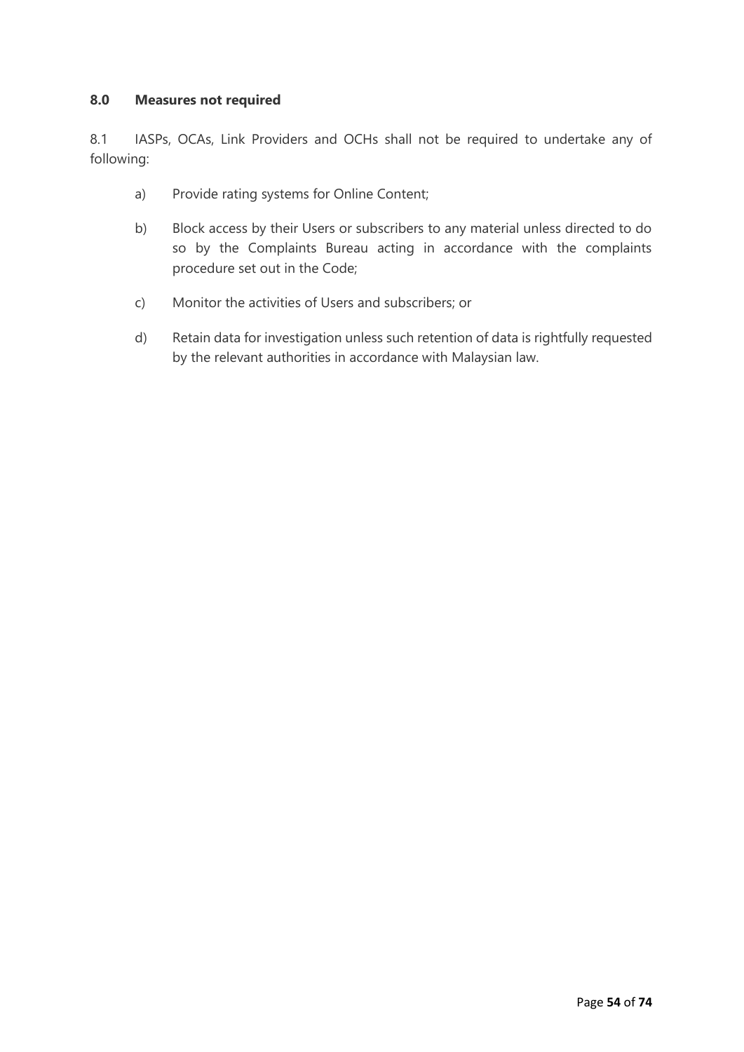### 8.0 Measures not required

8.1 IASPs, OCAs, Link Providers and OCHs shall not be required to undertake any of following:

a) Provide rating systems for Online Content;

b) Block access by their Users or subscribers to any material unless directed to do so by the Complaints Bureau acting in accordance with the complaints procedure set out in the Code;

c) Monitor the activities of Users and subscribers; or

d) Retain data for investigation unless such retention of data is rightfully requested by the relevant authorities in accordance with Malaysian law.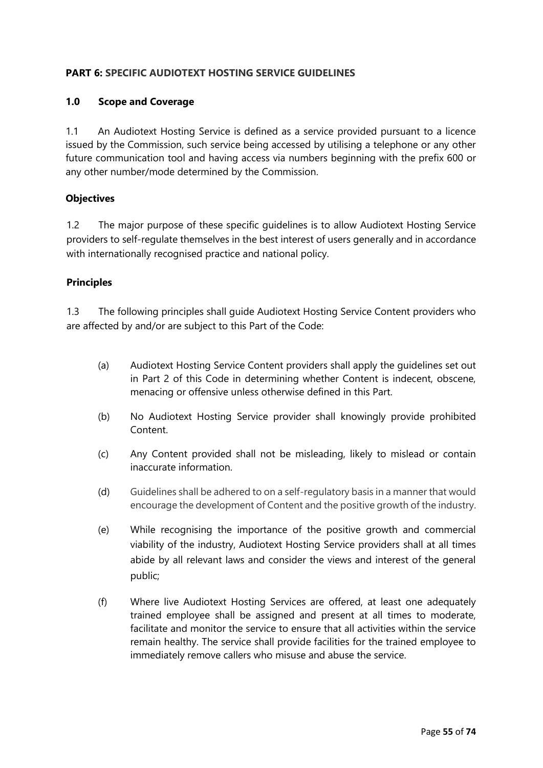**PART 6: SPECIFIC AUDIOTEXT HOSTING SERVICE GUIDELINES**

**1.0 Scope and Coverage**

1.1 An Audiotext Hosting Service is defined as a service provided pursuant to a licence issued by the Commission, such service being accessed by utilising a telephone or any other future communication tool and having access via numbers beginning with the prefix 600 or any other number/mode determined by the Commission.

**Objectives**

1.2 The major purpose of these specific guidelines is to allow Audiotext Hosting Service providers to self-regulate themselves in the best interest of users generally and in accordance with internationally recognised practice and national policy.

**Principles**

1.3 The following principles shall guide Audiotext Hosting Service Content providers who are affected by and/or are subject to this Part of the Code:

(a) Audiotext Hosting Service Content providers shall apply the guidelines set out in Part 2 of this Code in determining whether Content is indecent, obscene, menacing or offensive unless otherwise defined in this Part.

(b) No Audiotext Hosting Service provider shall knowingly provide prohibited Content.

(c) Any Content provided shall not be misleading, likely to mislead or contain inaccurate information.

(d) Guidelines shall be adhered to on a self-regulatory basis in a manner that would encourage the development of Content and the positive growth of the industry.

(e) While recognising the importance of the positive growth and commercial viability of the industry, Audiotext Hosting Service providers shall at all times abide by all relevant laws and consider the views and interest of the general public;

(f) Where live Audiotext Hosting Services are offered, at least one adequately trained employee shall be assigned and present at all times to moderate, facilitate and monitor the service to ensure that all activities within the service remain healthy. The service shall provide facilities for the trained employee to immediately remove callers who misuse and abuse the service.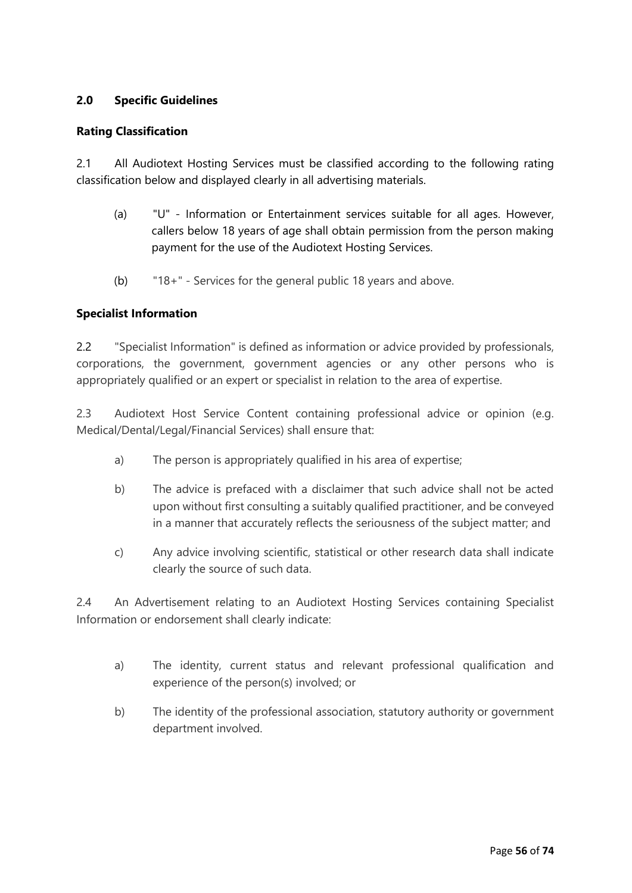## 2.0 Specific Guidelines

### Rating Classification

2.1 All Audiotext Hosting Services must be classified according to the following rating classification below and displayed clearly in all advertising materials.

(a) "U" - Information or Entertainment services suitable for all ages. However, callers below 18 years of age shall obtain permission from the person making payment for the use of the Audiotext Hosting Services.

(b) "18+" - Services for the general public 18 years and above.

### Specialist Information

2.2 "Specialist Information" is defined as information or advice provided by professionals, corporations, the government, government agencies or any other persons who is appropriately qualified or an expert or specialist in relation to the area of expertise.

2.3 Audiotext Host Service Content containing professional advice or opinion (e.g. Medical/Dental/Legal/Financial Services) shall ensure that:

a) The person is appropriately qualified in his area of expertise;

b) The advice is prefaced with a disclaimer that such advice shall not be acted upon without first consulting a suitably qualified practitioner, and be conveyed in a manner that accurately reflects the seriousness of the subject matter; and

c) Any advice involving scientific, statistical or other research data shall indicate clearly the source of such data.

2.4 An Advertisement relating to an Audiotext Hosting Services containing Specialist Information or endorsement shall clearly indicate:

a) The identity, current status and relevant professional qualification and experience of the person(s) involved; or

b) The identity of the professional association, statutory authority or government department involved.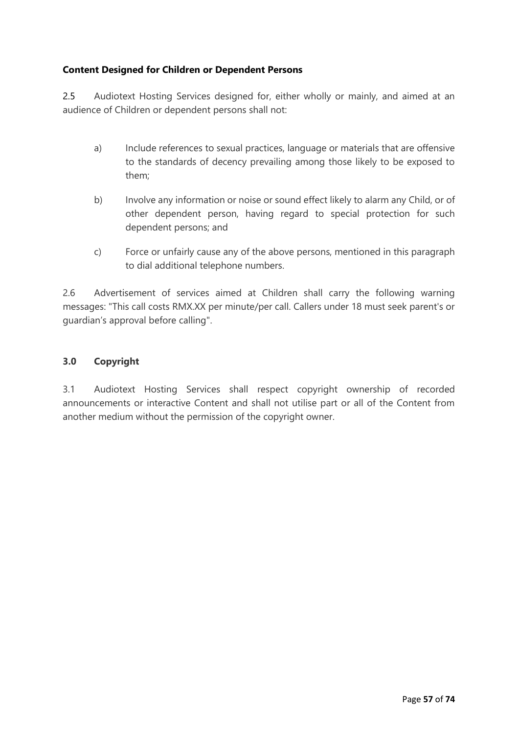**Content Designed for Children or Dependent Persons**

2.5 Audiotext Hosting Services designed for, either wholly or mainly, and aimed at an audience of Children or dependent persons shall not:

a) Include references to sexual practices, language or materials that are offensive to the standards of decency prevailing among those likely to be exposed to them;

b) Involve any information or noise or sound effect likely to alarm any Child, or of other dependent person, having regard to special protection for such dependent persons; and

c) Force or unfairly cause any of the above persons, mentioned in this paragraph to dial additional telephone numbers.

2.6 Advertisement of services aimed at Children shall carry the following warning messages: "This call costs RMX.XX per minute/per call. Callers under 18 must seek parent's or guardian's approval before calling".

## 3.0 Copyright

3.1 Audiotext Hosting Services shall respect copyright ownership of recorded announcements or interactive Content and shall not utilise part or all of the Content from another medium without the permission of the copyright owner.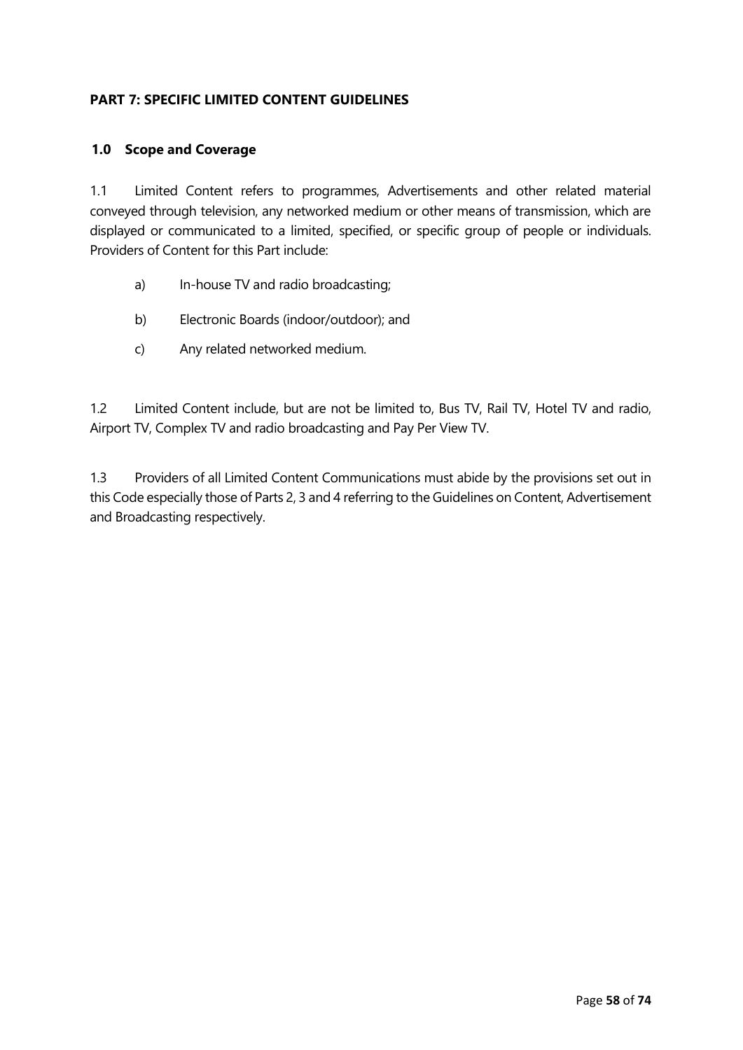## PART 7: SPECIFIC LIMITED CONTENT GUIDELINES

### 1.0 Scope and Coverage

1.1 Limited Content refers to programmes, Advertisements and other related material conveyed through television, any networked medium or other means of transmission, which are displayed or communicated to a limited, specified, or specific group of people or individuals. Providers of Content for this Part include:

a) In-house TV and radio broadcasting;

b) Electronic Boards (indoor/outdoor); and

c) Any related networked medium.

1.2 Limited Content include, but are not be limited to, Bus TV, Rail TV, Hotel TV and radio, Airport TV, Complex TV and radio broadcasting and Pay Per View TV.

1.3 Providers of all Limited Content Communications must abide by the provisions set out in this Code especially those of Parts 2, 3 and 4 referring to the Guidelines on Content, Advertisement and Broadcasting respectively.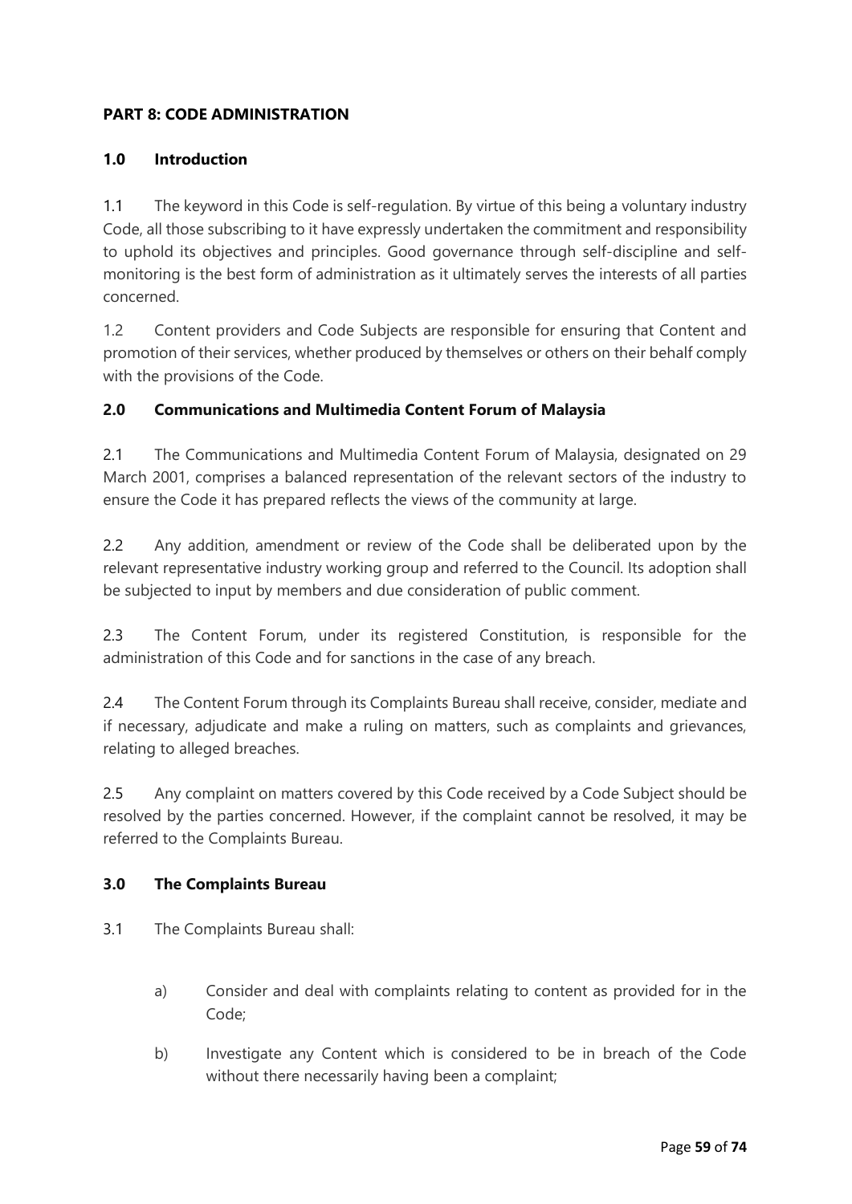## PART 8: CODE ADMINISTRATION

### 1.0 Introduction

1.1 The keyword in this Code is self-regulation. By virtue of this being a voluntary industry Code, all those subscribing to it have expressly undertaken the commitment and responsibility to uphold its objectives and principles. Good governance through self-discipline and self-monitoring is the best form of administration as it ultimately serves the interests of all parties concerned.

1.2 Content providers and Code Subjects are responsible for ensuring that Content and promotion of their services, whether produced by themselves or others on their behalf comply with the provisions of the Code.

### 2.0 Communications and Multimedia Content Forum of Malaysia

2.1 The Communications and Multimedia Content Forum of Malaysia, designated on 29 March 2001, comprises a balanced representation of the relevant sectors of the industry to ensure the Code it has prepared reflects the views of the community at large.

2.2 Any addition, amendment or review of the Code shall be deliberated upon by the relevant representative industry working group and referred to the Council. Its adoption shall be subjected to input by members and due consideration of public comment.

2.3 The Content Forum, under its registered Constitution, is responsible for the administration of this Code and for sanctions in the case of any breach.

2.4 The Content Forum through its Complaints Bureau shall receive, consider, mediate and if necessary, adjudicate and make a ruling on matters, such as complaints and grievances, relating to alleged breaches.

2.5 Any complaint on matters covered by this Code received by a Code Subject should be resolved by the parties concerned. However, if the complaint cannot be resolved, it may be referred to the Complaints Bureau.

### 3.0 The Complaints Bureau

3.1 The Complaints Bureau shall:

a) Consider and deal with complaints relating to content as provided for in the Code;

b) Investigate any Content which is considered to be in breach of the Code without there necessarily having been a complaint;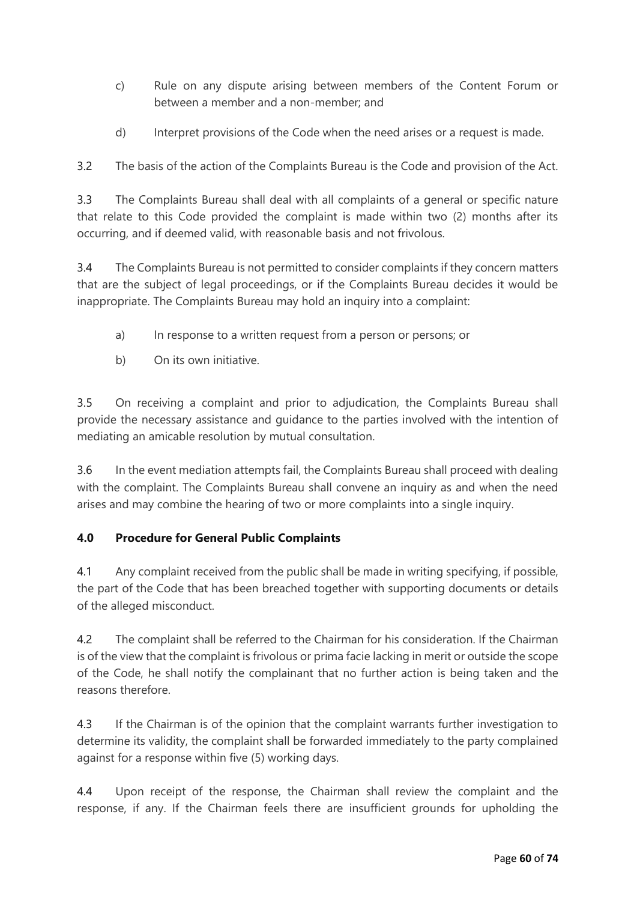c) Rule on any dispute arising between members of the Content Forum or between a member and a non-member; and

d) Interpret provisions of the Code when the need arises or a request is made.

3.2 The basis of the action of the Complaints Bureau is the Code and provision of the Act.

3.3 The Complaints Bureau shall deal with all complaints of a general or specific nature that relate to this Code provided the complaint is made within two (2) months after its occurring, and if deemed valid, with reasonable basis and not frivolous.

3.4 The Complaints Bureau is not permitted to consider complaints if they concern matters that are the subject of legal proceedings, or if the Complaints Bureau decides it would be inappropriate. The Complaints Bureau may hold an inquiry into a complaint:

a) In response to a written request from a person or persons; or

b) On its own initiative.

3.5 On receiving a complaint and prior to adjudication, the Complaints Bureau shall provide the necessary assistance and guidance to the parties involved with the intention of mediating an amicable resolution by mutual consultation.

3.6 In the event mediation attempts fail, the Complaints Bureau shall proceed with dealing with the complaint. The Complaints Bureau shall convene an inquiry as and when the need arises and may combine the hearing of two or more complaints into a single inquiry.

**4.0 Procedure for General Public Complaints**

4.1 Any complaint received from the public shall be made in writing specifying, if possible, the part of the Code that has been breached together with supporting documents or details of the alleged misconduct.

4.2 The complaint shall be referred to the Chairman for his consideration. If the Chairman is of the view that the complaint is frivolous or prima facie lacking in merit or outside the scope of the Code, he shall notify the complainant that no further action is being taken and the reasons therefore.

4.3 If the Chairman is of the opinion that the complaint warrants further investigation to determine its validity, the complaint shall be forwarded immediately to the party complained against for a response within five (5) working days.

4.4 Upon receipt of the response, the Chairman shall review the complaint and the response, if any. If the Chairman feels there are insufficient grounds for upholding the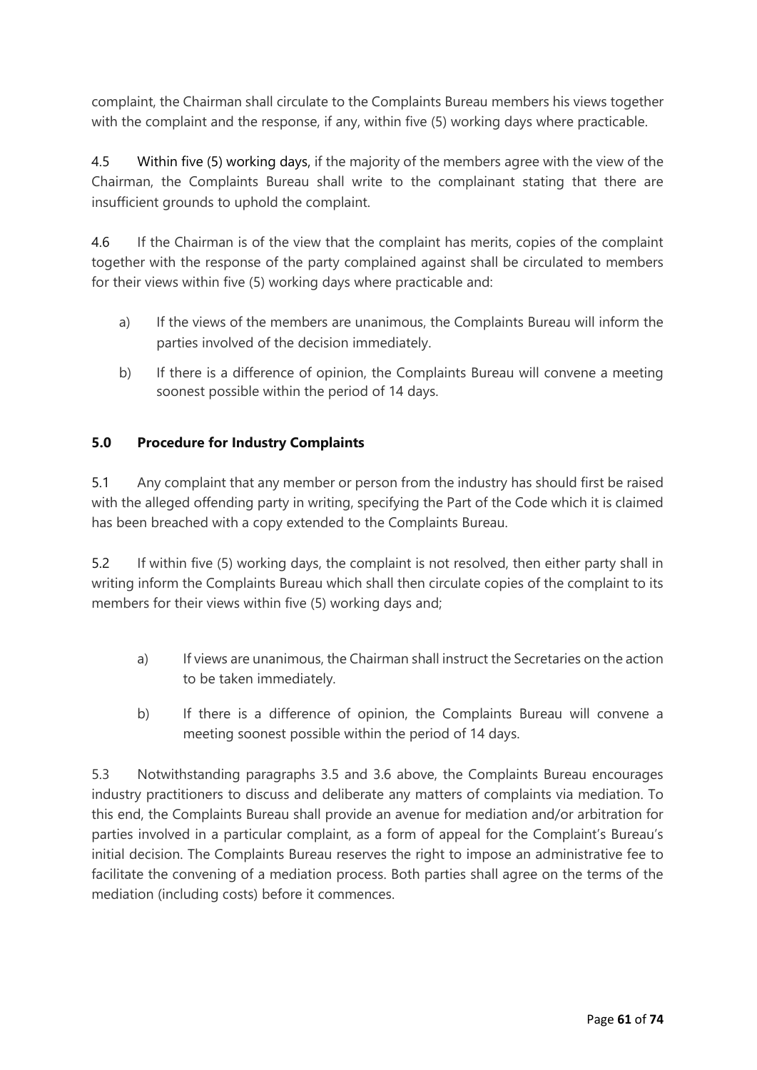complaint, the Chairman shall circulate to the Complaints Bureau members his views together with the complaint and the response, if any, within five (5) working days where practicable.

4.5 Within five (5) working days, if the majority of the members agree with the view of the Chairman, the Complaints Bureau shall write to the complainant stating that there are insufficient grounds to uphold the complaint.

4.6 If the Chairman is of the view that the complaint has merits, copies of the complaint together with the response of the party complained against shall be circulated to members for their views within five (5) working days where practicable and:

a) If the views of the members are unanimous, the Complaints Bureau will inform the parties involved of the decision immediately.

b) If there is a difference of opinion, the Complaints Bureau will convene a meeting soonest possible within the period of 14 days.

## 5.0 Procedure for Industry Complaints

5.1 Any complaint that any member or person from the industry has should first be raised with the alleged offending party in writing, specifying the Part of the Code which it is claimed has been breached with a copy extended to the Complaints Bureau.

5.2 If within five (5) working days, the complaint is not resolved, then either party shall in writing inform the Complaints Bureau which shall then circulate copies of the complaint to its members for their views within five (5) working days and;

a) If views are unanimous, the Chairman shall instruct the Secretaries on the action to be taken immediately.

b) If there is a difference of opinion, the Complaints Bureau will convene a meeting soonest possible within the period of 14 days.

5.3 Notwithstanding paragraphs 3.5 and 3.6 above, the Complaints Bureau encourages industry practitioners to discuss and deliberate any matters of complaints via mediation. To this end, the Complaints Bureau shall provide an avenue for mediation and/or arbitration for parties involved in a particular complaint, as a form of appeal for the Complaint's Bureau's initial decision. The Complaints Bureau reserves the right to impose an administrative fee to facilitate the convening of a mediation process. Both parties shall agree on the terms of the mediation (including costs) before it commences.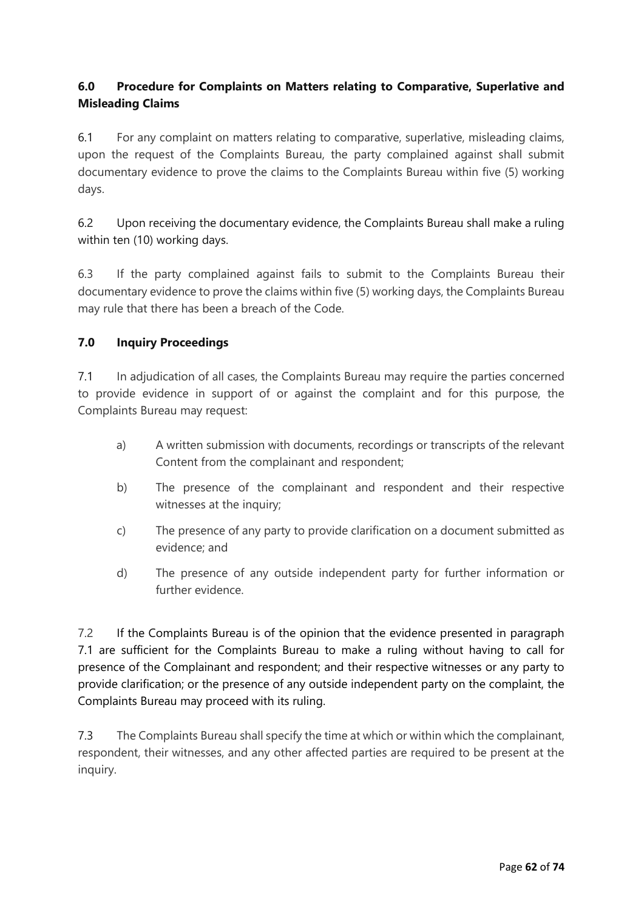## 6.0 Procedure for Complaints on Matters relating to Comparative, Superlative and Misleading Claims

6.1 For any complaint on matters relating to comparative, superlative, misleading claims, upon the request of the Complaints Bureau, the party complained against shall submit documentary evidence to prove the claims to the Complaints Bureau within five (5) working days.

6.2 Upon receiving the documentary evidence, the Complaints Bureau shall make a ruling within ten (10) working days.

6.3 If the party complained against fails to submit to the Complaints Bureau their documentary evidence to prove the claims within five (5) working days, the Complaints Bureau may rule that there has been a breach of the Code.

## 7.0 Inquiry Proceedings

7.1 In adjudication of all cases, the Complaints Bureau may require the parties concerned to provide evidence in support of or against the complaint and for this purpose, the Complaints Bureau may request:

a) A written submission with documents, recordings or transcripts of the relevant Content from the complainant and respondent;

b) The presence of the complainant and respondent and their respective witnesses at the inquiry;

c) The presence of any party to provide clarification on a document submitted as evidence; and

d) The presence of any outside independent party for further information or further evidence.

7.2 If the Complaints Bureau is of the opinion that the evidence presented in paragraph 7.1 are sufficient for the Complaints Bureau to make a ruling without having to call for presence of the Complainant and respondent; and their respective witnesses or any party to provide clarification; or the presence of any outside independent party on the complaint, the Complaints Bureau may proceed with its ruling.

7.3 The Complaints Bureau shall specify the time at which or within which the complainant, respondent, their witnesses, and any other affected parties are required to be present at the inquiry.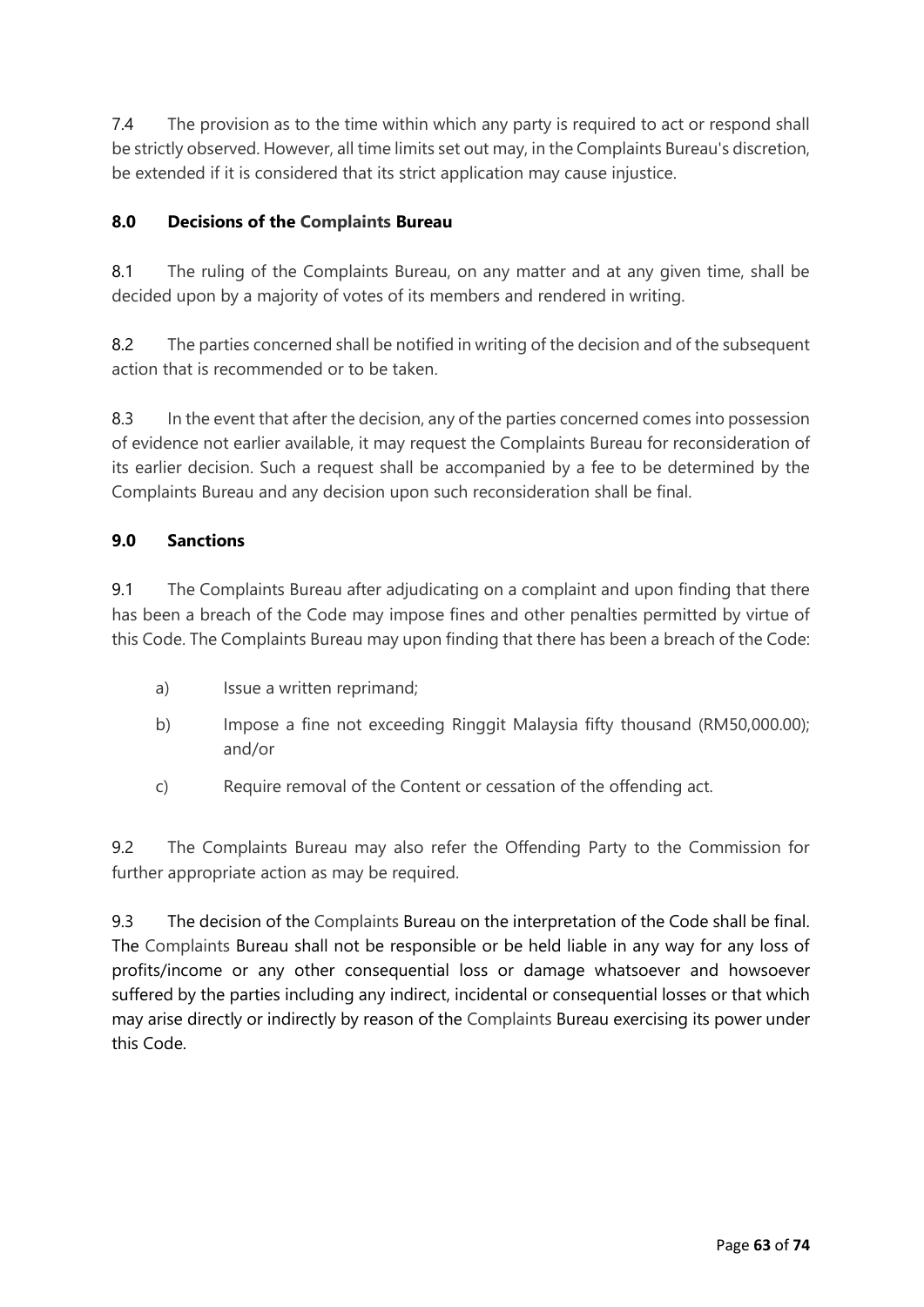7.4 The provision as to the time within which any party is required to act or respond shall be strictly observed. However, all time limits set out may, in the Complaints Bureau's discretion, be extended if it is considered that its strict application may cause injustice.

## 8.0 Decisions of the Complaints Bureau

8.1 The ruling of the Complaints Bureau, on any matter and at any given time, shall be decided upon by a majority of votes of its members and rendered in writing.

8.2 The parties concerned shall be notified in writing of the decision and of the subsequent action that is recommended or to be taken.

8.3 In the event that after the decision, any of the parties concerned comes into possession of evidence not earlier available, it may request the Complaints Bureau for reconsideration of its earlier decision. Such a request shall be accompanied by a fee to be determined by the Complaints Bureau and any decision upon such reconsideration shall be final.

## 9.0 Sanctions

9.1 The Complaints Bureau after adjudicating on a complaint and upon finding that there has been a breach of the Code may impose fines and other penalties permitted by virtue of this Code. The Complaints Bureau may upon finding that there has been a breach of the Code:

a) Issue a written reprimand;

b) Impose a fine not exceeding Ringgit Malaysia fifty thousand (RM50,000.00); and/or

c) Require removal of the Content or cessation of the offending act.

9.2 The Complaints Bureau may also refer the Offending Party to the Commission for further appropriate action as may be required.

9.3 The decision of the Complaints Bureau on the interpretation of the Code shall be final. The Complaints Bureau shall not be responsible or be held liable in any way for any loss of profits/income or any other consequential loss or damage whatsoever and howsoever suffered by the parties including any indirect, incidental or consequential losses or that which may arise directly or indirectly by reason of the Complaints Bureau exercising its power under this Code.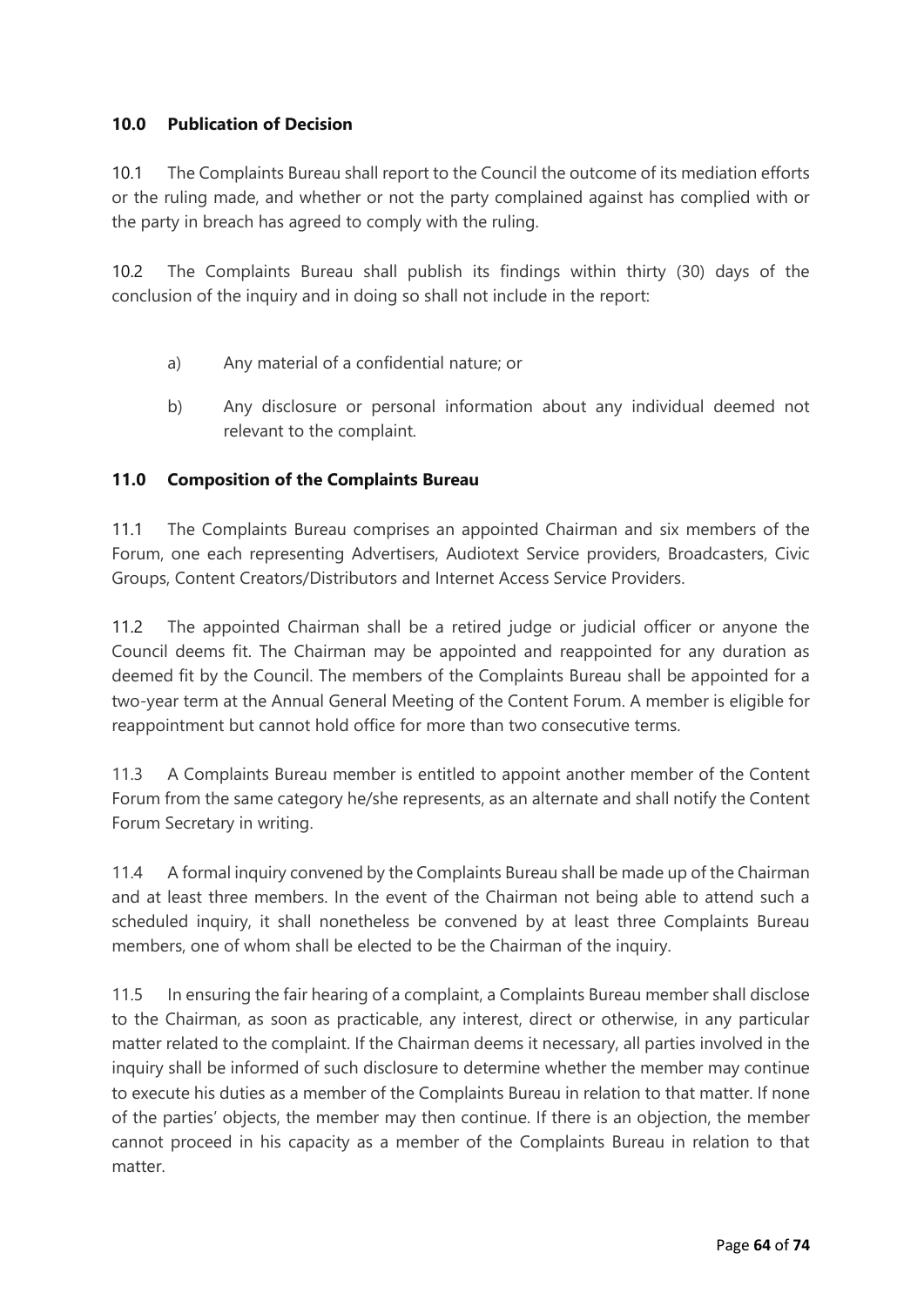## 10.0 Publication of Decision

10.1 The Complaints Bureau shall report to the Council the outcome of its mediation efforts or the ruling made, and whether or not the party complained against has complied with or the party in breach has agreed to comply with the ruling.

10.2 The Complaints Bureau shall publish its findings within thirty (30) days of the conclusion of the inquiry and in doing so shall not include in the report:

a) Any material of a confidential nature; or

b) Any disclosure or personal information about any individual deemed not relevant to the complaint.

## 11.0 Composition of the Complaints Bureau

11.1 The Complaints Bureau comprises an appointed Chairman and six members of the Forum, one each representing Advertisers, Audiotext Service providers, Broadcasters, Civic Groups, Content Creators/Distributors and Internet Access Service Providers.

11.2 The appointed Chairman shall be a retired judge or judicial officer or anyone the Council deems fit. The Chairman may be appointed and reappointed for any duration as deemed fit by the Council. The members of the Complaints Bureau shall be appointed for a two-year term at the Annual General Meeting of the Content Forum. A member is eligible for reappointment but cannot hold office for more than two consecutive terms.

11.3 A Complaints Bureau member is entitled to appoint another member of the Content Forum from the same category he/she represents, as an alternate and shall notify the Content Forum Secretary in writing.

11.4 A formal inquiry convened by the Complaints Bureau shall be made up of the Chairman and at least three members. In the event of the Chairman not being able to attend such a scheduled inquiry, it shall nonetheless be convened by at least three Complaints Bureau members, one of whom shall be elected to be the Chairman of the inquiry.

11.5 In ensuring the fair hearing of a complaint, a Complaints Bureau member shall disclose to the Chairman, as soon as practicable, any interest, direct or otherwise, in any particular matter related to the complaint. If the Chairman deems it necessary, all parties involved in the inquiry shall be informed of such disclosure to determine whether the member may continue to execute his duties as a member of the Complaints Bureau in relation to that matter. If none of the parties' objects, the member may then continue. If there is an objection, the member cannot proceed in his capacity as a member of the Complaints Bureau in relation to that matter.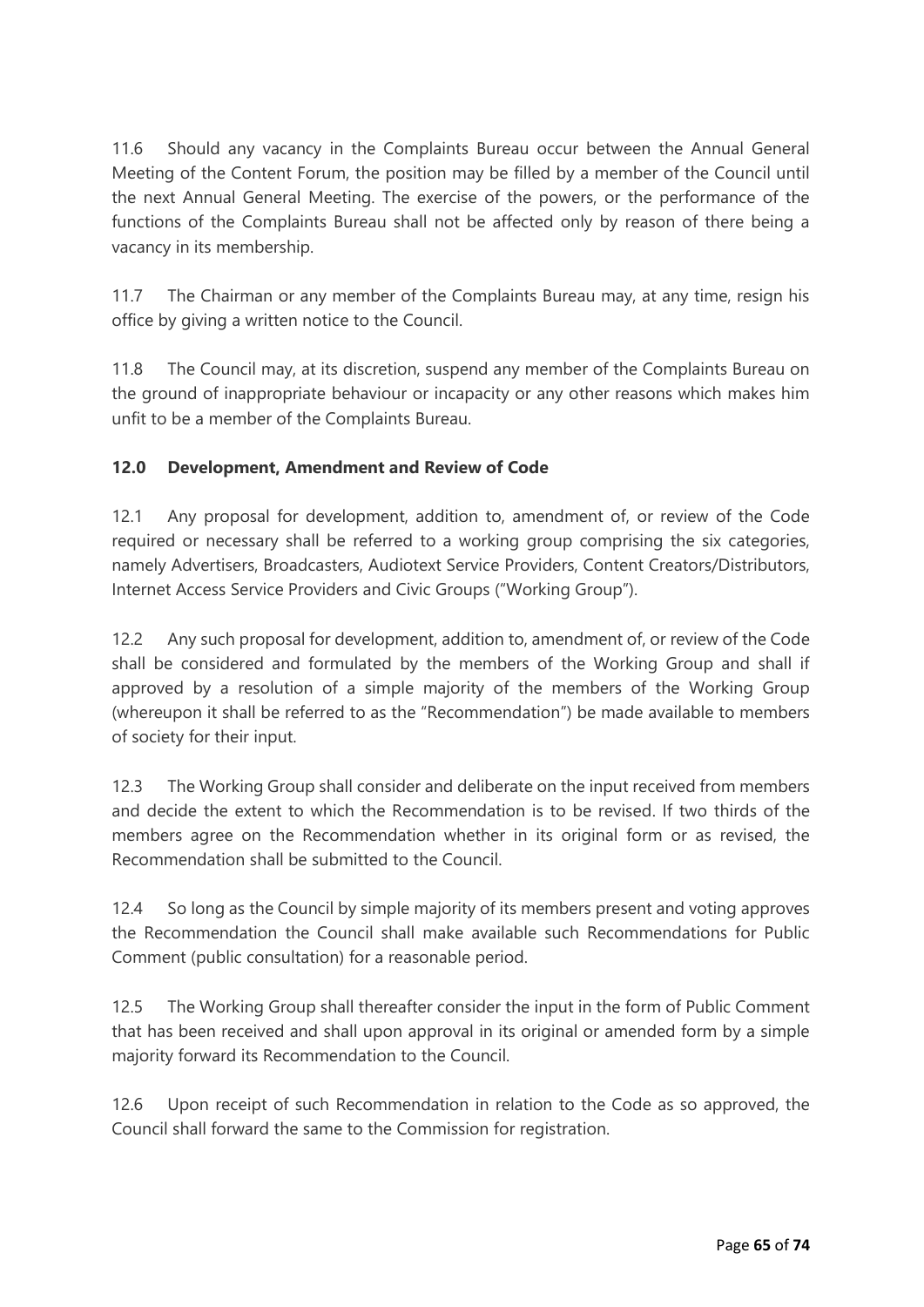11.6 Should any vacancy in the Complaints Bureau occur between the Annual General Meeting of the Content Forum, the position may be filled by a member of the Council until the next Annual General Meeting. The exercise of the powers, or the performance of the functions of the Complaints Bureau shall not be affected only by reason of there being a vacancy in its membership.

11.7 The Chairman or any member of the Complaints Bureau may, at any time, resign his office by giving a written notice to the Council.

11.8 The Council may, at its discretion, suspend any member of the Complaints Bureau on the ground of inappropriate behaviour or incapacity or any other reasons which makes him unfit to be a member of the Complaints Bureau.

## 12.0 Development, Amendment and Review of Code

12.1 Any proposal for development, addition to, amendment of, or review of the Code required or necessary shall be referred to a working group comprising the six categories, namely Advertisers, Broadcasters, Audiotext Service Providers, Content Creators/Distributors, Internet Access Service Providers and Civic Groups ("Working Group").

12.2 Any such proposal for development, addition to, amendment of, or review of the Code shall be considered and formulated by the members of the Working Group and shall if approved by a resolution of a simple majority of the members of the Working Group (whereupon it shall be referred to as the "Recommendation") be made available to members of society for their input.

12.3 The Working Group shall consider and deliberate on the input received from members and decide the extent to which the Recommendation is to be revised. If two thirds of the members agree on the Recommendation whether in its original form or as revised, the Recommendation shall be submitted to the Council.

12.4 So long as the Council by simple majority of its members present and voting approves the Recommendation the Council shall make available such Recommendations for Public Comment (public consultation) for a reasonable period.

12.5 The Working Group shall thereafter consider the input in the form of Public Comment that has been received and shall upon approval in its original or amended form by a simple majority forward its Recommendation to the Council.

12.6 Upon receipt of such Recommendation in relation to the Code as so approved, the Council shall forward the same to the Commission for registration.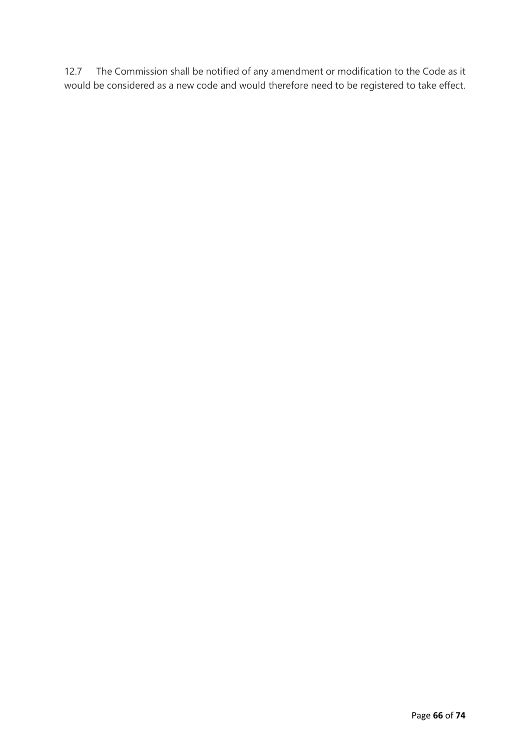12.7 The Commission shall be notified of any amendment or modification to the Code as it would be considered as a new code and would therefore need to be registered to take effect.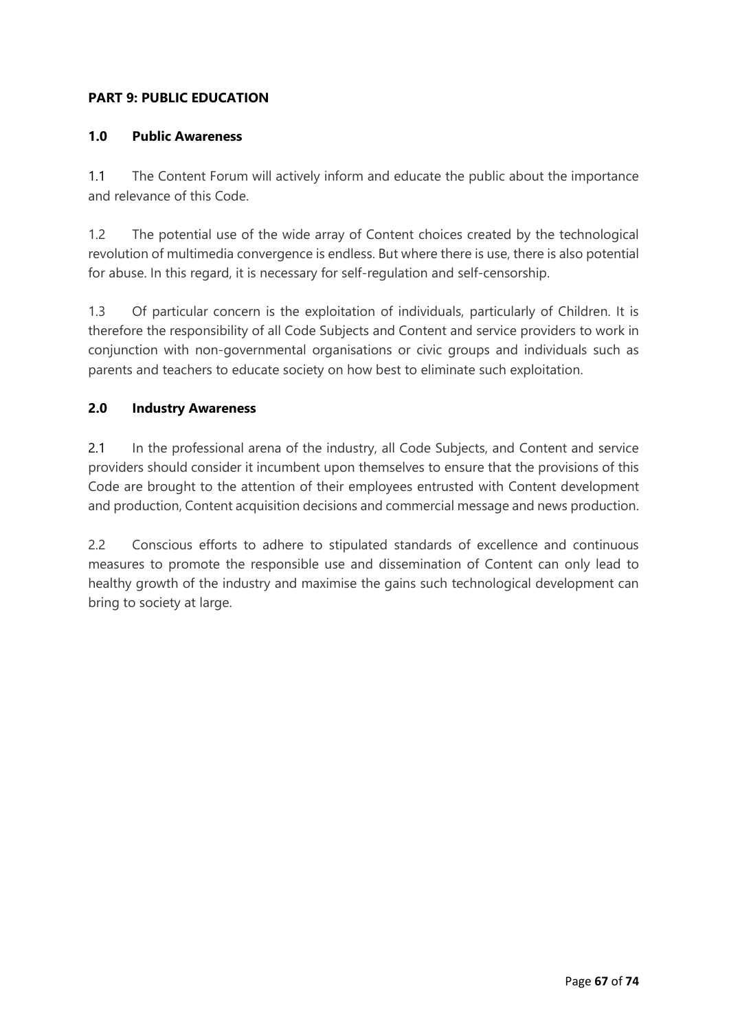## PART 9: PUBLIC EDUCATION

### 1.0 Public Awareness

1.1 The Content Forum will actively inform and educate the public about the importance and relevance of this Code.

1.2 The potential use of the wide array of Content choices created by the technological revolution of multimedia convergence is endless. But where there is use, there is also potential for abuse. In this regard, it is necessary for self-regulation and self-censorship.

1.3 Of particular concern is the exploitation of individuals, particularly of Children. It is therefore the responsibility of all Code Subjects and Content and service providers to work in conjunction with non-governmental organisations or civic groups and individuals such as parents and teachers to educate society on how best to eliminate such exploitation.

### 2.0 Industry Awareness

2.1 In the professional arena of the industry, all Code Subjects, and Content and service providers should consider it incumbent upon themselves to ensure that the provisions of this Code are brought to the attention of their employees entrusted with Content development and production, Content acquisition decisions and commercial message and news production.

2.2 Conscious efforts to adhere to stipulated standards of excellence and continuous measures to promote the responsible use and dissemination of Content can only lead to healthy growth of the industry and maximise the gains such technological development can bring to society at large.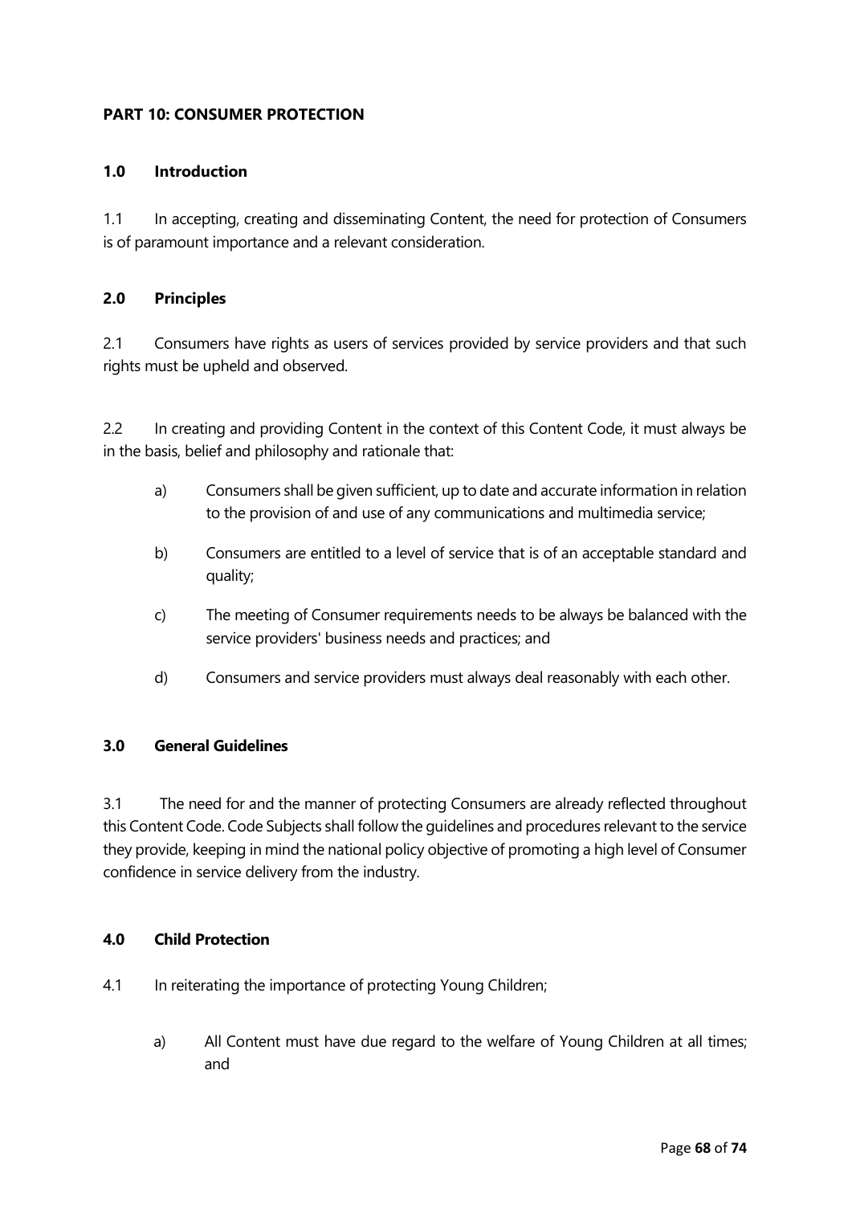## PART 10: CONSUMER PROTECTION

### 1.0 Introduction

1.1 In accepting, creating and disseminating Content, the need for protection of Consumers is of paramount importance and a relevant consideration.

### 2.0 Principles

2.1 Consumers have rights as users of services provided by service providers and that such rights must be upheld and observed.

2.2 In creating and providing Content in the context of this Content Code, it must always be in the basis, belief and philosophy and rationale that:

a) Consumers shall be given sufficient, up to date and accurate information in relation to the provision of and use of any communications and multimedia service;

b) Consumers are entitled to a level of service that is of an acceptable standard and quality;

c) The meeting of Consumer requirements needs to be always be balanced with the service providers' business needs and practices; and

d) Consumers and service providers must always deal reasonably with each other.

### 3.0 General Guidelines

3.1 The need for and the manner of protecting Consumers are already reflected throughout this Content Code. Code Subjects shall follow the guidelines and procedures relevant to the service they provide, keeping in mind the national policy objective of promoting a high level of Consumer confidence in service delivery from the industry.

### 4.0 Child Protection

4.1 In reiterating the importance of protecting Young Children;

a) All Content must have due regard to the welfare of Young Children at all times; and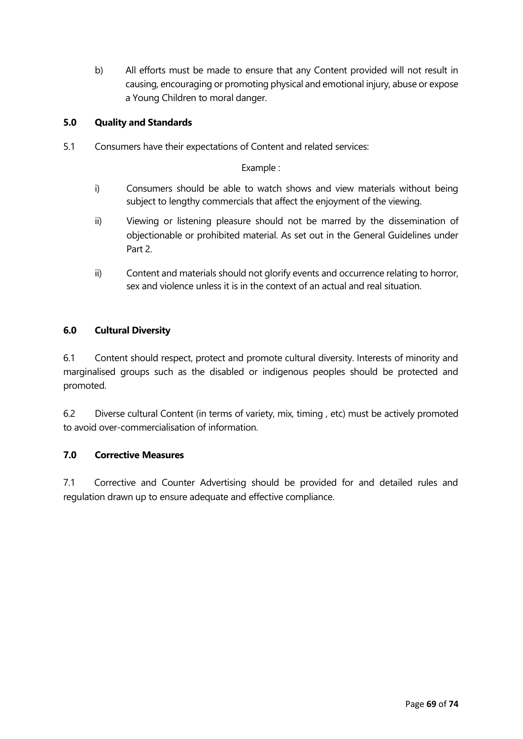b) All efforts must be made to ensure that any Content provided will not result in causing, encouraging or promoting physical and emotional injury, abuse or expose a Young Children to moral danger.

### 5.0 Quality and Standards

5.1 Consumers have their expectations of Content and related services:

Example :

i) Consumers should be able to watch shows and view materials without being subject to lengthy commercials that affect the enjoyment of the viewing.

ii) Viewing or listening pleasure should not be marred by the dissemination of objectionable or prohibited material. As set out in the General Guidelines under Part 2.

ii) Content and materials should not glorify events and occurrence relating to horror, sex and violence unless it is in the context of an actual and real situation.

### 6.0 Cultural Diversity

6.1 Content should respect, protect and promote cultural diversity. Interests of minority and marginalised groups such as the disabled or indigenous peoples should be protected and promoted.

6.2 Diverse cultural Content (in terms of variety, mix, timing , etc) must be actively promoted to avoid over-commercialisation of information.

### 7.0 Corrective Measures

7.1 Corrective and Counter Advertising should be provided for and detailed rules and regulation drawn up to ensure adequate and effective compliance.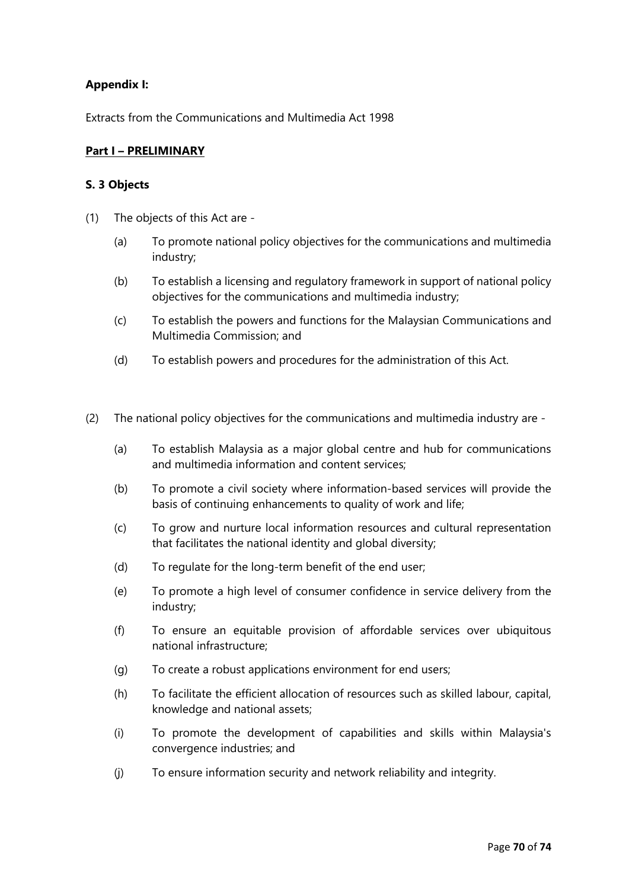**Appendix I:**

Extracts from the Communications and Multimedia Act 1998

**Part I – PRELIMINARY**

**S. 3 Objects**

(1) The objects of this Act are -

  (a) To promote national policy objectives for the communications and multimedia industry;

  (b) To establish a licensing and regulatory framework in support of national policy objectives for the communications and multimedia industry;

  (c) To establish the powers and functions for the Malaysian Communications and Multimedia Commission; and

  (d) To establish powers and procedures for the administration of this Act.

(2) The national policy objectives for the communications and multimedia industry are -

  (a) To establish Malaysia as a major global centre and hub for communications and multimedia information and content services;

  (b) To promote a civil society where information-based services will provide the basis of continuing enhancements to quality of work and life;

  (c) To grow and nurture local information resources and cultural representation that facilitates the national identity and global diversity;

  (d) To regulate for the long-term benefit of the end user;

  (e) To promote a high level of consumer confidence in service delivery from the industry;

  (f) To ensure an equitable provision of affordable services over ubiquitous national infrastructure;

  (g) To create a robust applications environment for end users;

  (h) To facilitate the efficient allocation of resources such as skilled labour, capital, knowledge and national assets;

  (i) To promote the development of capabilities and skills within Malaysia's convergence industries; and

  (j) To ensure information security and network reliability and integrity.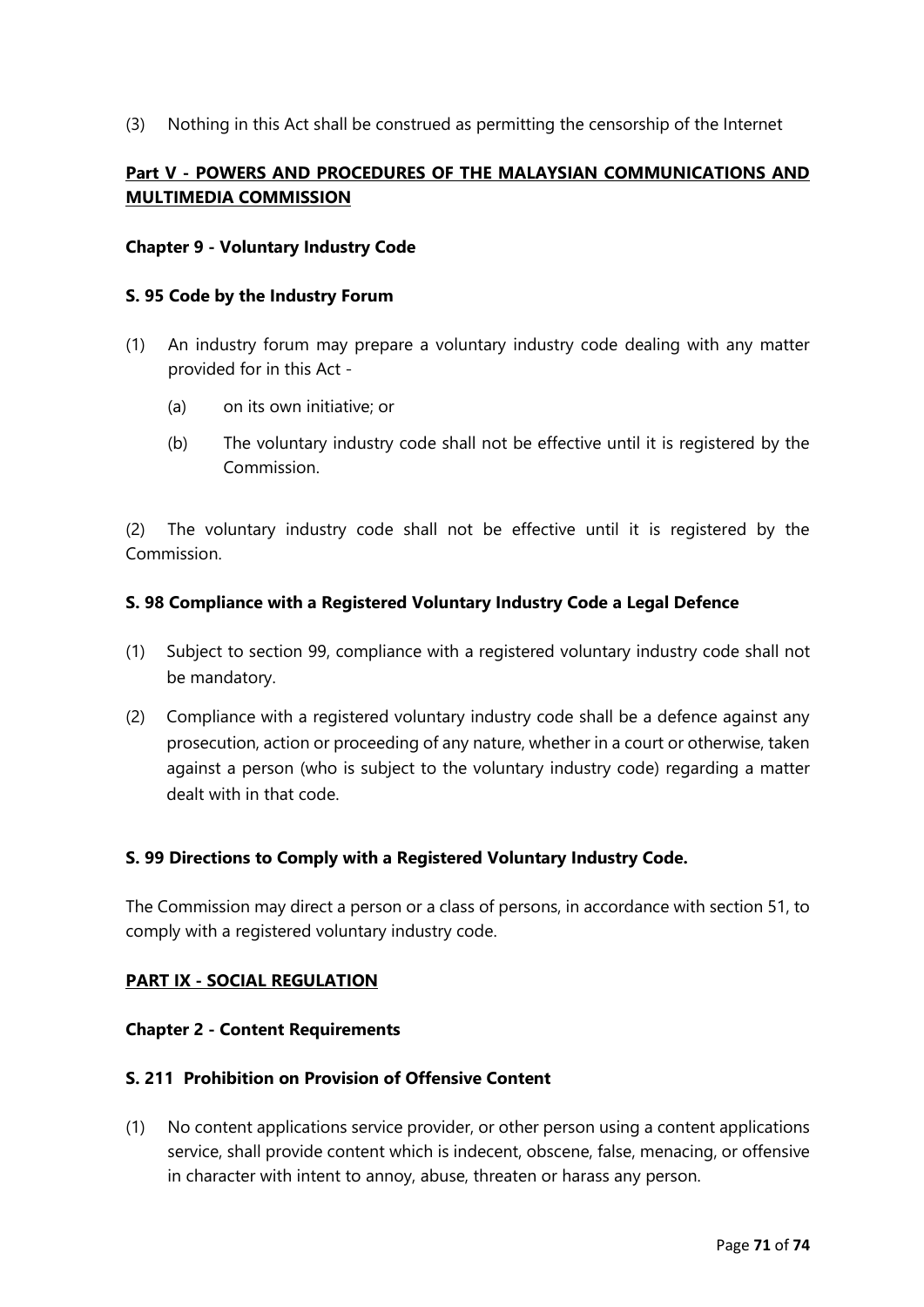(3) Nothing in this Act shall be construed as permitting the censorship of the Internet

## Part V - POWERS AND PROCEDURES OF THE MALAYSIAN COMMUNICATIONS AND MULTIMEDIA COMMISSION

### Chapter 9 - Voluntary Industry Code

#### S. 95 Code by the Industry Forum

(1) An industry forum may prepare a voluntary industry code dealing with any matter provided for in this Act -

   (a) on its own initiative; or

   (b) The voluntary industry code shall not be effective until it is registered by the Commission.

(2) The voluntary industry code shall not be effective until it is registered by the Commission.

#### S. 98 Compliance with a Registered Voluntary Industry Code a Legal Defence

(1) Subject to section 99, compliance with a registered voluntary industry code shall not be mandatory.

(2) Compliance with a registered voluntary industry code shall be a defence against any prosecution, action or proceeding of any nature, whether in a court or otherwise, taken against a person (who is subject to the voluntary industry code) regarding a matter dealt with in that code.

#### S. 99 Directions to Comply with a Registered Voluntary Industry Code.

The Commission may direct a person or a class of persons, in accordance with section 51, to comply with a registered voluntary industry code.

## PART IX - SOCIAL REGULATION

### Chapter 2 - Content Requirements

#### S. 211 Prohibition on Provision of Offensive Content

(1) No content applications service provider, or other person using a content applications service, shall provide content which is indecent, obscene, false, menacing, or offensive in character with intent to annoy, abuse, threaten or harass any person.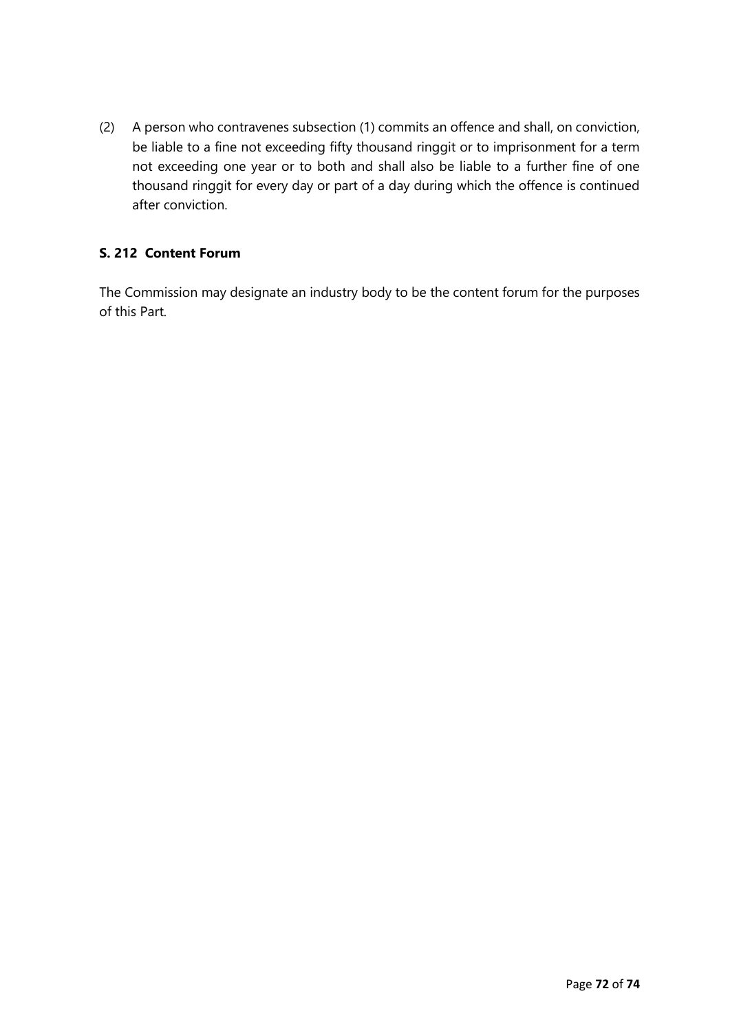(2) A person who contravenes subsection (1) commits an offence and shall, on conviction, be liable to a fine not exceeding fifty thousand ringgit or to imprisonment for a term not exceeding one year or to both and shall also be liable to a further fine of one thousand ringgit for every day or part of a day during which the offence is continued after conviction.

### S. 212 Content Forum

The Commission may designate an industry body to be the content forum for the purposes of this Part.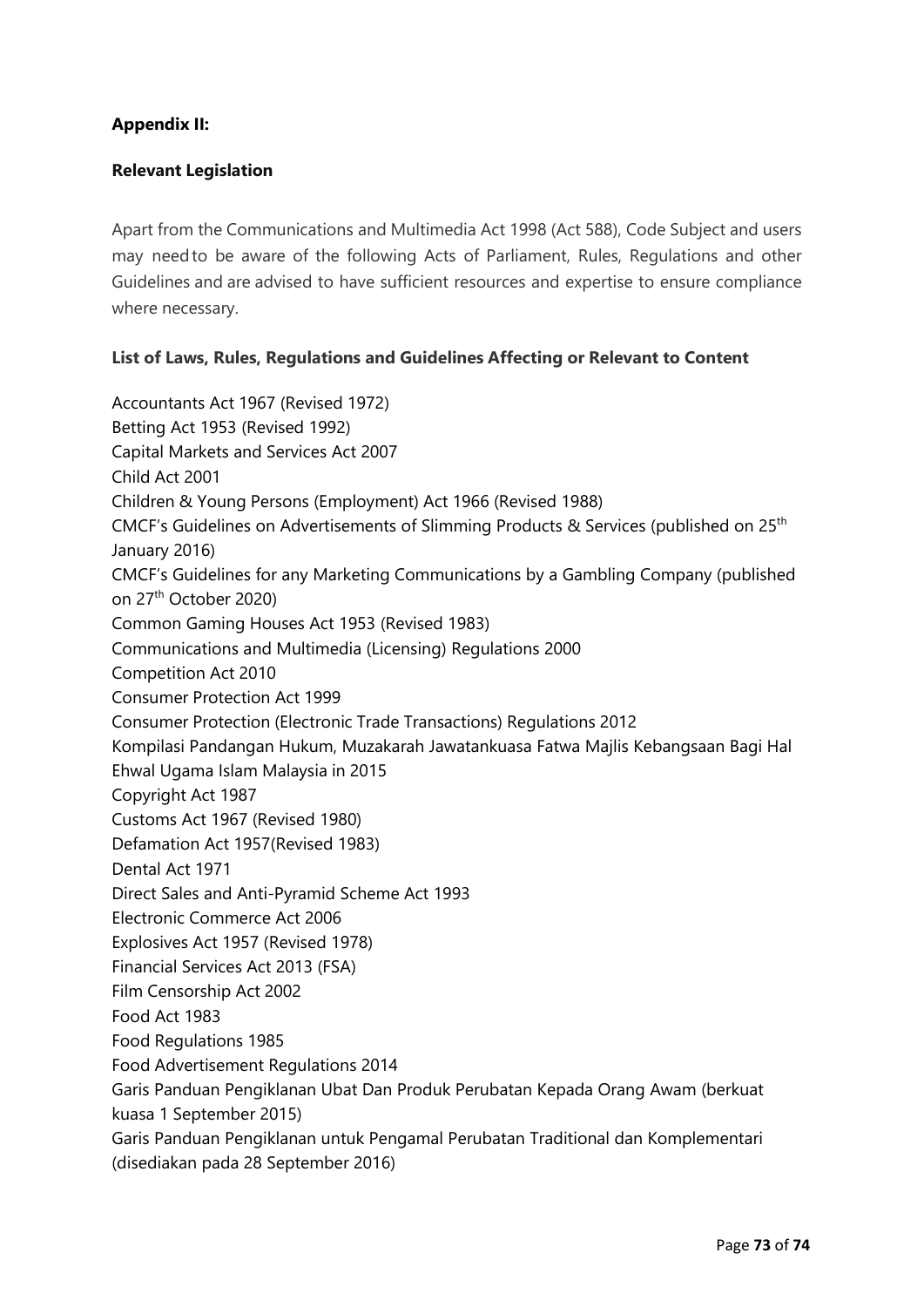**Appendix II:**

**Relevant Legislation**

Apart from the Communications and Multimedia Act 1998 (Act 588), Code Subject and users may need to be aware of the following Acts of Parliament, Rules, Regulations and other Guidelines and are advised to have sufficient resources and expertise to ensure compliance where necessary.

**List of Laws, Rules, Regulations and Guidelines Affecting or Relevant to Content**

Accountants Act 1967 (Revised 1972)
Betting Act 1953 (Revised 1992)
Capital Markets and Services Act 2007
Child Act 2001
Children & Young Persons (Employment) Act 1966 (Revised 1988)
CMCF's Guidelines on Advertisements of Slimming Products & Services (published on 25th January 2016)
CMCF's Guidelines for any Marketing Communications by a Gambling Company (published on 27th October 2020)
Common Gaming Houses Act 1953 (Revised 1983)
Communications and Multimedia (Licensing) Regulations 2000
Competition Act 2010
Consumer Protection Act 1999
Consumer Protection (Electronic Trade Transactions) Regulations 2012
Kompilasi Pandangan Hukum, Muzakarah Jawatankuasa Fatwa Majlis Kebangsaan Bagi Hal Ehwal Ugama Islam Malaysia in 2015
Copyright Act 1987
Customs Act 1967 (Revised 1980)
Defamation Act 1957(Revised 1983)
Dental Act 1971
Direct Sales and Anti-Pyramid Scheme Act 1993
Electronic Commerce Act 2006
Explosives Act 1957 (Revised 1978)
Financial Services Act 2013 (FSA)
Film Censorship Act 2002
Food Act 1983
Food Regulations 1985
Food Advertisement Regulations 2014
Garis Panduan Pengiklanan Ubat Dan Produk Perubatan Kepada Orang Awam (berkuat kuasa 1 September 2015)
Garis Panduan Pengiklanan untuk Pengamal Perubatan Traditional dan Komplementari (disediakan pada 28 September 2016)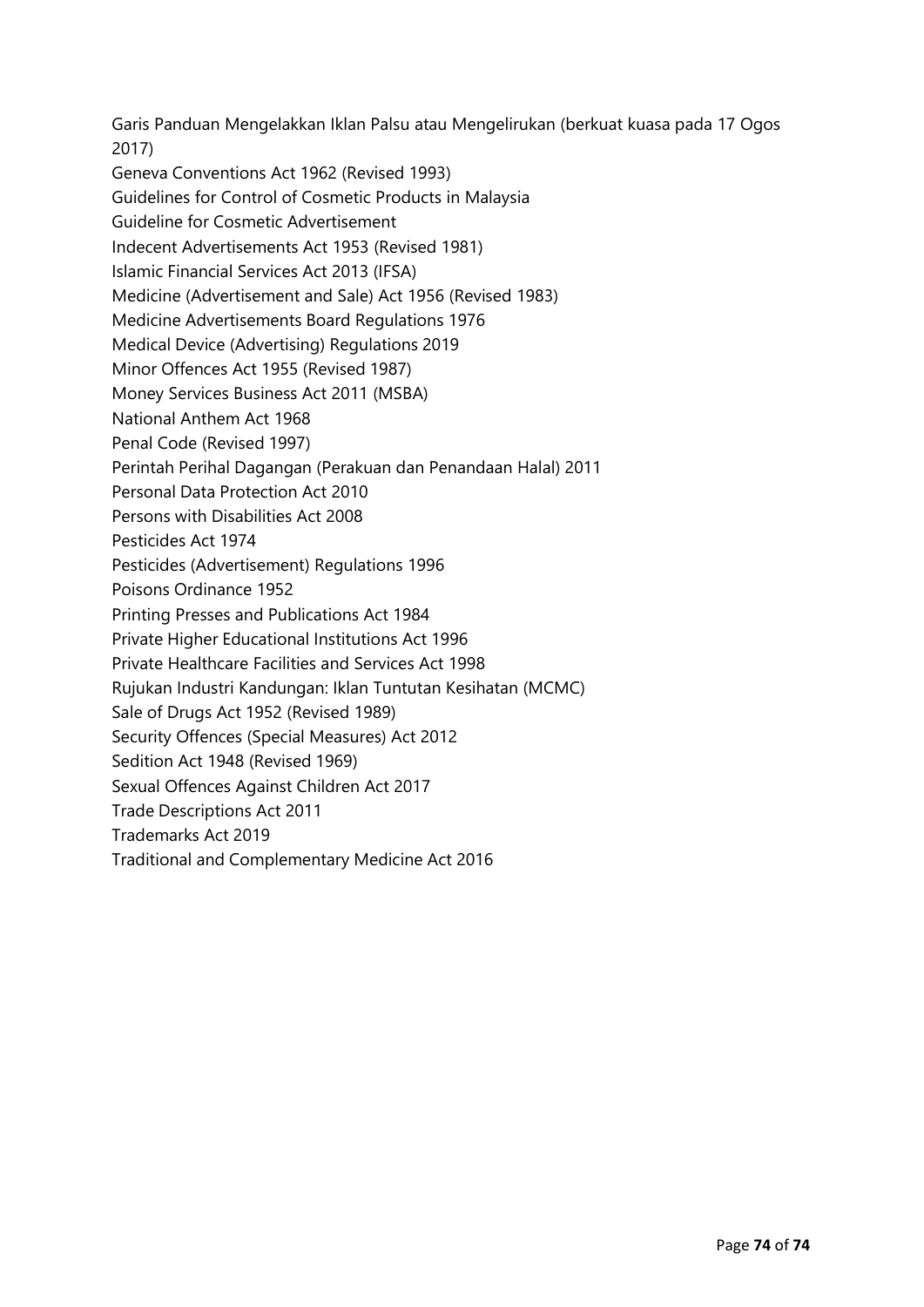Garis Panduan Mengelakkan Iklan Palsu atau Mengelirukan (berkuat kuasa pada 17 Ogos 2017)
Geneva Conventions Act 1962 (Revised 1993)
Guidelines for Control of Cosmetic Products in Malaysia
Guideline for Cosmetic Advertisement
Indecent Advertisements Act 1953 (Revised 1981)
Islamic Financial Services Act 2013 (IFSA)
Medicine (Advertisement and Sale) Act 1956 (Revised 1983)
Medicine Advertisements Board Regulations 1976
Medical Device (Advertising) Regulations 2019
Minor Offences Act 1955 (Revised 1987)
Money Services Business Act 2011 (MSBA)
National Anthem Act 1968
Penal Code (Revised 1997)
Perintah Perihal Dagangan (Perakuan dan Penandaan Halal) 2011
Personal Data Protection Act 2010
Persons with Disabilities Act 2008
Pesticides Act 1974
Pesticides (Advertisement) Regulations 1996
Poisons Ordinance 1952
Printing Presses and Publications Act 1984
Private Higher Educational Institutions Act 1996
Private Healthcare Facilities and Services Act 1998
Rujukan Industri Kandungan: Iklan Tuntutan Kesihatan (MCMC)
Sale of Drugs Act 1952 (Revised 1989)
Security Offences (Special Measures) Act 2012
Sedition Act 1948 (Revised 1969)
Sexual Offences Against Children Act 2017
Trade Descriptions Act 2011
Trademarks Act 2019
Traditional and Complementary Medicine Act 2016